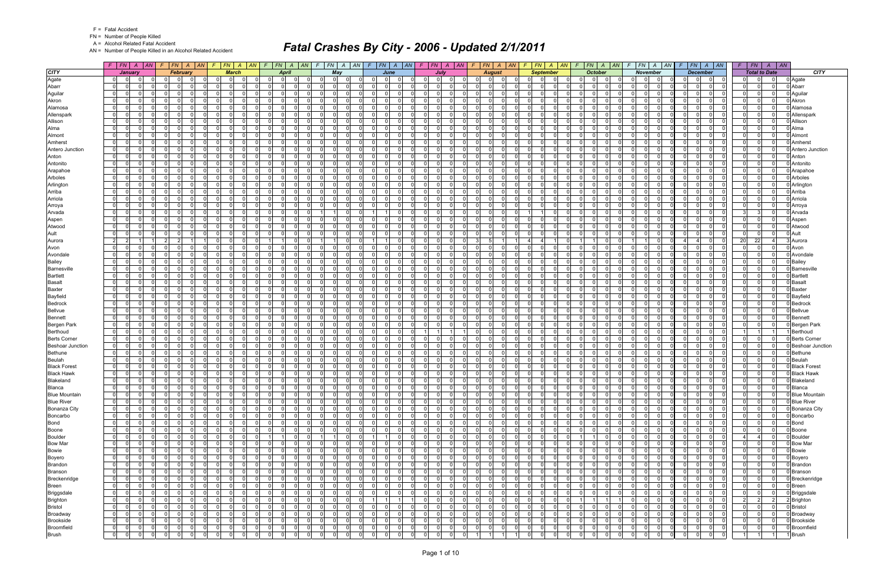# Fatal Crashes By City - 2006 - Updated 2/1/2011

F = Fatal Accident
FN = Number of People Killed
A = Alcohol Related Fatal Accident
AN = Number of People Killed in an Alcohol Related Accident

| | January | | | | February | | | | March | | | | April | | | | May | | | | June | | | | July | | | | August | | | | September | | | | October | | | | November | | | | December | | | | Total to Date | | | | |
|---|---|---|---|---|---|---|---|---|---|---|---|---|---|---|---|---|---|---|---|---|---|---|---|---|---|---|---|---|---|---|---|---|---|---|---|---|---|---|---|---|---|---|---|---|---|---|---|---|---|---|---|---|---|
| **CITY** | F | FN | A | AN | F | FN | A | AN | F | FN | A | AN | F | FN | A | AN | F | FN | A | AN | F | FN | A | AN | F | FN | A | AN | F | FN | A | AN | F | FN | A | AN | F | FN | A | AN | F | FN | A | AN | F | FN | A | AN | F | FN | A | AN | **CITY** |
| Agate | 0 | 0 | 0 | 0 | 0 | 0 | 0 | 0 | 0 | 0 | 0 | 0 | 0 | 0 | 0 | 0 | 0 | 0 | 0 | 0 | 0 | 0 | 0 | 0 | 0 | 0 | 0 | 0 | 0 | 0 | 0 | 0 | 0 | 0 | 0 | 0 | 0 | 0 | 0 | 0 | 0 | 0 | 0 | 0 | 0 | 0 | 0 | 0 | 0 | 0 | 0 | 0 | Agate |
| Abarr | 0 | 0 | 0 | 0 | 0 | 0 | 0 | 0 | 0 | 0 | 0 | 0 | 0 | 0 | 0 | 0 | 0 | 0 | 0 | 0 | 0 | 0 | 0 | 0 | 0 | 0 | 0 | 0 | 0 | 0 | 0 | 0 | 0 | 0 | 0 | 0 | 0 | 0 | 0 | 0 | 0 | 0 | 0 | 0 | 0 | 0 | 0 | 0 | 0 | 0 | 0 | 0 | Abarr |
| Aguilar | 0 | 0 | 0 | 0 | 0 | 0 | 0 | 0 | 0 | 0 | 0 | 0 | 0 | 0 | 0 | 0 | 0 | 0 | 0 | 0 | 0 | 0 | 0 | 0 | 0 | 0 | 0 | 0 | 0 | 0 | 0 | 0 | 0 | 0 | 0 | 0 | 0 | 0 | 0 | 0 | 0 | 0 | 0 | 0 | 0 | 0 | 0 | 0 | 0 | 0 | 0 | 0 | Aguilar |
| Akron | 0 | 0 | 0 | 0 | 0 | 0 | 0 | 0 | 0 | 0 | 0 | 0 | 0 | 0 | 0 | 0 | 0 | 0 | 0 | 0 | 0 | 0 | 0 | 0 | 0 | 0 | 0 | 0 | 0 | 0 | 0 | 0 | 0 | 0 | 0 | 0 | 0 | 0 | 0 | 0 | 0 | 0 | 0 | 0 | 0 | 0 | 0 | 0 | 0 | 0 | 0 | 0 | Akron |
| Alamosa | 0 | 0 | 0 | 0 | 0 | 0 | 0 | 0 | 0 | 0 | 0 | 0 | 0 | 0 | 0 | 0 | 0 | 0 | 0 | 0 | 0 | 0 | 0 | 0 | 0 | 0 | 0 | 0 | 0 | 0 | 0 | 0 | 0 | 0 | 0 | 0 | 0 | 0 | 0 | 0 | 0 | 0 | 0 | 0 | 0 | 0 | 0 | 0 | 0 | 0 | 0 | 0 | Alamosa |
| Allenspark | 0 | 0 | 0 | 0 | 0 | 0 | 0 | 0 | 0 | 0 | 0 | 0 | 0 | 0 | 0 | 0 | 0 | 0 | 0 | 0 | 0 | 0 | 0 | 0 | 0 | 0 | 0 | 0 | 0 | 0 | 0 | 0 | 0 | 0 | 0 | 0 | 0 | 0 | 0 | 0 | 0 | 0 | 0 | 0 | 0 | 0 | 0 | 0 | 0 | 0 | 0 | 0 | Allenspark |
| Allison | 0 | 0 | 0 | 0 | 0 | 0 | 0 | 0 | 0 | 0 | 0 | 0 | 0 | 0 | 0 | 0 | 0 | 0 | 0 | 0 | 0 | 0 | 0 | 0 | 0 | 0 | 0 | 0 | 0 | 0 | 0 | 0 | 0 | 0 | 0 | 0 | 0 | 0 | 0 | 0 | 0 | 0 | 0 | 0 | 0 | 0 | 0 | 0 | 0 | 0 | 0 | 0 | Allison |
| Alma | 0 | 0 | 0 | 0 | 0 | 0 | 0 | 0 | 0 | 0 | 0 | 0 | 0 | 0 | 0 | 0 | 0 | 0 | 0 | 0 | 0 | 0 | 0 | 0 | 0 | 0 | 0 | 0 | 0 | 0 | 0 | 0 | 0 | 0 | 0 | 0 | 0 | 0 | 0 | 0 | 0 | 0 | 0 | 0 | 0 | 0 | 0 | 0 | 0 | 0 | 0 | 0 | Alma |
| Almont | 0 | 0 | 0 | 0 | 0 | 0 | 0 | 0 | 0 | 0 | 0 | 0 | 0 | 0 | 0 | 0 | 0 | 0 | 0 | 0 | 0 | 0 | 0 | 0 | 0 | 0 | 0 | 0 | 0 | 0 | 0 | 0 | 0 | 0 | 0 | 0 | 0 | 0 | 0 | 0 | 0 | 0 | 0 | 0 | 0 | 0 | 0 | 0 | 0 | 0 | 0 | 0 | Almont |
| Amherst | 0 | 0 | 0 | 0 | 0 | 0 | 0 | 0 | 0 | 0 | 0 | 0 | 0 | 0 | 0 | 0 | 0 | 0 | 0 | 0 | 0 | 0 | 0 | 0 | 0 | 0 | 0 | 0 | 0 | 0 | 0 | 0 | 0 | 0 | 0 | 0 | 0 | 0 | 0 | 0 | 0 | 0 | 0 | 0 | 0 | 0 | 0 | 0 | 0 | 0 | 0 | 0 | Amherst |
| Antero Junction | 0 | 0 | 0 | 0 | 0 | 0 | 0 | 0 | 0 | 0 | 0 | 0 | 0 | 0 | 0 | 0 | 0 | 0 | 0 | 0 | 0 | 0 | 0 | 0 | 0 | 0 | 0 | 0 | 0 | 0 | 0 | 0 | 0 | 0 | 0 | 0 | 0 | 0 | 0 | 0 | 0 | 0 | 0 | 0 | 0 | 0 | 0 | 0 | 0 | 0 | 0 | 0 | Antero Junction |
| Anton | 0 | 0 | 0 | 0 | 0 | 0 | 0 | 0 | 0 | 0 | 0 | 0 | 0 | 0 | 0 | 0 | 0 | 0 | 0 | 0 | 0 | 0 | 0 | 0 | 0 | 0 | 0 | 0 | 0 | 0 | 0 | 0 | 0 | 0 | 0 | 0 | 0 | 0 | 0 | 0 | 0 | 0 | 0 | 0 | 0 | 0 | 0 | 0 | 0 | 0 | 0 | 0 | Anton |
| Antonito | 0 | 0 | 0 | 0 | 0 | 0 | 0 | 0 | 0 | 0 | 0 | 0 | 0 | 0 | 0 | 0 | 0 | 0 | 0 | 0 | 0 | 0 | 0 | 0 | 0 | 0 | 0 | 0 | 0 | 0 | 0 | 0 | 0 | 0 | 0 | 0 | 0 | 0 | 0 | 0 | 0 | 0 | 0 | 0 | 0 | 0 | 0 | 0 | 0 | 0 | 0 | 0 | Antonito |
| Arapahoe | 0 | 0 | 0 | 0 | 0 | 0 | 0 | 0 | 0 | 0 | 0 | 0 | 0 | 0 | 0 | 0 | 0 | 0 | 0 | 0 | 0 | 0 | 0 | 0 | 0 | 0 | 0 | 0 | 0 | 0 | 0 | 0 | 0 | 0 | 0 | 0 | 0 | 0 | 0 | 0 | 0 | 0 | 0 | 0 | 0 | 0 | 0 | 0 | 0 | 0 | 0 | 0 | Arapahoe |
| Arboles | 0 | 0 | 0 | 0 | 0 | 0 | 0 | 0 | 0 | 0 | 0 | 0 | 0 | 0 | 0 | 0 | 0 | 0 | 0 | 0 | 0 | 0 | 0 | 0 | 0 | 0 | 0 | 0 | 0 | 0 | 0 | 0 | 0 | 0 | 0 | 0 | 0 | 0 | 0 | 0 | 0 | 0 | 0 | 0 | 0 | 0 | 0 | 0 | 0 | 0 | 0 | 0 | Arboles |
| Arlington | 0 | 0 | 0 | 0 | 0 | 0 | 0 | 0 | 0 | 0 | 0 | 0 | 0 | 0 | 0 | 0 | 0 | 0 | 0 | 0 | 0 | 0 | 0 | 0 | 0 | 0 | 0 | 0 | 0 | 0 | 0 | 0 | 0 | 0 | 0 | 0 | 0 | 0 | 0 | 0 | 0 | 0 | 0 | 0 | 0 | 0 | 0 | 0 | 0 | 0 | 0 | 0 | Arlington |
| Arriba | 0 | 0 | 0 | 0 | 0 | 0 | 0 | 0 | 0 | 0 | 0 | 0 | 0 | 0 | 0 | 0 | 0 | 0 | 0 | 0 | 0 | 0 | 0 | 0 | 0 | 0 | 0 | 0 | 0 | 0 | 0 | 0 | 0 | 0 | 0 | 0 | 0 | 0 | 0 | 0 | 0 | 0 | 0 | 0 | 0 | 0 | 0 | 0 | 0 | 0 | 0 | 0 | Arriba |
| Arriola | 0 | 0 | 0 | 0 | 0 | 0 | 0 | 0 | 0 | 0 | 0 | 0 | 0 | 0 | 0 | 0 | 0 | 0 | 0 | 0 | 0 | 0 | 0 | 0 | 0 | 0 | 0 | 0 | 0 | 0 | 0 | 0 | 0 | 0 | 0 | 0 | 0 | 0 | 0 | 0 | 0 | 0 | 0 | 0 | 0 | 0 | 0 | 0 | 0 | 0 | 0 | 0 | Arriola |
| Arroya | 0 | 0 | 0 | 0 | 0 | 0 | 0 | 0 | 0 | 0 | 0 | 0 | 0 | 0 | 0 | 0 | 0 | 0 | 0 | 0 | 0 | 0 | 0 | 0 | 0 | 0 | 0 | 0 | 0 | 0 | 0 | 0 | 0 | 0 | 0 | 0 | 0 | 0 | 0 | 0 | 0 | 0 | 0 | 0 | 0 | 0 | 0 | 0 | 0 | 0 | 0 | 0 | Arroya |
| Arvada | 0 | 0 | 0 | 0 | 0 | 0 | 0 | 0 | 0 | 0 | 0 | 0 | 0 | 0 | 0 | 0 | 1 | 1 | 0 | 0 | 1 | 1 | 0 | 0 | 0 | 0 | 0 | 0 | 0 | 0 | 0 | 0 | 1 | 1 | 0 | 0 | 0 | 0 | 0 | 0 | 0 | 0 | 0 | 0 | 0 | 0 | 0 | 0 | 3 | 3 | 0 | 0 | Arvada |
| Aspen | 0 | 0 | 0 | 0 | 0 | 0 | 0 | 0 | 0 | 0 | 0 | 0 | 0 | 0 | 0 | 0 | 0 | 0 | 0 | 0 | 0 | 0 | 0 | 0 | 0 | 0 | 0 | 0 | 0 | 0 | 0 | 0 | 0 | 0 | 0 | 0 | 0 | 0 | 0 | 0 | 0 | 0 | 0 | 0 | 0 | 0 | 0 | 0 | 0 | 0 | 0 | 0 | Aspen |
| Atwood | 0 | 0 | 0 | 0 | 0 | 0 | 0 | 0 | 0 | 0 | 0 | 0 | 0 | 0 | 0 | 0 | 0 | 0 | 0 | 0 | 0 | 0 | 0 | 0 | 0 | 0 | 0 | 0 | 0 | 0 | 0 | 0 | 0 | 0 | 0 | 0 | 0 | 0 | 0 | 0 | 0 | 0 | 0 | 0 | 0 | 0 | 0 | 0 | 0 | 0 | 0 | 0 | Atwood |
| Ault | 0 | 0 | 0 | 0 | 0 | 0 | 0 | 0 | 0 | 0 | 0 | 0 | 0 | 0 | 0 | 0 | 0 | 0 | 0 | 0 | 0 | 0 | 0 | 0 | 0 | 0 | 0 | 0 | 0 | 0 | 0 | 0 | 0 | 0 | 0 | 0 | 0 | 0 | 0 | 0 | 0 | 0 | 0 | 0 | 0 | 0 | 0 | 0 | 0 | 0 | 0 | 0 | Ault |
| Aurora | 2 | 2 | 1 | 1 | 2 | 2 | 1 | 1 | 0 | 0 | 0 | 0 | 1 | 1 | 0 | 0 | 1 | 1 | 0 | 0 | 1 | 1 | 0 | 0 | 0 | 0 | 0 | 0 | 3 | 5 | 1 | 1 | 4 | 4 | 1 | 0 | 1 | 1 | 0 | 0 | 1 | 1 | 0 | 0 | 4 | 4 | 0 | 0 | 20 | 22 | 4 | 3 | Aurora |
| Avon | 0 | 0 | 0 | 0 | 0 | 0 | 0 | 0 | 0 | 0 | 0 | 0 | 0 | 0 | 0 | 0 | 0 | 0 | 0 | 0 | 0 | 0 | 0 | 0 | 0 | 0 | 0 | 0 | 0 | 0 | 0 | 0 | 0 | 0 | 0 | 0 | 0 | 0 | 0 | 0 | 0 | 0 | 0 | 0 | 0 | 0 | 0 | 0 | 0 | 0 | 0 | 0 | Avon |
| Avondale | 0 | 0 | 0 | 0 | 0 | 0 | 0 | 0 | 0 | 0 | 0 | 0 | 0 | 0 | 0 | 0 | 0 | 0 | 0 | 0 | 0 | 0 | 0 | 0 | 0 | 0 | 0 | 0 | 0 | 0 | 0 | 0 | 0 | 0 | 0 | 0 | 0 | 0 | 0 | 0 | 0 | 0 | 0 | 0 | 0 | 0 | 0 | 0 | 0 | 0 | 0 | 0 | Avondale |
| Bailey | 0 | 0 | 0 | 0 | 0 | 0 | 0 | 0 | 0 | 0 | 0 | 0 | 0 | 0 | 0 | 0 | 0 | 0 | 0 | 0 | 0 | 0 | 0 | 0 | 0 | 0 | 0 | 0 | 0 | 0 | 0 | 0 | 0 | 0 | 0 | 0 | 0 | 0 | 0 | 0 | 0 | 0 | 0 | 0 | 0 | 0 | 0 | 0 | 0 | 0 | 0 | 0 | Bailey |
| Barnesville | 0 | 0 | 0 | 0 | 0 | 0 | 0 | 0 | 0 | 0 | 0 | 0 | 0 | 0 | 0 | 0 | 0 | 0 | 0 | 0 | 0 | 0 | 0 | 0 | 0 | 0 | 0 | 0 | 0 | 0 | 0 | 0 | 0 | 0 | 0 | 0 | 0 | 0 | 0 | 0 | 0 | 0 | 0 | 0 | 0 | 0 | 0 | 0 | 0 | 0 | 0 | 0 | Barnesville |
| Bartlett | 0 | 0 | 0 | 0 | 0 | 0 | 0 | 0 | 0 | 0 | 0 | 0 | 0 | 0 | 0 | 0 | 0 | 0 | 0 | 0 | 0 | 0 | 0 | 0 | 0 | 0 | 0 | 0 | 0 | 0 | 0 | 0 | 0 | 0 | 0 | 0 | 0 | 0 | 0 | 0 | 0 | 0 | 0 | 0 | 0 | 0 | 0 | 0 | 0 | 0 | 0 | 0 | Bartlett |
| Basalt | 0 | 0 | 0 | 0 | 0 | 0 | 0 | 0 | 0 | 0 | 0 | 0 | 0 | 0 | 0 | 0 | 0 | 0 | 0 | 0 | 0 | 0 | 0 | 0 | 0 | 0 | 0 | 0 | 0 | 0 | 0 | 0 | 0 | 0 | 0 | 0 | 0 | 0 | 0 | 0 | 0 | 0 | 0 | 0 | 0 | 0 | 0 | 0 | 0 | 0 | 0 | 0 | Basalt |
| Baxter | 0 | 0 | 0 | 0 | 0 | 0 | 0 | 0 | 0 | 0 | 0 | 0 | 0 | 0 | 0 | 0 | 0 | 0 | 0 | 0 | 0 | 0 | 0 | 0 | 0 | 0 | 0 | 0 | 0 | 0 | 0 | 0 | 0 | 0 | 0 | 0 | 0 | 0 | 0 | 0 | 0 | 0 | 0 | 0 | 0 | 0 | 0 | 0 | 0 | 0 | 0 | 0 | Baxter |
| Bayfield | 0 | 0 | 0 | 0 | 0 | 0 | 0 | 0 | 0 | 0 | 0 | 0 | 0 | 0 | 0 | 0 | 0 | 0 | 0 | 0 | 0 | 0 | 0 | 0 | 0 | 0 | 0 | 0 | 0 | 0 | 0 | 0 | 0 | 0 | 0 | 0 | 0 | 0 | 0 | 0 | 0 | 0 | 0 | 0 | 0 | 0 | 0 | 0 | 0 | 0 | 0 | 0 | Bayfield |
| Bedrock | 0 | 0 | 0 | 0 | 0 | 0 | 0 | 0 | 0 | 0 | 0 | 0 | 0 | 0 | 0 | 0 | 0 | 0 | 0 | 0 | 0 | 0 | 0 | 0 | 0 | 0 | 0 | 0 | 0 | 0 | 0 | 0 | 0 | 0 | 0 | 0 | 0 | 0 | 0 | 0 | 0 | 0 | 0 | 0 | 0 | 0 | 0 | 0 | 0 | 0 | 0 | 0 | Bedrock |
| Bellvue | 0 | 0 | 0 | 0 | 0 | 0 | 0 | 0 | 0 | 0 | 0 | 0 | 0 | 0 | 0 | 0 | 0 | 0 | 0 | 0 | 0 | 0 | 0 | 0 | 0 | 0 | 0 | 0 | 0 | 0 | 0 | 0 | 0 | 0 | 0 | 0 | 0 | 0 | 0 | 0 | 0 | 0 | 0 | 0 | 0 | 0 | 0 | 0 | 0 | 0 | 0 | 0 | Bellvue |
| Bennett | 0 | 0 | 0 | 0 | 0 | 0 | 0 | 0 | 0 | 0 | 0 | 0 | 0 | 0 | 0 | 0 | 0 | 0 | 0 | 0 | 0 | 0 | 0 | 0 | 0 | 0 | 0 | 0 | 0 | 0 | 0 | 0 | 0 | 0 | 0 | 0 | 0 | 0 | 0 | 0 | 0 | 0 | 0 | 0 | 0 | 0 | 0 | 0 | 0 | 0 | 0 | 0 | Bennett |
| Bergen Park | 0 | 0 | 0 | 0 | 0 | 0 | 0 | 0 | 0 | 0 | 0 | 0 | 0 | 0 | 0 | 0 | 0 | 0 | 0 | 0 | 0 | 0 | 0 | 0 | 0 | 0 | 0 | 0 | 0 | 0 | 0 | 0 | 0 | 0 | 0 | 0 | 0 | 0 | 0 | 0 | 0 | 0 | 0 | 0 | 0 | 0 | 0 | 0 | 0 | 0 | 0 | 0 | Bergen Park |
| Berthoud | 0 | 0 | 0 | 0 | 0 | 0 | 0 | 0 | 0 | 0 | 0 | 0 | 0 | 0 | 0 | 0 | 0 | 0 | 0 | 0 | 0 | 0 | 0 | 0 | 1 | 1 | 1 | 1 | 0 | 0 | 0 | 0 | 0 | 0 | 0 | 0 | 0 | 0 | 0 | 0 | 0 | 0 | 0 | 0 | 0 | 0 | 0 | 0 | 1 | 1 | 1 | 1 | Berthoud |
| Berts Corner | 0 | 0 | 0 | 0 | 0 | 0 | 0 | 0 | 0 | 0 | 0 | 0 | 0 | 0 | 0 | 0 | 0 | 0 | 0 | 0 | 0 | 0 | 0 | 0 | 0 | 0 | 0 | 0 | 0 | 0 | 0 | 0 | 0 | 0 | 0 | 0 | 0 | 0 | 0 | 0 | 0 | 0 | 0 | 0 | 0 | 0 | 0 | 0 | 0 | 0 | 0 | 0 | Berts Corner |
| Beshoar Junction | 0 | 0 | 0 | 0 | 0 | 0 | 0 | 0 | 0 | 0 | 0 | 0 | 0 | 0 | 0 | 0 | 0 | 0 | 0 | 0 | 0 | 0 | 0 | 0 | 0 | 0 | 0 | 0 | 0 | 0 | 0 | 0 | 0 | 0 | 0 | 0 | 0 | 0 | 0 | 0 | 0 | 0 | 0 | 0 | 0 | 0 | 0 | 0 | 0 | 0 | 0 | 0 | Beshoar Junction |
| Bethune | 0 | 0 | 0 | 0 | 0 | 0 | 0 | 0 | 0 | 0 | 0 | 0 | 0 | 0 | 0 | 0 | 0 | 0 | 0 | 0 | 0 | 0 | 0 | 0 | 0 | 0 | 0 | 0 | 0 | 0 | 0 | 0 | 0 | 0 | 0 | 0 | 0 | 0 | 0 | 0 | 0 | 0 | 0 | 0 | 0 | 0 | 0 | 0 | 0 | 0 | 0 | 0 | Bethune |
| Beulah | 0 | 0 | 0 | 0 | 0 | 0 | 0 | 0 | 0 | 0 | 0 | 0 | 0 | 0 | 0 | 0 | 0 | 0 | 0 | 0 | 0 | 0 | 0 | 0 | 0 | 0 | 0 | 0 | 0 | 0 | 0 | 0 | 0 | 0 | 0 | 0 | 0 | 0 | 0 | 0 | 0 | 0 | 0 | 0 | 0 | 0 | 0 | 0 | 0 | 0 | 0 | 0 | Beulah |
| Black Forest | 0 | 0 | 0 | 0 | 0 | 0 | 0 | 0 | 0 | 0 | 0 | 0 | 0 | 0 | 0 | 0 | 0 | 0 | 0 | 0 | 0 | 0 | 0 | 0 | 0 | 0 | 0 | 0 | 0 | 0 | 0 | 0 | 0 | 0 | 0 | 0 | 0 | 0 | 0 | 0 | 0 | 0 | 0 | 0 | 0 | 0 | 0 | 0 | 0 | 0 | 0 | 0 | Black Forest |
| Black Hawk | 0 | 0 | 0 | 0 | 0 | 0 | 0 | 0 | 0 | 0 | 0 | 0 | 0 | 0 | 0 | 0 | 0 | 0 | 0 | 0 | 0 | 0 | 0 | 0 | 0 | 0 | 0 | 0 | 0 | 0 | 0 | 0 | 0 | 0 | 0 | 0 | 0 | 0 | 0 | 0 | 0 | 0 | 0 | 0 | 0 | 0 | 0 | 0 | 0 | 0 | 0 | 0 | Black Hawk |
| Blakeland | 0 | 0 | 0 | 0 | 0 | 0 | 0 | 0 | 0 | 0 | 0 | 0 | 0 | 0 | 0 | 0 | 0 | 0 | 0 | 0 | 0 | 0 | 0 | 0 | 0 | 0 | 0 | 0 | 0 | 0 | 0 | 0 | 0 | 0 | 0 | 0 | 0 | 0 | 0 | 0 | 0 | 0 | 0 | 0 | 0 | 0 | 0 | 0 | 0 | 0 | 0 | 0 | Blakeland |
| Blanca | 0 | 0 | 0 | 0 | 0 | 0 | 0 | 0 | 0 | 0 | 0 | 0 | 0 | 0 | 0 | 0 | 0 | 0 | 0 | 0 | 0 | 0 | 0 | 0 | 0 | 0 | 0 | 0 | 0 | 0 | 0 | 0 | 0 | 0 | 0 | 0 | 0 | 0 | 0 | 0 | 0 | 0 | 0 | 0 | 0 | 0 | 0 | 0 | 0 | 0 | 0 | 0 | Blanca |
| Blue Mountain | 0 | 0 | 0 | 0 | 0 | 0 | 0 | 0 | 0 | 0 | 0 | 0 | 0 | 0 | 0 | 0 | 0 | 0 | 0 | 0 | 0 | 0 | 0 | 0 | 0 | 0 | 0 | 0 | 0 | 0 | 0 | 0 | 0 | 0 | 0 | 0 | 0 | 0 | 0 | 0 | 0 | 0 | 0 | 0 | 0 | 0 | 0 | 0 | 0 | 0 | 0 | 0 | Blue Mountain |
| Blue River | 0 | 0 | 0 | 0 | 0 | 0 | 0 | 0 | 0 | 0 | 0 | 0 | 0 | 0 | 0 | 0 | 0 | 0 | 0 | 0 | 0 | 0 | 0 | 0 | 0 | 0 | 0 | 0 | 0 | 0 | 0 | 0 | 0 | 0 | 0 | 0 | 0 | 0 | 0 | 0 | 0 | 0 | 0 | 0 | 0 | 0 | 0 | 0 | 0 | 0 | 0 | 0 | Blue River |
| Bonanza City | 0 | 0 | 0 | 0 | 0 | 0 | 0 | 0 | 0 | 0 | 0 | 0 | 0 | 0 | 0 | 0 | 0 | 0 | 0 | 0 | 0 | 0 | 0 | 0 | 0 | 0 | 0 | 0 | 0 | 0 | 0 | 0 | 0 | 0 | 0 | 0 | 0 | 0 | 0 | 0 | 0 | 0 | 0 | 0 | 0 | 0 | 0 | 0 | 0 | 0 | 0 | 0 | Bonanza City |
| Boncarbo | 0 | 0 | 0 | 0 | 0 | 0 | 0 | 0 | 0 | 0 | 0 | 0 | 0 | 0 | 0 | 0 | 0 | 0 | 0 | 0 | 0 | 0 | 0 | 0 | 0 | 0 | 0 | 0 | 0 | 0 | 0 | 0 | 0 | 0 | 0 | 0 | 0 | 0 | 0 | 0 | 0 | 0 | 0 | 0 | 0 | 0 | 0 | 0 | 0 | 0 | 0 | 0 | Boncarbo |
| Bond | 0 | 0 | 0 | 0 | 0 | 0 | 0 | 0 | 0 | 0 | 0 | 0 | 0 | 0 | 0 | 0 | 0 | 0 | 0 | 0 | 0 | 0 | 0 | 0 | 0 | 0 | 0 | 0 | 0 | 0 | 0 | 0 | 0 | 0 | 0 | 0 | 0 | 0 | 0 | 0 | 0 | 0 | 0 | 0 | 0 | 0 | 0 | 0 | 0 | 0 | 0 | 0 | Bond |
| Boone | 0 | 0 | 0 | 0 | 0 | 0 | 0 | 0 | 0 | 0 | 0 | 0 | 0 | 0 | 0 | 0 | 0 | 0 | 0 | 0 | 0 | 0 | 0 | 0 | 0 | 0 | 0 | 0 | 0 | 0 | 0 | 0 | 0 | 0 | 0 | 0 | 0 | 0 | 0 | 0 | 0 | 0 | 0 | 0 | 0 | 0 | 0 | 0 | 0 | 0 | 0 | 0 | Boone |
| Boulder | 0 | 0 | 0 | 0 | 0 | 0 | 0 | 0 | 0 | 0 | 0 | 0 | 1 | 1 | 0 | 0 | 1 | 1 | 0 | 0 | 1 | 1 | 0 | 0 | 0 | 0 | 0 | 0 | 0 | 0 | 0 | 0 | 0 | 0 | 0 | 0 | 1 | 1 | 0 | 0 | 0 | 0 | 0 | 0 | 0 | 0 | 0 | 0 | 4 | 4 | 0 | 0 | Boulder |
| Bow Mar | 0 | 0 | 0 | 0 | 0 | 0 | 0 | 0 | 0 | 0 | 0 | 0 | 0 | 0 | 0 | 0 | 0 | 0 | 0 | 0 | 0 | 0 | 0 | 0 | 0 | 0 | 0 | 0 | 0 | 0 | 0 | 0 | 0 | 0 | 0 | 0 | 0 | 0 | 0 | 0 | 0 | 0 | 0 | 0 | 0 | 0 | 0 | 0 | 0 | 0 | 0 | 0 | Bow Mar |
| Bowie | 0 | 0 | 0 | 0 | 0 | 0 | 0 | 0 | 0 | 0 | 0 | 0 | 0 | 0 | 0 | 0 | 0 | 0 | 0 | 0 | 0 | 0 | 0 | 0 | 0 | 0 | 0 | 0 | 0 | 0 | 0 | 0 | 0 | 0 | 0 | 0 | 0 | 0 | 0 | 0 | 0 | 0 | 0 | 0 | 0 | 0 | 0 | 0 | 0 | 0 | 0 | 0 | Bowie |
| Boyero | 0 | 0 | 0 | 0 | 0 | 0 | 0 | 0 | 0 | 0 | 0 | 0 | 0 | 0 | 0 | 0 | 0 | 0 | 0 | 0 | 0 | 0 | 0 | 0 | 0 | 0 | 0 | 0 | 0 | 0 | 0 | 0 | 0 | 0 | 0 | 0 | 0 | 0 | 0 | 0 | 0 | 0 | 0 | 0 | 0 | 0 | 0 | 0 | 0 | 0 | 0 | 0 | Boyero |
| Brandon | 0 | 0 | 0 | 0 | 0 | 0 | 0 | 0 | 0 | 0 | 0 | 0 | 0 | 0 | 0 | 0 | 0 | 0 | 0 | 0 | 0 | 0 | 0 | 0 | 0 | 0 | 0 | 0 | 0 | 0 | 0 | 0 | 0 | 0 | 0 | 0 | 0 | 0 | 0 | 0 | 0 | 0 | 0 | 0 | 0 | 0 | 0 | 0 | 0 | 0 | 0 | 0 | Brandon |
| Branson | 0 | 0 | 0 | 0 | 0 | 0 | 0 | 0 | 0 | 0 | 0 | 0 | 0 | 0 | 0 | 0 | 0 | 0 | 0 | 0 | 0 | 0 | 0 | 0 | 0 | 0 | 0 | 0 | 0 | 0 | 0 | 0 | 0 | 0 | 0 | 0 | 0 | 0 | 0 | 0 | 0 | 0 | 0 | 0 | 0 | 0 | 0 | 0 | 0 | 0 | 0 | 0 | Branson |
| Breckenridge | 0 | 0 | 0 | 0 | 0 | 0 | 0 | 0 | 0 | 0 | 0 | 0 | 0 | 0 | 0 | 0 | 0 | 0 | 0 | 0 | 0 | 0 | 0 | 0 | 0 | 0 | 0 | 0 | 0 | 0 | 0 | 0 | 0 | 0 | 0 | 0 | 0 | 0 | 0 | 0 | 0 | 0 | 0 | 0 | 0 | 0 | 0 | 0 | 0 | 0 | 0 | 0 | Breckenridge |
| Breen | 0 | 0 | 0 | 0 | 0 | 0 | 0 | 0 | 0 | 0 | 0 | 0 | 0 | 0 | 0 | 0 | 0 | 0 | 0 | 0 | 0 | 0 | 0 | 0 | 0 | 0 | 0 | 0 | 0 | 0 | 0 | 0 | 0 | 0 | 0 | 0 | 0 | 0 | 0 | 0 | 0 | 0 | 0 | 0 | 0 | 0 | 0 | 0 | 0 | 0 | 0 | 0 | Breen |
| Briggsdale | 0 | 0 | 0 | 0 | 0 | 0 | 0 | 0 | 0 | 0 | 0 | 0 | 0 | 0 | 0 | 0 | 0 | 0 | 0 | 0 | 0 | 0 | 0 | 0 | 0 | 0 | 0 | 0 | 0 | 0 | 0 | 0 | 0 | 0 | 0 | 0 | 0 | 0 | 0 | 0 | 0 | 0 | 0 | 0 | 0 | 0 | 0 | 0 | 0 | 0 | 0 | 0 | Briggsdale |
| Brighton | 0 | 0 | 0 | 0 | 0 | 0 | 0 | 0 | 0 | 0 | 0 | 0 | 0 | 0 | 0 | 0 | 0 | 0 | 0 | 0 | 1 | 1 | 1 | 1 | 0 | 0 | 0 | 0 | 0 | 0 | 0 | 0 | 0 | 0 | 0 | 0 | 1 | 1 | 1 | 1 | 0 | 0 | 0 | 0 | 0 | 0 | 0 | 0 | 2 | 2 | 2 | 2 | Brighton |
| Bristol | 0 | 0 | 0 | 0 | 0 | 0 | 0 | 0 | 0 | 0 | 0 | 0 | 0 | 0 | 0 | 0 | 0 | 0 | 0 | 0 | 0 | 0 | 0 | 0 | 0 | 0 | 0 | 0 | 0 | 0 | 0 | 0 | 0 | 0 | 0 | 0 | 0 | 0 | 0 | 0 | 0 | 0 | 0 | 0 | 0 | 0 | 0 | 0 | 0 | 0 | 0 | 0 | Bristol |
| Broadway | 0 | 0 | 0 | 0 | 0 | 0 | 0 | 0 | 0 | 0 | 0 | 0 | 0 | 0 | 0 | 0 | 0 | 0 | 0 | 0 | 0 | 0 | 0 | 0 | 0 | 0 | 0 | 0 | 0 | 0 | 0 | 0 | 0 | 0 | 0 | 0 | 0 | 0 | 0 | 0 | 0 | 0 | 0 | 0 | 0 | 0 | 0 | 0 | 0 | 0 | 0 | 0 | Broadway |
| Brookside | 0 | 0 | 0 | 0 | 0 | 0 | 0 | 0 | 0 | 0 | 0 | 0 | 0 | 0 | 0 | 0 | 0 | 0 | 0 | 0 | 0 | 0 | 0 | 0 | 0 | 0 | 0 | 0 | 0 | 0 | 0 | 0 | 0 | 0 | 0 | 0 | 0 | 0 | 0 | 0 | 0 | 0 | 0 | 0 | 0 | 0 | 0 | 0 | 0 | 0 | 0 | 0 | Brookside |
| Broomfield | 0 | 0 | 0 | 0 | 0 | 0 | 0 | 0 | 0 | 0 | 0 | 0 | 0 | 0 | 0 | 0 | 0 | 0 | 0 | 0 | 0 | 0 | 0 | 0 | 0 | 0 | 0 | 0 | 0 | 0 | 0 | 0 | 0 | 0 | 0 | 0 | 0 | 0 | 0 | 0 | 0 | 0 | 0 | 0 | 0 | 0 | 0 | 0 | 0 | 0 | 0 | 0 | Broomfield |
| Brush | 0 | 0 | 0 | 0 | 0 | 0 | 0 | 0 | 0 | 0 | 0 | 0 | 0 | 0 | 0 | 0 | 0 | 0 | 0 | 0 | 0 | 0 | 0 | 0 | 0 | 0 | 0 | 0 | 1 | 1 | 1 | 1 | 0 | 0 | 0 | 0 | 0 | 0 | 0 | 0 | 0 | 0 | 0 | 0 | 0 | 0 | 0 | 0 | 1 | 1 | 1 | 1 | Brush |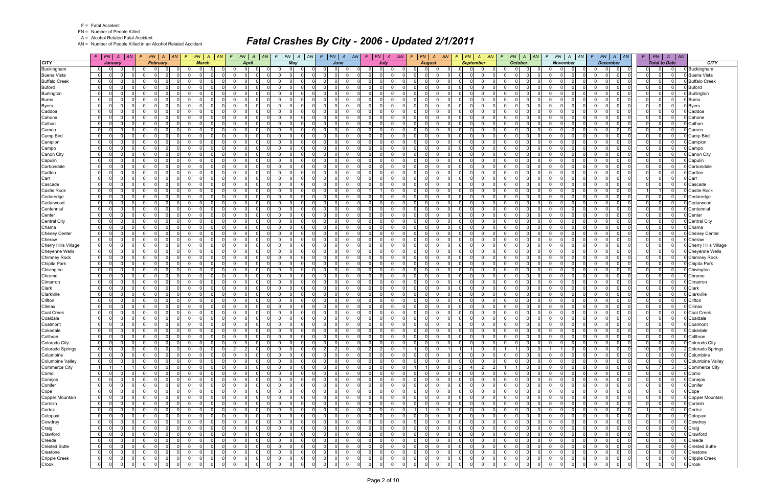| CITY | January | | | | February | | | | March | | | | April | | | | May | | | | June | | | | July | | | | August | | | | September | | | | October | | | | November | | | | December | | | | Total to Date | | | | CITY |
|---|---|---|---|---|---|---|---|---|---|---|---|---|---|---|---|---|---|---|---|---|---|---|---|---|---|---|---|---|---|---|---|---|---|---|---|---|---|---|---|---|---|---|---|---|---|---|---|---|---|---|---|---|---|
| | F | FN | A | AN | F | FN | A | AN | F | FN | A | AN | F | FN | A | AN | F | FN | A | AN | F | FN | A | AN | F | FN | A | AN | F | FN | A | AN | F | FN | A | AN | F | FN | A | AN | F | FN | A | AN | F | FN | A | AN | F | FN | A | AN | |
| Buckingham | 0 | 0 | 0 | 0 | 0 | 0 | 0 | 0 | 0 | 0 | 0 | 0 | 0 | 0 | 0 | 0 | 0 | 0 | 0 | 0 | 0 | 0 | 0 | 0 | 0 | 0 | 0 | 0 | 0 | 0 | 0 | 0 | 0 | 0 | 0 | 0 | 0 | 0 | 0 | 0 | 0 | 0 | 0 | 0 | 0 | 0 | 0 | 0 | 0 | 0 | 0 | 0 | Buckingham |
| Buena Vista | 0 | 0 | 0 | 0 | 0 | 0 | 0 | 0 | 0 | 0 | 0 | 0 | 0 | 0 | 0 | 0 | 0 | 0 | 0 | 0 | 0 | 0 | 0 | 0 | 0 | 0 | 0 | 0 | 0 | 0 | 0 | 0 | 0 | 0 | 0 | 0 | 0 | 0 | 0 | 0 | 0 | 0 | 0 | 0 | 0 | 0 | 0 | 0 | 0 | 0 | 0 | 0 | Buena Vista |
| Buffalo Creek | 0 | 0 | 0 | 0 | 0 | 0 | 0 | 0 | 0 | 0 | 0 | 0 | 0 | 0 | 0 | 0 | 0 | 0 | 0 | 0 | 0 | 0 | 0 | 0 | 0 | 0 | 0 | 0 | 0 | 0 | 0 | 0 | 0 | 0 | 0 | 0 | 0 | 0 | 0 | 0 | 0 | 0 | 0 | 0 | 0 | 0 | 0 | 0 | 0 | 0 | 0 | 0 | Buffalo Creek |
| Buford | 0 | 0 | 0 | 0 | 0 | 0 | 0 | 0 | 0 | 0 | 0 | 0 | 0 | 0 | 0 | 0 | 0 | 0 | 0 | 0 | 0 | 0 | 0 | 0 | 0 | 0 | 0 | 0 | 0 | 0 | 0 | 0 | 0 | 0 | 0 | 0 | 0 | 0 | 0 | 0 | 0 | 0 | 0 | 0 | 0 | 0 | 0 | 0 | 0 | 0 | 0 | 0 | Buford |
| Burlington | 0 | 0 | 0 | 0 | 0 | 0 | 0 | 0 | 0 | 0 | 0 | 0 | 0 | 0 | 0 | 0 | 0 | 0 | 0 | 0 | 0 | 0 | 0 | 0 | 0 | 0 | 0 | 0 | 0 | 0 | 0 | 0 | 0 | 0 | 0 | 0 | 0 | 0 | 0 | 0 | 0 | 0 | 0 | 0 | 0 | 0 | 0 | 0 | 0 | 0 | 0 | 0 | Burlington |
| Burns | 0 | 0 | 0 | 0 | 0 | 0 | 0 | 0 | 0 | 0 | 0 | 0 | 0 | 0 | 0 | 0 | 0 | 0 | 0 | 0 | 0 | 0 | 0 | 0 | 0 | 0 | 0 | 0 | 0 | 0 | 0 | 0 | 0 | 0 | 0 | 0 | 0 | 0 | 0 | 0 | 0 | 0 | 0 | 0 | 0 | 0 | 0 | 0 | 0 | 0 | 0 | 0 | Burns |
| Byers | 0 | 0 | 0 | 0 | 0 | 0 | 0 | 0 | 0 | 0 | 0 | 0 | 0 | 0 | 0 | 0 | 0 | 0 | 0 | 0 | 0 | 0 | 0 | 0 | 0 | 0 | 0 | 0 | 0 | 0 | 0 | 0 | 0 | 0 | 0 | 0 | 0 | 0 | 0 | 0 | 0 | 0 | 0 | 0 | 0 | 0 | 0 | 0 | 0 | 0 | 0 | 0 | Byers |
| Caddoa | 0 | 0 | 0 | 0 | 0 | 0 | 0 | 0 | 0 | 0 | 0 | 0 | 0 | 0 | 0 | 0 | 0 | 0 | 0 | 0 | 0 | 0 | 0 | 0 | 0 | 0 | 0 | 0 | 0 | 0 | 0 | 0 | 0 | 0 | 0 | 0 | 0 | 0 | 0 | 0 | 0 | 0 | 0 | 0 | 0 | 0 | 0 | 0 | 0 | 0 | 0 | 0 | Caddoa |
| Cahone | 0 | 0 | 0 | 0 | 0 | 0 | 0 | 0 | 0 | 0 | 0 | 0 | 0 | 0 | 0 | 0 | 0 | 0 | 0 | 0 | 0 | 0 | 0 | 0 | 0 | 0 | 0 | 0 | 0 | 0 | 0 | 0 | 0 | 0 | 0 | 0 | 0 | 0 | 0 | 0 | 0 | 0 | 0 | 0 | 0 | 0 | 0 | 0 | 0 | 0 | 0 | 0 | Cahone |
| Calhan | 0 | 0 | 0 | 0 | 0 | 0 | 0 | 0 | 0 | 0 | 0 | 0 | 0 | 0 | 0 | 0 | 0 | 0 | 0 | 0 | 0 | 0 | 0 | 0 | 0 | 0 | 0 | 0 | 0 | 0 | 0 | 0 | 0 | 0 | 0 | 0 | 0 | 0 | 0 | 0 | 0 | 0 | 0 | 0 | 0 | 0 | 0 | 0 | 0 | 0 | 0 | 0 | Calhan |
| Cameo | 0 | 0 | 0 | 0 | 0 | 0 | 0 | 0 | 0 | 0 | 0 | 0 | 0 | 0 | 0 | 0 | 0 | 0 | 0 | 0 | 0 | 0 | 0 | 0 | 0 | 0 | 0 | 0 | 0 | 0 | 0 | 0 | 0 | 0 | 0 | 0 | 0 | 0 | 0 | 0 | 0 | 0 | 0 | 0 | 0 | 0 | 0 | 0 | 0 | 0 | 0 | 0 | Cameo |
| Camp Bird | 0 | 0 | 0 | 0 | 0 | 0 | 0 | 0 | 0 | 0 | 0 | 0 | 0 | 0 | 0 | 0 | 0 | 0 | 0 | 0 | 0 | 0 | 0 | 0 | 0 | 0 | 0 | 0 | 0 | 0 | 0 | 0 | 0 | 0 | 0 | 0 | 0 | 0 | 0 | 0 | 0 | 0 | 0 | 0 | 0 | 0 | 0 | 0 | 0 | 0 | 0 | 0 | Camp Bird |
| Campion | 0 | 0 | 0 | 0 | 0 | 0 | 0 | 0 | 0 | 0 | 0 | 0 | 0 | 0 | 0 | 0 | 0 | 0 | 0 | 0 | 0 | 0 | 0 | 0 | 0 | 0 | 0 | 0 | 0 | 0 | 0 | 0 | 0 | 0 | 0 | 0 | 0 | 0 | 0 | 0 | 0 | 0 | 0 | 0 | 0 | 0 | 0 | 0 | 0 | 0 | 0 | 0 | Campion |
| Campo | 0 | 0 | 0 | 0 | 0 | 0 | 0 | 0 | 0 | 0 | 0 | 0 | 0 | 0 | 0 | 0 | 0 | 0 | 0 | 0 | 0 | 0 | 0 | 0 | 0 | 0 | 0 | 0 | 0 | 0 | 0 | 0 | 0 | 0 | 0 | 0 | 0 | 0 | 0 | 0 | 0 | 0 | 0 | 0 | 0 | 0 | 0 | 0 | 0 | 0 | 0 | 0 | Campo |
| Canon City | 0 | 0 | 0 | 0 | 0 | 0 | 0 | 0 | 0 | 0 | 0 | 0 | 0 | 0 | 0 | 0 | 0 | 0 | 0 | 0 | 0 | 0 | 0 | 0 | 0 | 0 | 0 | 0 | 0 | 0 | 0 | 0 | 0 | 0 | 0 | 0 | 0 | 0 | 0 | 0 | 0 | 0 | 0 | 0 | 0 | 0 | 0 | 0 | 0 | 0 | 0 | 0 | Canon City |
| Capulin | 0 | 0 | 0 | 0 | 0 | 0 | 0 | 0 | 0 | 0 | 0 | 0 | 0 | 0 | 0 | 0 | 0 | 0 | 0 | 0 | 0 | 0 | 0 | 0 | 0 | 0 | 0 | 0 | 0 | 0 | 0 | 0 | 0 | 0 | 0 | 0 | 0 | 0 | 0 | 0 | 0 | 0 | 0 | 0 | 0 | 0 | 0 | 0 | 0 | 0 | 0 | 0 | Capulin |
| Carbondale | 0 | 0 | 0 | 0 | 0 | 0 | 0 | 0 | 0 | 0 | 0 | 0 | 0 | 0 | 0 | 0 | 0 | 0 | 0 | 0 | 0 | 0 | 0 | 0 | 0 | 0 | 0 | 0 | 0 | 0 | 0 | 0 | 0 | 0 | 0 | 0 | 0 | 0 | 0 | 0 | 0 | 0 | 0 | 0 | 0 | 0 | 0 | 0 | 0 | 0 | 0 | 0 | Carbondale |
| Carlton | 0 | 0 | 0 | 0 | 0 | 0 | 0 | 0 | 0 | 0 | 0 | 0 | 0 | 0 | 0 | 0 | 0 | 0 | 0 | 0 | 0 | 0 | 0 | 0 | 0 | 0 | 0 | 0 | 0 | 0 | 0 | 0 | 0 | 0 | 0 | 0 | 0 | 0 | 0 | 0 | 0 | 0 | 0 | 0 | 0 | 0 | 0 | 0 | 0 | 0 | 0 | 0 | Carlton |
| Carr | 0 | 0 | 0 | 0 | 0 | 0 | 0 | 0 | 0 | 0 | 0 | 0 | 0 | 0 | 0 | 0 | 0 | 0 | 0 | 0 | 0 | 0 | 0 | 0 | 0 | 0 | 0 | 0 | 0 | 0 | 0 | 0 | 0 | 0 | 0 | 0 | 0 | 0 | 0 | 0 | 0 | 0 | 0 | 0 | 0 | 0 | 0 | 0 | 0 | 0 | 0 | 0 | Carr |
| Cascade | 0 | 0 | 0 | 0 | 0 | 0 | 0 | 0 | 0 | 0 | 0 | 0 | 0 | 0 | 0 | 0 | 0 | 0 | 0 | 0 | 0 | 0 | 0 | 0 | 0 | 0 | 0 | 0 | 0 | 0 | 0 | 0 | 0 | 0 | 0 | 0 | 0 | 0 | 0 | 0 | 0 | 0 | 0 | 0 | 0 | 0 | 0 | 0 | 0 | 0 | 0 | 0 | Cascade |
| Castle Rock | 0 | 0 | 0 | 0 | 0 | 0 | 0 | 0 | 0 | 0 | 0 | 0 | 0 | 0 | 0 | 0 | 0 | 0 | 0 | 0 | 0 | 0 | 0 | 0 | 1 | 1 | 0 | 0 | 0 | 0 | 0 | 0 | 0 | 0 | 0 | 0 | 0 | 0 | 0 | 0 | 0 | 0 | 0 | 0 | 0 | 0 | 0 | 0 | 1 | 1 | 0 | 0 | Castle Rock |
| Cedaredge | 0 | 0 | 0 | 0 | 0 | 0 | 0 | 0 | 0 | 0 | 0 | 0 | 0 | 0 | 0 | 0 | 0 | 0 | 0 | 0 | 0 | 0 | 0 | 0 | 0 | 0 | 0 | 0 | 0 | 0 | 0 | 0 | 0 | 0 | 0 | 0 | 0 | 0 | 0 | 0 | 0 | 0 | 0 | 0 | 0 | 0 | 0 | 0 | 0 | 0 | 0 | 0 | Cedaredge |
| Cedarwood | 0 | 0 | 0 | 0 | 0 | 0 | 0 | 0 | 0 | 0 | 0 | 0 | 0 | 0 | 0 | 0 | 0 | 0 | 0 | 0 | 0 | 0 | 0 | 0 | 0 | 0 | 0 | 0 | 0 | 0 | 0 | 0 | 0 | 0 | 0 | 0 | 0 | 0 | 0 | 0 | 0 | 0 | 0 | 0 | 0 | 0 | 0 | 0 | 0 | 0 | 0 | 0 | Cedarwood |
| Centennial | 0 | 0 | 0 | 0 | 0 | 0 | 0 | 0 | 0 | 0 | 0 | 0 | 0 | 0 | 0 | 0 | 0 | 0 | 0 | 0 | 0 | 0 | 0 | 0 | 0 | 0 | 0 | 0 | 0 | 0 | 0 | 0 | 0 | 0 | 0 | 0 | 0 | 0 | 0 | 0 | 0 | 0 | 0 | 0 | 0 | 0 | 0 | 0 | 0 | 0 | 0 | 0 | Centennial |
| Center | 0 | 0 | 0 | 0 | 0 | 0 | 0 | 0 | 0 | 0 | 0 | 0 | 0 | 0 | 0 | 0 | 0 | 0 | 0 | 0 | 0 | 0 | 0 | 0 | 0 | 0 | 0 | 0 | 0 | 0 | 0 | 0 | 0 | 0 | 0 | 0 | 0 | 0 | 0 | 0 | 0 | 0 | 0 | 0 | 0 | 0 | 0 | 0 | 0 | 0 | 0 | 0 | Center |
| Central City | 0 | 0 | 0 | 0 | 0 | 0 | 0 | 0 | 0 | 0 | 0 | 0 | 0 | 0 | 0 | 0 | 0 | 0 | 0 | 0 | 0 | 0 | 0 | 0 | 0 | 0 | 0 | 0 | 0 | 0 | 0 | 0 | 0 | 0 | 0 | 0 | 0 | 0 | 0 | 0 | 0 | 0 | 0 | 0 | 0 | 0 | 0 | 0 | 0 | 0 | 0 | 0 | Central City |
| Chama | 0 | 0 | 0 | 0 | 0 | 0 | 0 | 0 | 0 | 0 | 0 | 0 | 0 | 0 | 0 | 0 | 0 | 0 | 0 | 0 | 0 | 0 | 0 | 0 | 0 | 0 | 0 | 0 | 0 | 0 | 0 | 0 | 0 | 0 | 0 | 0 | 0 | 0 | 0 | 0 | 0 | 0 | 0 | 0 | 0 | 0 | 0 | 0 | 0 | 0 | 0 | 0 | Chama |
| Cheney Center | 0 | 0 | 0 | 0 | 0 | 0 | 0 | 0 | 0 | 0 | 0 | 0 | 0 | 0 | 0 | 0 | 0 | 0 | 0 | 0 | 0 | 0 | 0 | 0 | 0 | 0 | 0 | 0 | 0 | 0 | 0 | 0 | 0 | 0 | 0 | 0 | 0 | 0 | 0 | 0 | 0 | 0 | 0 | 0 | 0 | 0 | 0 | 0 | 0 | 0 | 0 | 0 | Cheney Center |
| Cheraw | 0 | 0 | 0 | 0 | 0 | 0 | 0 | 0 | 0 | 0 | 0 | 0 | 0 | 0 | 0 | 0 | 0 | 0 | 0 | 0 | 0 | 0 | 0 | 0 | 0 | 0 | 0 | 0 | 0 | 0 | 0 | 0 | 0 | 0 | 0 | 0 | 0 | 0 | 0 | 0 | 0 | 0 | 0 | 0 | 0 | 0 | 0 | 0 | 0 | 0 | 0 | 0 | Cheraw |
| Cherry Hills Village | 0 | 0 | 0 | 0 | 0 | 0 | 0 | 0 | 0 | 0 | 0 | 0 | 0 | 0 | 0 | 0 | 0 | 0 | 0 | 0 | 0 | 0 | 0 | 0 | 0 | 0 | 0 | 0 | 0 | 0 | 0 | 0 | 0 | 0 | 0 | 0 | 0 | 0 | 0 | 0 | 0 | 0 | 0 | 0 | 0 | 0 | 0 | 0 | 0 | 0 | 0 | 0 | Cherry Hills Village |
| Cheyenne Wells | 0 | 0 | 0 | 0 | 0 | 0 | 0 | 0 | 0 | 0 | 0 | 0 | 0 | 0 | 0 | 0 | 0 | 0 | 0 | 0 | 0 | 0 | 0 | 0 | 0 | 0 | 0 | 0 | 0 | 0 | 0 | 0 | 0 | 0 | 0 | 0 | 0 | 0 | 0 | 0 | 0 | 0 | 0 | 0 | 0 | 0 | 0 | 0 | 0 | 0 | 0 | 0 | Cheyenne Wells |
| Chimney Rock | 0 | 0 | 0 | 0 | 0 | 0 | 0 | 0 | 0 | 0 | 0 | 0 | 0 | 0 | 0 | 0 | 0 | 0 | 0 | 0 | 0 | 0 | 0 | 0 | 0 | 0 | 0 | 0 | 0 | 0 | 0 | 0 | 0 | 0 | 0 | 0 | 0 | 0 | 0 | 0 | 0 | 0 | 0 | 0 | 0 | 0 | 0 | 0 | 0 | 0 | 0 | 0 | Chimney Rock |
| Chipita Park | 0 | 0 | 0 | 0 | 0 | 0 | 0 | 0 | 0 | 0 | 0 | 0 | 0 | 0 | 0 | 0 | 0 | 0 | 0 | 0 | 0 | 0 | 0 | 0 | 0 | 0 | 0 | 0 | 0 | 0 | 0 | 0 | 0 | 0 | 0 | 0 | 0 | 0 | 0 | 0 | 0 | 0 | 0 | 0 | 0 | 0 | 0 | 0 | 0 | 0 | 0 | 0 | Chipita Park |
| Chivington | 0 | 0 | 0 | 0 | 0 | 0 | 0 | 0 | 0 | 0 | 0 | 0 | 0 | 0 | 0 | 0 | 0 | 0 | 0 | 0 | 0 | 0 | 0 | 0 | 0 | 0 | 0 | 0 | 0 | 0 | 0 | 0 | 0 | 0 | 0 | 0 | 0 | 0 | 0 | 0 | 0 | 0 | 0 | 0 | 0 | 0 | 0 | 0 | 0 | 0 | 0 | 0 | Chivington |
| Chromo | 0 | 0 | 0 | 0 | 0 | 0 | 0 | 0 | 0 | 0 | 0 | 0 | 0 | 0 | 0 | 0 | 0 | 0 | 0 | 0 | 0 | 0 | 0 | 0 | 0 | 0 | 0 | 0 | 0 | 0 | 0 | 0 | 0 | 0 | 0 | 0 | 0 | 0 | 0 | 0 | 0 | 0 | 0 | 0 | 0 | 0 | 0 | 0 | 0 | 0 | 0 | 0 | Chromo |
| Cimarron | 0 | 0 | 0 | 0 | 0 | 0 | 0 | 0 | 0 | 0 | 0 | 0 | 0 | 0 | 0 | 0 | 0 | 0 | 0 | 0 | 0 | 0 | 0 | 0 | 0 | 0 | 0 | 0 | 0 | 0 | 0 | 0 | 0 | 0 | 0 | 0 | 0 | 0 | 0 | 0 | 0 | 0 | 0 | 0 | 0 | 0 | 0 | 0 | 0 | 0 | 0 | 0 | Cimarron |
| Clark | 0 | 0 | 0 | 0 | 0 | 0 | 0 | 0 | 0 | 0 | 0 | 0 | 0 | 0 | 0 | 0 | 0 | 0 | 0 | 0 | 0 | 0 | 0 | 0 | 0 | 0 | 0 | 0 | 0 | 0 | 0 | 0 | 0 | 0 | 0 | 0 | 0 | 0 | 0 | 0 | 0 | 0 | 0 | 0 | 0 | 0 | 0 | 0 | 0 | 0 | 0 | 0 | Clark |
| Clarkville | 0 | 0 | 0 | 0 | 0 | 0 | 0 | 0 | 0 | 0 | 0 | 0 | 0 | 0 | 0 | 0 | 0 | 0 | 0 | 0 | 0 | 0 | 0 | 0 | 0 | 0 | 0 | 0 | 0 | 0 | 0 | 0 | 0 | 0 | 0 | 0 | 0 | 0 | 0 | 0 | 0 | 0 | 0 | 0 | 0 | 0 | 0 | 0 | 0 | 0 | 0 | 0 | Clarkville |
| Clifton | 0 | 0 | 0 | 0 | 0 | 0 | 0 | 0 | 0 | 0 | 0 | 0 | 0 | 0 | 0 | 0 | 0 | 0 | 0 | 0 | 0 | 0 | 0 | 0 | 0 | 0 | 0 | 0 | 0 | 0 | 0 | 0 | 0 | 0 | 0 | 0 | 0 | 0 | 0 | 0 | 0 | 0 | 0 | 0 | 0 | 0 | 0 | 0 | 0 | 0 | 0 | 0 | Clifton |
| Climax | 0 | 0 | 0 | 0 | 0 | 0 | 0 | 0 | 0 | 0 | 0 | 0 | 0 | 0 | 0 | 0 | 0 | 0 | 0 | 0 | 0 | 0 | 0 | 0 | 0 | 0 | 0 | 0 | 0 | 0 | 0 | 0 | 0 | 0 | 0 | 0 | 0 | 0 | 0 | 0 | 0 | 0 | 0 | 0 | 0 | 0 | 0 | 0 | 0 | 0 | 0 | 0 | Climax |
| Coal Creek | 0 | 0 | 0 | 0 | 0 | 0 | 0 | 0 | 0 | 0 | 0 | 0 | 0 | 0 | 0 | 0 | 0 | 0 | 0 | 0 | 0 | 0 | 0 | 0 | 0 | 0 | 0 | 0 | 0 | 0 | 0 | 0 | 0 | 0 | 0 | 0 | 0 | 0 | 0 | 0 | 0 | 0 | 0 | 0 | 0 | 0 | 0 | 0 | 0 | 0 | 0 | 0 | Coal Creek |
| Coaldale | 0 | 0 | 0 | 0 | 0 | 0 | 0 | 0 | 0 | 0 | 0 | 0 | 0 | 0 | 0 | 0 | 0 | 0 | 0 | 0 | 0 | 0 | 0 | 0 | 0 | 0 | 0 | 0 | 0 | 0 | 0 | 0 | 0 | 0 | 0 | 0 | 0 | 0 | 0 | 0 | 0 | 0 | 0 | 0 | 0 | 0 | 0 | 0 | 0 | 0 | 0 | 0 | Coaldale |
| Coalmont | 0 | 0 | 0 | 0 | 0 | 0 | 0 | 0 | 0 | 0 | 0 | 0 | 0 | 0 | 0 | 0 | 0 | 0 | 0 | 0 | 0 | 0 | 0 | 0 | 0 | 0 | 0 | 0 | 0 | 0 | 0 | 0 | 0 | 0 | 0 | 0 | 0 | 0 | 0 | 0 | 0 | 0 | 0 | 0 | 0 | 0 | 0 | 0 | 0 | 0 | 0 | 0 | Coalmont |
| Cokedale | 0 | 0 | 0 | 0 | 0 | 0 | 0 | 0 | 0 | 0 | 0 | 0 | 0 | 0 | 0 | 0 | 0 | 0 | 0 | 0 | 0 | 0 | 0 | 0 | 0 | 0 | 0 | 0 | 0 | 0 | 0 | 0 | 0 | 0 | 0 | 0 | 0 | 0 | 0 | 0 | 0 | 0 | 0 | 0 | 0 | 0 | 0 | 0 | 0 | 0 | 0 | 0 | Cokedale |
| Collbran | 0 | 0 | 0 | 0 | 0 | 0 | 0 | 0 | 0 | 0 | 0 | 0 | 0 | 0 | 0 | 0 | 0 | 0 | 0 | 0 | 0 | 0 | 0 | 0 | 0 | 0 | 0 | 0 | 0 | 0 | 0 | 0 | 0 | 0 | 0 | 0 | 0 | 0 | 0 | 0 | 0 | 0 | 0 | 0 | 0 | 0 | 0 | 0 | 0 | 0 | 0 | 0 | Collbran |
| Colorado City | 0 | 0 | 0 | 0 | 0 | 0 | 0 | 0 | 0 | 0 | 0 | 0 | 0 | 0 | 0 | 0 | 0 | 0 | 0 | 0 | 0 | 0 | 0 | 0 | 0 | 0 | 0 | 0 | 0 | 0 | 0 | 0 | 0 | 0 | 0 | 0 | 0 | 0 | 0 | 0 | 0 | 0 | 0 | 0 | 0 | 0 | 0 | 0 | 0 | 0 | 0 | 0 | Colorado City |
| Colorado Springs | 0 | 0 | 0 | 0 | 0 | 0 | 0 | 0 | 0 | 0 | 0 | 0 | 2 | 2 | 0 | 0 | 0 | 0 | 0 | 0 | 2 | 2 | 0 | 0 | 2 | 2 | 0 | 1 | 1 | 0 | 0 | 1 | 1 | 1 | 0 | 0 | 1 | 1 | 0 | 0 | 1 | 1 | 0 | 0 | 0 | 0 | 0 | 0 | 10 | 9 | 0 | 2 | Colorado Springs |
| Columbine | 0 | 0 | 0 | 0 | 0 | 0 | 0 | 0 | 0 | 0 | 0 | 0 | 0 | 0 | 0 | 0 | 0 | 0 | 0 | 0 | 0 | 0 | 0 | 0 | 0 | 0 | 0 | 0 | 0 | 0 | 0 | 0 | 0 | 0 | 0 | 0 | 0 | 0 | 0 | 0 | 0 | 0 | 0 | 0 | 0 | 0 | 0 | 0 | 0 | 0 | 0 | 0 | Columbine |
| Columbine Valley | 0 | 0 | 0 | 0 | 0 | 0 | 0 | 0 | 0 | 0 | 0 | 0 | 0 | 0 | 0 | 0 | 0 | 0 | 0 | 0 | 0 | 0 | 0 | 0 | 0 | 0 | 0 | 0 | 0 | 0 | 0 | 0 | 0 | 0 | 0 | 0 | 0 | 0 | 0 | 0 | 0 | 0 | 0 | 0 | 0 | 0 | 0 | 0 | 0 | 0 | 0 | 0 | Columbine Valley |
| Commerce City | 1 | 1 | 1 | 1 | 0 | 0 | 0 | 0 | 0 | 0 | 0 | 0 | 0 | 0 | 0 | 0 | 0 | 0 | 0 | 0 | 0 | 0 | 0 | 0 | 0 | 0 | 0 | 0 | 1 | 1 | 0 | 0 | 3 | 4 | 2 | 2 | 1 | 1 | 0 | 0 | 0 | 0 | 0 | 0 | 0 | 0 | 0 | 0 | 6 | 7 | 3 | 3 | Commerce City |
| Como | 0 | 0 | 0 | 0 | 0 | 0 | 0 | 0 | 0 | 0 | 0 | 0 | 0 | 0 | 0 | 0 | 0 | 0 | 0 | 0 | 0 | 0 | 0 | 0 | 0 | 0 | 0 | 0 | 0 | 0 | 0 | 0 | 0 | 0 | 0 | 0 | 0 | 0 | 0 | 0 | 0 | 0 | 0 | 0 | 0 | 0 | 0 | 0 | 0 | 0 | 0 | 0 | Como |
| Conejos | 0 | 0 | 0 | 0 | 0 | 0 | 0 | 0 | 0 | 0 | 0 | 0 | 0 | 0 | 0 | 0 | 0 | 0 | 0 | 0 | 0 | 0 | 0 | 0 | 0 | 0 | 0 | 0 | 0 | 0 | 0 | 0 | 0 | 0 | 0 | 0 | 0 | 0 | 0 | 0 | 0 | 0 | 0 | 0 | 0 | 0 | 0 | 0 | 0 | 0 | 0 | 0 | Conejos |
| Conifer | 0 | 0 | 0 | 0 | 0 | 0 | 0 | 0 | 0 | 0 | 0 | 0 | 0 | 0 | 0 | 0 | 0 | 0 | 0 | 0 | 0 | 0 | 0 | 0 | 0 | 0 | 0 | 0 | 0 | 0 | 0 | 0 | 0 | 0 | 0 | 0 | 0 | 0 | 0 | 0 | 0 | 0 | 0 | 0 | 0 | 0 | 0 | 0 | 0 | 0 | 0 | 0 | Conifer |
| Cope | 0 | 0 | 0 | 0 | 0 | 0 | 0 | 0 | 0 | 0 | 0 | 0 | 0 | 0 | 0 | 0 | 0 | 0 | 0 | 0 | 0 | 0 | 0 | 0 | 0 | 0 | 0 | 0 | 0 | 0 | 0 | 0 | 0 | 0 | 0 | 0 | 0 | 0 | 0 | 0 | 0 | 0 | 0 | 0 | 0 | 0 | 0 | 0 | 0 | 0 | 0 | 0 | Cope |
| Copper Mountain | 0 | 0 | 0 | 0 | 0 | 0 | 0 | 0 | 0 | 0 | 0 | 0 | 0 | 0 | 0 | 0 | 0 | 0 | 0 | 0 | 0 | 0 | 0 | 0 | 0 | 0 | 0 | 0 | 0 | 0 | 0 | 0 | 0 | 0 | 0 | 0 | 0 | 0 | 0 | 0 | 0 | 0 | 0 | 0 | 0 | 0 | 0 | 0 | 0 | 0 | 0 | 0 | Copper Mountain |
| Cornish | 0 | 0 | 0 | 0 | 0 | 0 | 0 | 0 | 0 | 0 | 0 | 0 | 0 | 0 | 0 | 0 | 0 | 0 | 0 | 0 | 0 | 0 | 0 | 0 | 0 | 0 | 0 | 0 | 0 | 0 | 0 | 0 | 0 | 0 | 0 | 0 | 0 | 0 | 0 | 0 | 0 | 0 | 0 | 0 | 0 | 0 | 0 | 0 | 0 | 0 | 0 | 0 | Cornish |
| Cortez | 0 | 0 | 0 | 0 | 0 | 0 | 0 | 0 | 0 | 0 | 0 | 0 | 0 | 0 | 0 | 0 | 0 | 0 | 0 | 0 | 0 | 0 | 0 | 0 | 0 | 0 | 0 | 0 | 1 | 1 | 0 | 0 | 0 | 0 | 0 | 0 | 0 | 0 | 0 | 0 | 0 | 0 | 0 | 0 | 0 | 0 | 0 | 0 | 1 | 1 | 0 | 0 | Cortez |
| Cotopaxi | 0 | 0 | 0 | 0 | 0 | 0 | 0 | 0 | 0 | 0 | 0 | 0 | 0 | 0 | 0 | 0 | 0 | 0 | 0 | 0 | 0 | 0 | 0 | 0 | 0 | 0 | 0 | 0 | 0 | 0 | 0 | 0 | 0 | 0 | 0 | 0 | 0 | 0 | 0 | 0 | 0 | 0 | 0 | 0 | 0 | 0 | 0 | 0 | 0 | 0 | 0 | 0 | Cotopaxi |
| Cowdrey | 0 | 0 | 0 | 0 | 0 | 0 | 0 | 0 | 0 | 0 | 0 | 0 | 0 | 0 | 0 | 0 | 0 | 0 | 0 | 0 | 0 | 0 | 0 | 0 | 0 | 0 | 0 | 0 | 0 | 0 | 0 | 0 | 0 | 0 | 0 | 0 | 0 | 0 | 0 | 0 | 0 | 0 | 0 | 0 | 0 | 0 | 0 | 0 | 0 | 0 | 0 | 0 | Cowdrey |
| Craig | 0 | 0 | 0 | 0 | 0 | 0 | 0 | 0 | 0 | 0 | 0 | 0 | 0 | 0 | 0 | 0 | 0 | 0 | 0 | 0 | 0 | 0 | 0 | 0 | 0 | 0 | 0 | 0 | 0 | 0 | 0 | 0 | 0 | 0 | 0 | 0 | 0 | 0 | 0 | 0 | 0 | 0 | 0 | 0 | 0 | 0 | 0 | 0 | 0 | 0 | 0 | 0 | Craig |
| Crawford | 0 | 0 | 0 | 0 | 0 | 0 | 0 | 0 | 0 | 0 | 0 | 0 | 0 | 0 | 0 | 0 | 0 | 0 | 0 | 0 | 0 | 0 | 0 | 0 | 0 | 0 | 0 | 0 | 0 | 0 | 0 | 0 | 0 | 0 | 0 | 0 | 0 | 0 | 0 | 0 | 0 | 0 | 0 | 0 | 0 | 0 | 0 | 0 | 0 | 0 | 0 | 0 | Crawford |
| Creede | 0 | 0 | 0 | 0 | 0 | 0 | 0 | 0 | 0 | 0 | 0 | 0 | 0 | 0 | 0 | 0 | 0 | 0 | 0 | 0 | 0 | 0 | 0 | 0 | 0 | 0 | 0 | 0 | 0 | 0 | 0 | 0 | 0 | 0 | 0 | 0 | 0 | 0 | 0 | 0 | 0 | 0 | 0 | 0 | 0 | 0 | 0 | 0 | 0 | 0 | 0 | 0 | Creede |
| Crested Butte | 0 | 0 | 0 | 0 | 0 | 0 | 0 | 0 | 0 | 0 | 0 | 0 | 0 | 0 | 0 | 0 | 0 | 0 | 0 | 0 | 0 | 0 | 0 | 0 | 0 | 0 | 0 | 0 | 0 | 0 | 0 | 0 | 0 | 0 | 0 | 0 | 0 | 0 | 0 | 0 | 0 | 0 | 0 | 0 | 0 | 0 | 0 | 0 | 0 | 0 | 0 | 0 | Crested Butte |
| Crestone | 0 | 0 | 0 | 0 | 0 | 0 | 0 | 0 | 0 | 0 | 0 | 0 | 0 | 0 | 0 | 0 | 0 | 0 | 0 | 0 | 0 | 0 | 0 | 0 | 0 | 0 | 0 | 0 | 0 | 0 | 0 | 0 | 0 | 0 | 0 | 0 | 0 | 0 | 0 | 0 | 0 | 0 | 0 | 0 | 0 | 0 | 0 | 0 | 0 | 0 | 0 | 0 | Crestone |
| Cripple Creek | 0 | 0 | 0 | 0 | 0 | 0 | 0 | 0 | 0 | 0 | 0 | 0 | 0 | 0 | 0 | 0 | 0 | 0 | 0 | 0 | 0 | 0 | 0 | 0 | 0 | 0 | 0 | 0 | 0 | 0 | 0 | 0 | 0 | 0 | 0 | 0 | 0 | 0 | 0 | 0 | 0 | 0 | 0 | 0 | 0 | 0 | 0 | 0 | 0 | 0 | 0 | 0 | Cripple Creek |
| Crook | 0 | 0 | 0 | 0 | 0 | 0 | 0 | 0 | 0 | 0 | 0 | 0 | 0 | 0 | 0 | 0 | 0 | 0 | 0 | 0 | 0 | 0 | 0 | 0 | 0 | 0 | 0 | 0 | 0 | 0 | 0 | 0 | 0 | 0 | 0 | 0 | 0 | 0 | 0 | 0 | 0 | 0 | 0 | 0 | 0 | 0 | 0 | 0 | 0 | 0 | 0 | 0 | Crook |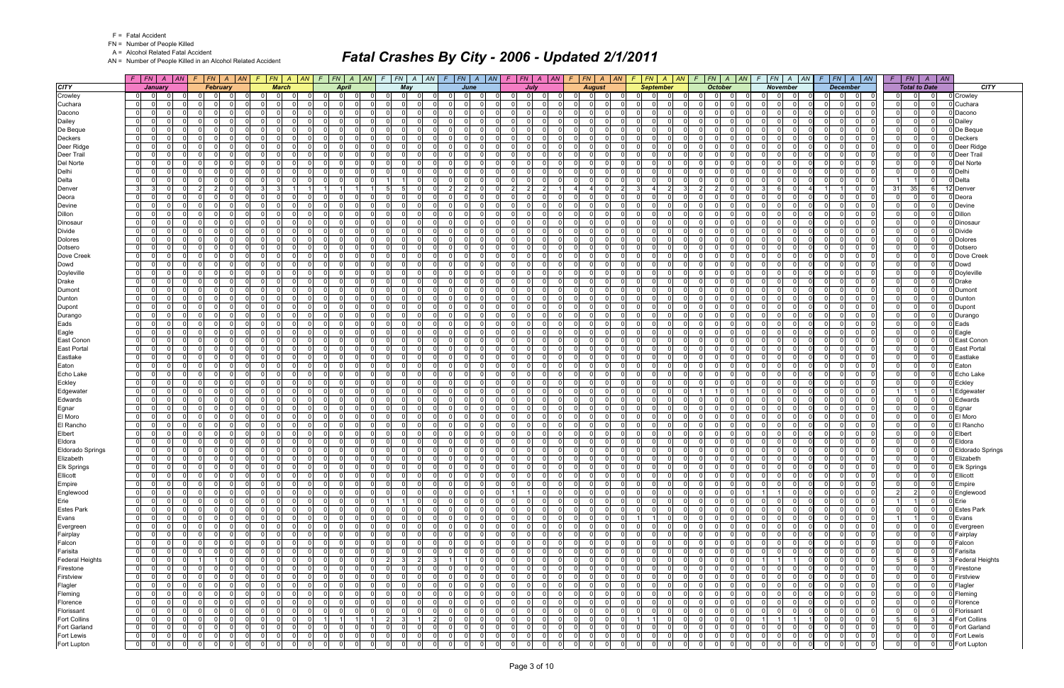F = Fatal Accident

FN = Number of People Killed

A = Alcohol Related Fatal Accident

AN = Number of People Killed in an Alcohol Related Accident

# Fatal Crashes By City - 2006 - Updated 2/1/2011

| CITY | January | | | | February | | | | March | | | | April | | | | May | | | | June | | | | July | | | | August | | | | September | | | | October | | | | November | | | | December | | | | Total to Date | | | | CITY |
|---|---|---|---|---|---|---|---|---|---|---|---|---|---|---|---|---|---|---|---|---|---|---|---|---|---|---|---|---|---|---|---|---|---|---|---|---|---|---|---|---|---|---|---|---|---|---|---|---|---|---|---|---|---|
| | F | FN | A | AN | F | FN | A | AN | F | FN | A | AN | F | FN | A | AN | F | FN | A | AN | F | FN | A | AN | F | FN | A | AN | F | FN | A | AN | F | FN | A | AN | F | FN | A | AN | F | FN | A | AN | F | FN | A | AN | F | FN | A | AN | |
| Crowley | 0 | 0 | 0 | 0 | 0 | 0 | 0 | 0 | 0 | 0 | 0 | 0 | 0 | 0 | 0 | 0 | 0 | 0 | 0 | 0 | 0 | 0 | 0 | 0 | 0 | 0 | 0 | 0 | 0 | 0 | 0 | 0 | 0 | 0 | 0 | 0 | 0 | 0 | 0 | 0 | 0 | 0 | 0 | 0 | 0 | 0 | 0 | 0 | 0 | 0 | 0 | 0 | Crowley |
| Cuchara | 0 | 0 | 0 | 0 | 0 | 0 | 0 | 0 | 0 | 0 | 0 | 0 | 0 | 0 | 0 | 0 | 0 | 0 | 0 | 0 | 0 | 0 | 0 | 0 | 0 | 0 | 0 | 0 | 0 | 0 | 0 | 0 | 0 | 0 | 0 | 0 | 0 | 0 | 0 | 0 | 0 | 0 | 0 | 0 | 0 | 0 | 0 | 0 | 0 | 0 | 0 | 0 | Cuchara |
| Dacono | 0 | 0 | 0 | 0 | 0 | 0 | 0 | 0 | 0 | 0 | 0 | 0 | 0 | 0 | 0 | 0 | 0 | 0 | 0 | 0 | 0 | 0 | 0 | 0 | 0 | 0 | 0 | 0 | 0 | 0 | 0 | 0 | 0 | 0 | 0 | 0 | 0 | 0 | 0 | 0 | 0 | 0 | 0 | 0 | 0 | 0 | 0 | 0 | 0 | 0 | 0 | 0 | Dacono |
| Dailey | 0 | 0 | 0 | 0 | 0 | 0 | 0 | 0 | 0 | 0 | 0 | 0 | 0 | 0 | 0 | 0 | 0 | 0 | 0 | 0 | 0 | 0 | 0 | 0 | 0 | 0 | 0 | 0 | 0 | 0 | 0 | 0 | 0 | 0 | 0 | 0 | 0 | 0 | 0 | 0 | 0 | 0 | 0 | 0 | 0 | 0 | 0 | 0 | 0 | 0 | 0 | 0 | Dailey |
| De Beque | 0 | 0 | 0 | 0 | 0 | 0 | 0 | 0 | 0 | 0 | 0 | 0 | 0 | 0 | 0 | 0 | 0 | 0 | 0 | 0 | 0 | 0 | 0 | 0 | 0 | 0 | 0 | 0 | 0 | 0 | 0 | 0 | 0 | 0 | 0 | 0 | 0 | 0 | 0 | 0 | 0 | 0 | 0 | 0 | 0 | 0 | 0 | 0 | 0 | 0 | 0 | 0 | De Beque |
| Deckers | 0 | 0 | 0 | 0 | 0 | 0 | 0 | 0 | 0 | 0 | 0 | 0 | 0 | 0 | 0 | 0 | 0 | 0 | 0 | 0 | 0 | 0 | 0 | 0 | 0 | 0 | 0 | 0 | 0 | 0 | 0 | 0 | 0 | 0 | 0 | 0 | 0 | 0 | 0 | 0 | 0 | 0 | 0 | 0 | 0 | 0 | 0 | 0 | 0 | 0 | 0 | 0 | Deckers |
| Deer Ridge | 0 | 0 | 0 | 0 | 0 | 0 | 0 | 0 | 0 | 0 | 0 | 0 | 0 | 0 | 0 | 0 | 0 | 0 | 0 | 0 | 0 | 0 | 0 | 0 | 0 | 0 | 0 | 0 | 0 | 0 | 0 | 0 | 0 | 0 | 0 | 0 | 0 | 0 | 0 | 0 | 0 | 0 | 0 | 0 | 0 | 0 | 0 | 0 | 0 | 0 | 0 | 0 | Deer Ridge |
| Deer Trail | 0 | 0 | 0 | 0 | 0 | 0 | 0 | 0 | 0 | 0 | 0 | 0 | 0 | 0 | 0 | 0 | 0 | 0 | 0 | 0 | 0 | 0 | 0 | 0 | 0 | 0 | 0 | 0 | 0 | 0 | 0 | 0 | 0 | 0 | 0 | 0 | 0 | 0 | 0 | 0 | 0 | 0 | 0 | 0 | 0 | 0 | 0 | 0 | 0 | 0 | 0 | 0 | Deer Trail |
| Del Norte | 0 | 0 | 0 | 0 | 0 | 0 | 0 | 0 | 0 | 0 | 0 | 0 | 0 | 0 | 0 | 0 | 0 | 0 | 0 | 0 | 0 | 0 | 0 | 0 | 0 | 0 | 0 | 0 | 0 | 0 | 0 | 0 | 0 | 0 | 0 | 0 | 0 | 0 | 0 | 0 | 0 | 0 | 0 | 0 | 0 | 0 | 0 | 0 | 0 | 0 | 0 | 0 | Del Norte |
| Delhi | 0 | 0 | 0 | 0 | 0 | 0 | 0 | 0 | 0 | 0 | 0 | 0 | 0 | 0 | 0 | 0 | 0 | 0 | 0 | 0 | 0 | 0 | 0 | 0 | 0 | 0 | 0 | 0 | 0 | 0 | 0 | 0 | 0 | 0 | 0 | 0 | 0 | 0 | 0 | 0 | 0 | 0 | 0 | 0 | 0 | 0 | 0 | 0 | 0 | 0 | 0 | 0 | Delhi |
| Delta | 0 | 0 | 0 | 0 | 0 | 0 | 0 | 0 | 0 | 0 | 0 | 0 | 0 | 0 | 0 | 0 | 1 | 1 | 0 | 0 | 0 | 0 | 0 | 0 | 0 | 0 | 0 | 0 | 0 | 0 | 0 | 0 | 0 | 0 | 0 | 0 | 0 | 0 | 0 | 0 | 0 | 0 | 0 | 0 | 0 | 0 | 0 | 0 | 1 | 1 | 0 | 0 | Delta |
| Denver | 3 | 3 | 0 | 0 | 2 | 2 | 0 | 0 | 3 | 3 | 1 | 1 | 1 | 1 | 1 | 1 | 5 | 5 | 0 | 0 | 2 | 2 | 0 | 0 | 2 | 2 | 1 | 1 | 4 | 4 | 0 | 2 | 3 | 4 | 2 | 3 | 2 | 2 | 0 | 0 | 3 | 6 | 0 | 4 | 1 | 1 | 0 | 0 | 31 | 35 | 6 | 12 | Denver |
| Deora | 0 | 0 | 0 | 0 | 0 | 0 | 0 | 0 | 0 | 0 | 0 | 0 | 0 | 0 | 0 | 0 | 0 | 0 | 0 | 0 | 0 | 0 | 0 | 0 | 0 | 0 | 0 | 0 | 0 | 0 | 0 | 0 | 0 | 0 | 0 | 0 | 0 | 0 | 0 | 0 | 0 | 0 | 0 | 0 | 0 | 0 | 0 | 0 | 0 | 0 | 0 | 0 | Deora |
| Devine | 0 | 0 | 0 | 0 | 0 | 0 | 0 | 0 | 0 | 0 | 0 | 0 | 0 | 0 | 0 | 0 | 0 | 0 | 0 | 0 | 0 | 0 | 0 | 0 | 0 | 0 | 0 | 0 | 0 | 0 | 0 | 0 | 0 | 0 | 0 | 0 | 0 | 0 | 0 | 0 | 0 | 0 | 0 | 0 | 0 | 0 | 0 | 0 | 0 | 0 | 0 | 0 | Devine |
| Dillon | 0 | 0 | 0 | 0 | 0 | 0 | 0 | 0 | 0 | 0 | 0 | 0 | 0 | 0 | 0 | 0 | 0 | 0 | 0 | 0 | 0 | 0 | 0 | 0 | 0 | 0 | 0 | 0 | 0 | 0 | 0 | 0 | 0 | 0 | 0 | 0 | 0 | 0 | 0 | 0 | 0 | 0 | 0 | 0 | 0 | 0 | 0 | 0 | 0 | 0 | 0 | 0 | Dillon |
| Dinosaur | 0 | 0 | 0 | 0 | 0 | 0 | 0 | 0 | 0 | 0 | 0 | 0 | 0 | 0 | 0 | 0 | 0 | 0 | 0 | 0 | 0 | 0 | 0 | 0 | 0 | 0 | 0 | 0 | 0 | 0 | 0 | 0 | 0 | 0 | 0 | 0 | 0 | 0 | 0 | 0 | 0 | 0 | 0 | 0 | 0 | 0 | 0 | 0 | 0 | 0 | 0 | 0 | Dinosaur |
| Divide | 0 | 0 | 0 | 0 | 0 | 0 | 0 | 0 | 0 | 0 | 0 | 0 | 0 | 0 | 0 | 0 | 0 | 0 | 0 | 0 | 0 | 0 | 0 | 0 | 0 | 0 | 0 | 0 | 0 | 0 | 0 | 0 | 0 | 0 | 0 | 0 | 0 | 0 | 0 | 0 | 0 | 0 | 0 | 0 | 0 | 0 | 0 | 0 | 0 | 0 | 0 | 0 | Divide |
| Dolores | 0 | 0 | 0 | 0 | 0 | 0 | 0 | 0 | 0 | 0 | 0 | 0 | 0 | 0 | 0 | 0 | 0 | 0 | 0 | 0 | 0 | 0 | 0 | 0 | 0 | 0 | 0 | 0 | 0 | 0 | 0 | 0 | 0 | 0 | 0 | 0 | 0 | 0 | 0 | 0 | 0 | 0 | 0 | 0 | 0 | 0 | 0 | 0 | 0 | 0 | 0 | 0 | Dolores |
| Dotsero | 0 | 0 | 0 | 0 | 0 | 0 | 0 | 0 | 0 | 0 | 0 | 0 | 0 | 0 | 0 | 0 | 0 | 0 | 0 | 0 | 0 | 0 | 0 | 0 | 0 | 0 | 0 | 0 | 0 | 0 | 0 | 0 | 0 | 0 | 0 | 0 | 0 | 0 | 0 | 0 | 0 | 0 | 0 | 0 | 0 | 0 | 0 | 0 | 0 | 0 | 0 | 0 | Dotsero |
| Dove Creek | 0 | 0 | 0 | 0 | 0 | 0 | 0 | 0 | 0 | 0 | 0 | 0 | 0 | 0 | 0 | 0 | 0 | 0 | 0 | 0 | 0 | 0 | 0 | 0 | 0 | 0 | 0 | 0 | 0 | 0 | 0 | 0 | 0 | 0 | 0 | 0 | 0 | 0 | 0 | 0 | 0 | 0 | 0 | 0 | 0 | 0 | 0 | 0 | 0 | 0 | 0 | 0 | Dove Creek |
| Dowd | 0 | 0 | 0 | 0 | 0 | 0 | 0 | 0 | 0 | 0 | 0 | 0 | 0 | 0 | 0 | 0 | 0 | 0 | 0 | 0 | 0 | 0 | 0 | 0 | 0 | 0 | 0 | 0 | 0 | 0 | 0 | 0 | 0 | 0 | 0 | 0 | 0 | 0 | 0 | 0 | 0 | 0 | 0 | 0 | 0 | 0 | 0 | 0 | 0 | 0 | 0 | 0 | Dowd |
| Doyleville | 0 | 0 | 0 | 0 | 0 | 0 | 0 | 0 | 0 | 0 | 0 | 0 | 0 | 0 | 0 | 0 | 0 | 0 | 0 | 0 | 0 | 0 | 0 | 0 | 0 | 0 | 0 | 0 | 0 | 0 | 0 | 0 | 0 | 0 | 0 | 0 | 0 | 0 | 0 | 0 | 0 | 0 | 0 | 0 | 0 | 0 | 0 | 0 | 0 | 0 | 0 | 0 | Doyleville |
| Drake | 0 | 0 | 0 | 0 | 0 | 0 | 0 | 0 | 0 | 0 | 0 | 0 | 0 | 0 | 0 | 0 | 0 | 0 | 0 | 0 | 0 | 0 | 0 | 0 | 0 | 0 | 0 | 0 | 0 | 0 | 0 | 0 | 0 | 0 | 0 | 0 | 0 | 0 | 0 | 0 | 0 | 0 | 0 | 0 | 0 | 0 | 0 | 0 | 0 | 0 | 0 | 0 | Drake |
| Dumont | 0 | 0 | 0 | 0 | 0 | 0 | 0 | 0 | 0 | 0 | 0 | 0 | 0 | 0 | 0 | 0 | 0 | 0 | 0 | 0 | 0 | 0 | 0 | 0 | 0 | 0 | 0 | 0 | 0 | 0 | 0 | 0 | 0 | 0 | 0 | 0 | 0 | 0 | 0 | 0 | 0 | 0 | 0 | 0 | 0 | 0 | 0 | 0 | 0 | 0 | 0 | 0 | Dumont |
| Dunton | 0 | 0 | 0 | 0 | 0 | 0 | 0 | 0 | 0 | 0 | 0 | 0 | 0 | 0 | 0 | 0 | 0 | 0 | 0 | 0 | 0 | 0 | 0 | 0 | 0 | 0 | 0 | 0 | 0 | 0 | 0 | 0 | 0 | 0 | 0 | 0 | 0 | 0 | 0 | 0 | 0 | 0 | 0 | 0 | 0 | 0 | 0 | 0 | 0 | 0 | 0 | 0 | Dunton |
| Dupont | 0 | 0 | 0 | 0 | 0 | 0 | 0 | 0 | 0 | 0 | 0 | 0 | 0 | 0 | 0 | 0 | 0 | 0 | 0 | 0 | 0 | 0 | 0 | 0 | 0 | 0 | 0 | 0 | 0 | 0 | 0 | 0 | 0 | 0 | 0 | 0 | 0 | 0 | 0 | 0 | 0 | 0 | 0 | 0 | 0 | 0 | 0 | 0 | 0 | 0 | 0 | 0 | Dupont |
| Durango | 0 | 0 | 0 | 0 | 0 | 0 | 0 | 0 | 0 | 0 | 0 | 0 | 0 | 0 | 0 | 0 | 0 | 0 | 0 | 0 | 0 | 0 | 0 | 0 | 0 | 0 | 0 | 0 | 0 | 0 | 0 | 0 | 0 | 0 | 0 | 0 | 0 | 0 | 0 | 0 | 0 | 0 | 0 | 0 | 0 | 0 | 0 | 0 | 0 | 0 | 0 | 0 | Durango |
| Eads | 0 | 0 | 0 | 0 | 0 | 0 | 0 | 0 | 0 | 0 | 0 | 0 | 0 | 0 | 0 | 0 | 0 | 0 | 0 | 0 | 0 | 0 | 0 | 0 | 0 | 0 | 0 | 0 | 0 | 0 | 0 | 0 | 0 | 0 | 0 | 0 | 0 | 0 | 0 | 0 | 0 | 0 | 0 | 0 | 0 | 0 | 0 | 0 | 0 | 0 | 0 | 0 | Eads |
| Eagle | 0 | 0 | 0 | 0 | 0 | 0 | 0 | 0 | 0 | 0 | 0 | 0 | 0 | 0 | 0 | 0 | 0 | 0 | 0 | 0 | 0 | 0 | 0 | 0 | 0 | 0 | 0 | 0 | 0 | 0 | 0 | 0 | 0 | 0 | 0 | 0 | 0 | 0 | 0 | 0 | 0 | 0 | 0 | 0 | 0 | 0 | 0 | 0 | 0 | 0 | 0 | 0 | Eagle |
| East Conon | 0 | 0 | 0 | 0 | 0 | 0 | 0 | 0 | 0 | 0 | 0 | 0 | 0 | 0 | 0 | 0 | 0 | 0 | 0 | 0 | 0 | 0 | 0 | 0 | 0 | 0 | 0 | 0 | 0 | 0 | 0 | 0 | 0 | 0 | 0 | 0 | 0 | 0 | 0 | 0 | 0 | 0 | 0 | 0 | 0 | 0 | 0 | 0 | 0 | 0 | 0 | 0 | East Conon |
| East Portal | 0 | 0 | 0 | 0 | 0 | 0 | 0 | 0 | 0 | 0 | 0 | 0 | 0 | 0 | 0 | 0 | 0 | 0 | 0 | 0 | 0 | 0 | 0 | 0 | 0 | 0 | 0 | 0 | 0 | 0 | 0 | 0 | 0 | 0 | 0 | 0 | 0 | 0 | 0 | 0 | 0 | 0 | 0 | 0 | 0 | 0 | 0 | 0 | 0 | 0 | 0 | 0 | East Portal |
| Eastlake | 0 | 0 | 0 | 0 | 0 | 0 | 0 | 0 | 0 | 0 | 0 | 0 | 0 | 0 | 0 | 0 | 0 | 0 | 0 | 0 | 0 | 0 | 0 | 0 | 0 | 0 | 0 | 0 | 0 | 0 | 0 | 0 | 0 | 0 | 0 | 0 | 0 | 0 | 0 | 0 | 0 | 0 | 0 | 0 | 0 | 0 | 0 | 0 | 0 | 0 | 0 | 0 | Eastlake |
| Eaton | 0 | 0 | 0 | 0 | 0 | 0 | 0 | 0 | 0 | 0 | 0 | 0 | 0 | 0 | 0 | 0 | 0 | 0 | 0 | 0 | 0 | 0 | 0 | 0 | 0 | 0 | 0 | 0 | 0 | 0 | 0 | 0 | 0 | 0 | 0 | 0 | 0 | 0 | 0 | 0 | 0 | 0 | 0 | 0 | 0 | 0 | 0 | 0 | 0 | 0 | 0 | 0 | Eaton |
| Echo Lake | 0 | 0 | 0 | 0 | 0 | 0 | 0 | 0 | 0 | 0 | 0 | 0 | 0 | 0 | 0 | 0 | 0 | 0 | 0 | 0 | 0 | 0 | 0 | 0 | 0 | 0 | 0 | 0 | 0 | 0 | 0 | 0 | 0 | 0 | 0 | 0 | 0 | 0 | 0 | 0 | 0 | 0 | 0 | 0 | 0 | 0 | 0 | 0 | 0 | 0 | 0 | 0 | Echo Lake |
| Eckley | 0 | 0 | 0 | 0 | 0 | 0 | 0 | 0 | 0 | 0 | 0 | 0 | 0 | 0 | 0 | 0 | 0 | 0 | 0 | 0 | 0 | 0 | 0 | 0 | 0 | 0 | 0 | 0 | 0 | 0 | 0 | 0 | 0 | 0 | 0 | 0 | 0 | 0 | 0 | 0 | 0 | 0 | 0 | 0 | 0 | 0 | 0 | 0 | 0 | 0 | 0 | 0 | Eckley |
| Edgewater | 0 | 0 | 0 | 0 | 0 | 0 | 0 | 0 | 0 | 0 | 0 | 0 | 0 | 0 | 0 | 0 | 0 | 0 | 0 | 0 | 0 | 0 | 0 | 0 | 0 | 0 | 0 | 0 | 0 | 0 | 0 | 0 | 0 | 0 | 0 | 0 | 1 | 1 | 0 | 1 | 0 | 0 | 0 | 0 | 0 | 0 | 0 | 0 | 1 | 1 | 0 | 1 | Edgewater |
| Edwards | 0 | 0 | 0 | 0 | 0 | 0 | 0 | 0 | 0 | 0 | 0 | 0 | 0 | 0 | 0 | 0 | 0 | 0 | 0 | 0 | 0 | 0 | 0 | 0 | 0 | 0 | 0 | 0 | 0 | 0 | 0 | 0 | 0 | 0 | 0 | 0 | 0 | 0 | 0 | 0 | 0 | 0 | 0 | 0 | 0 | 0 | 0 | 0 | 0 | 0 | 0 | 0 | Edwards |
| Egnar | 0 | 0 | 0 | 0 | 0 | 0 | 0 | 0 | 0 | 0 | 0 | 0 | 0 | 0 | 0 | 0 | 0 | 0 | 0 | 0 | 0 | 0 | 0 | 0 | 0 | 0 | 0 | 0 | 0 | 0 | 0 | 0 | 0 | 0 | 0 | 0 | 0 | 0 | 0 | 0 | 0 | 0 | 0 | 0 | 0 | 0 | 0 | 0 | 0 | 0 | 0 | 0 | Egnar |
| El Moro | 0 | 0 | 0 | 0 | 0 | 0 | 0 | 0 | 0 | 0 | 0 | 0 | 0 | 0 | 0 | 0 | 0 | 0 | 0 | 0 | 0 | 0 | 0 | 0 | 0 | 0 | 0 | 0 | 0 | 0 | 0 | 0 | 0 | 0 | 0 | 0 | 0 | 0 | 0 | 0 | 0 | 0 | 0 | 0 | 0 | 0 | 0 | 0 | 0 | 0 | 0 | 0 | El Moro |
| El Rancho | 0 | 0 | 0 | 0 | 0 | 0 | 0 | 0 | 0 | 0 | 0 | 0 | 0 | 0 | 0 | 0 | 0 | 0 | 0 | 0 | 0 | 0 | 0 | 0 | 0 | 0 | 0 | 0 | 0 | 0 | 0 | 0 | 0 | 0 | 0 | 0 | 0 | 0 | 0 | 0 | 0 | 0 | 0 | 0 | 0 | 0 | 0 | 0 | 0 | 0 | 0 | 0 | El Rancho |
| Elbert | 0 | 0 | 0 | 0 | 0 | 0 | 0 | 0 | 0 | 0 | 0 | 0 | 0 | 0 | 0 | 0 | 0 | 0 | 0 | 0 | 0 | 0 | 0 | 0 | 0 | 0 | 0 | 0 | 0 | 0 | 0 | 0 | 0 | 0 | 0 | 0 | 0 | 0 | 0 | 0 | 0 | 0 | 0 | 0 | 0 | 0 | 0 | 0 | 0 | 0 | 0 | 0 | Elbert |
| Eldora | 0 | 0 | 0 | 0 | 0 | 0 | 0 | 0 | 0 | 0 | 0 | 0 | 0 | 0 | 0 | 0 | 0 | 0 | 0 | 0 | 0 | 0 | 0 | 0 | 0 | 0 | 0 | 0 | 0 | 0 | 0 | 0 | 0 | 0 | 0 | 0 | 0 | 0 | 0 | 0 | 0 | 0 | 0 | 0 | 0 | 0 | 0 | 0 | 0 | 0 | 0 | 0 | Eldora |
| Eldorado Springs | 0 | 0 | 0 | 0 | 0 | 0 | 0 | 0 | 0 | 0 | 0 | 0 | 0 | 0 | 0 | 0 | 0 | 0 | 0 | 0 | 0 | 0 | 0 | 0 | 0 | 0 | 0 | 0 | 0 | 0 | 0 | 0 | 0 | 0 | 0 | 0 | 0 | 0 | 0 | 0 | 0 | 0 | 0 | 0 | 0 | 0 | 0 | 0 | 0 | 0 | 0 | 0 | Eldorado Springs |
| Elizabeth | 0 | 0 | 0 | 0 | 0 | 0 | 0 | 0 | 0 | 0 | 0 | 0 | 0 | 0 | 0 | 0 | 0 | 0 | 0 | 0 | 0 | 0 | 0 | 0 | 0 | 0 | 0 | 0 | 0 | 0 | 0 | 0 | 0 | 0 | 0 | 0 | 0 | 0 | 0 | 0 | 0 | 0 | 0 | 0 | 0 | 0 | 0 | 0 | 0 | 0 | 0 | 0 | Elizabeth |
| Elk Springs | 0 | 0 | 0 | 0 | 0 | 0 | 0 | 0 | 0 | 0 | 0 | 0 | 0 | 0 | 0 | 0 | 0 | 0 | 0 | 0 | 0 | 0 | 0 | 0 | 0 | 0 | 0 | 0 | 0 | 0 | 0 | 0 | 0 | 0 | 0 | 0 | 0 | 0 | 0 | 0 | 0 | 0 | 0 | 0 | 0 | 0 | 0 | 0 | 0 | 0 | 0 | 0 | Elk Springs |
| Ellicott | 0 | 0 | 0 | 0 | 0 | 0 | 0 | 0 | 0 | 0 | 0 | 0 | 0 | 0 | 0 | 0 | 0 | 0 | 0 | 0 | 0 | 0 | 0 | 0 | 0 | 0 | 0 | 0 | 0 | 0 | 0 | 0 | 0 | 0 | 0 | 0 | 0 | 0 | 0 | 0 | 0 | 0 | 0 | 0 | 0 | 0 | 0 | 0 | 0 | 0 | 0 | 0 | Ellicott |
| Empire | 0 | 0 | 0 | 0 | 0 | 0 | 0 | 0 | 0 | 0 | 0 | 0 | 0 | 0 | 0 | 0 | 0 | 0 | 0 | 0 | 0 | 0 | 0 | 0 | 0 | 0 | 0 | 0 | 0 | 0 | 0 | 0 | 0 | 0 | 0 | 0 | 0 | 0 | 0 | 0 | 0 | 0 | 0 | 0 | 0 | 0 | 0 | 0 | 0 | 0 | 0 | 0 | Empire |
| Englewood | 0 | 0 | 0 | 0 | 0 | 0 | 0 | 0 | 0 | 0 | 0 | 0 | 0 | 0 | 0 | 0 | 0 | 0 | 0 | 0 | 0 | 0 | 0 | 0 | 1 | 1 | 0 | 0 | 0 | 0 | 0 | 0 | 0 | 0 | 0 | 0 | 0 | 0 | 0 | 0 | 1 | 1 | 0 | 0 | 0 | 0 | 0 | 0 | 2 | 2 | 0 | 0 | Englewood |
| Erie | 0 | 0 | 0 | 0 | 0 | 0 | 0 | 0 | 0 | 0 | 0 | 0 | 0 | 0 | 0 | 0 | 1 | 1 | 0 | 0 | 0 | 0 | 0 | 0 | 0 | 0 | 0 | 0 | 0 | 0 | 0 | 0 | 0 | 0 | 0 | 0 | 0 | 0 | 0 | 0 | 0 | 0 | 0 | 0 | 0 | 0 | 0 | 0 | 1 | 1 | 0 | 0 | Erie |
| Estes Park | 0 | 0 | 0 | 0 | 0 | 0 | 0 | 0 | 0 | 0 | 0 | 0 | 0 | 0 | 0 | 0 | 0 | 0 | 0 | 0 | 0 | 0 | 0 | 0 | 0 | 0 | 0 | 0 | 0 | 0 | 0 | 0 | 0 | 0 | 0 | 0 | 0 | 0 | 0 | 0 | 0 | 0 | 0 | 0 | 0 | 0 | 0 | 0 | 0 | 0 | 0 | 0 | Estes Park |
| Evans | 0 | 0 | 0 | 0 | 0 | 0 | 0 | 0 | 0 | 0 | 0 | 0 | 0 | 0 | 0 | 0 | 0 | 0 | 0 | 0 | 0 | 0 | 0 | 0 | 0 | 0 | 0 | 0 | 0 | 0 | 0 | 0 | 1 | 1 | 0 | 0 | 0 | 0 | 0 | 0 | 0 | 0 | 0 | 0 | 0 | 0 | 0 | 0 | 1 | 1 | 0 | 0 | Evans |
| Evergreen | 0 | 0 | 0 | 0 | 0 | 0 | 0 | 0 | 0 | 0 | 0 | 0 | 0 | 0 | 0 | 0 | 0 | 0 | 0 | 0 | 0 | 0 | 0 | 0 | 0 | 0 | 0 | 0 | 0 | 0 | 0 | 0 | 0 | 0 | 0 | 0 | 0 | 0 | 0 | 0 | 0 | 0 | 0 | 0 | 0 | 0 | 0 | 0 | 0 | 0 | 0 | 0 | Evergreen |
| Fairplay | 0 | 0 | 0 | 0 | 0 | 0 | 0 | 0 | 0 | 0 | 0 | 0 | 0 | 0 | 0 | 0 | 0 | 0 | 0 | 0 | 0 | 0 | 0 | 0 | 0 | 0 | 0 | 0 | 0 | 0 | 0 | 0 | 0 | 0 | 0 | 0 | 0 | 0 | 0 | 0 | 0 | 0 | 0 | 0 | 0 | 0 | 0 | 0 | 0 | 0 | 0 | 0 | Fairplay |
| Falcon | 0 | 0 | 0 | 0 | 0 | 0 | 0 | 0 | 0 | 0 | 0 | 0 | 0 | 0 | 0 | 0 | 0 | 0 | 0 | 0 | 0 | 0 | 0 | 0 | 0 | 0 | 0 | 0 | 0 | 0 | 0 | 0 | 0 | 0 | 0 | 0 | 0 | 0 | 0 | 0 | 0 | 0 | 0 | 0 | 0 | 0 | 0 | 0 | 0 | 0 | 0 | 0 | Falcon |
| Farisita | 0 | 0 | 0 | 0 | 0 | 0 | 0 | 0 | 0 | 0 | 0 | 0 | 0 | 0 | 0 | 0 | 0 | 0 | 0 | 0 | 0 | 0 | 0 | 0 | 0 | 0 | 0 | 0 | 0 | 0 | 0 | 0 | 0 | 0 | 0 | 0 | 0 | 0 | 0 | 0 | 0 | 0 | 0 | 0 | 0 | 0 | 0 | 0 | 0 | 0 | 0 | 0 | Farisita |
| Federal Heights | 0 | 0 | 0 | 0 | 1 | 1 | 0 | 0 | 0 | 0 | 0 | 0 | 0 | 0 | 0 | 0 | 2 | 3 | 2 | 3 | 1 | 1 | 0 | 0 | 0 | 0 | 0 | 0 | 0 | 0 | 0 | 0 | 0 | 0 | 0 | 0 | 0 | 0 | 0 | 0 | 1 | 1 | 1 | 0 | 0 | 0 | 0 | 0 | 5 | 6 | 3 | 3 | Federal Heights |
| Firestone | 0 | 0 | 0 | 0 | 0 | 0 | 0 | 0 | 0 | 0 | 0 | 0 | 0 | 0 | 0 | 0 | 0 | 0 | 0 | 0 | 0 | 0 | 0 | 0 | 0 | 0 | 0 | 0 | 0 | 0 | 0 | 0 | 0 | 0 | 0 | 0 | 0 | 0 | 0 | 0 | 0 | 0 | 0 | 0 | 0 | 0 | 0 | 0 | 0 | 0 | 0 | 0 | Firestone |
| Firstview | 0 | 0 | 0 | 0 | 0 | 0 | 0 | 0 | 0 | 0 | 0 | 0 | 0 | 0 | 0 | 0 | 0 | 0 | 0 | 0 | 0 | 0 | 0 | 0 | 0 | 0 | 0 | 0 | 0 | 0 | 0 | 0 | 0 | 0 | 0 | 0 | 0 | 0 | 0 | 0 | 0 | 0 | 0 | 0 | 0 | 0 | 0 | 0 | 0 | 0 | 0 | 0 | Firstview |
| Flagler | 0 | 0 | 0 | 0 | 0 | 0 | 0 | 0 | 0 | 0 | 0 | 0 | 0 | 0 | 0 | 0 | 0 | 0 | 0 | 0 | 0 | 0 | 0 | 0 | 0 | 0 | 0 | 0 | 0 | 0 | 0 | 0 | 0 | 0 | 0 | 0 | 0 | 0 | 0 | 0 | 0 | 0 | 0 | 0 | 0 | 0 | 0 | 0 | 0 | 0 | 0 | 0 | Flagler |
| Fleming | 0 | 0 | 0 | 0 | 0 | 0 | 0 | 0 | 0 | 0 | 0 | 0 | 0 | 0 | 0 | 0 | 0 | 0 | 0 | 0 | 0 | 0 | 0 | 0 | 0 | 0 | 0 | 0 | 0 | 0 | 0 | 0 | 0 | 0 | 0 | 0 | 0 | 0 | 0 | 0 | 0 | 0 | 0 | 0 | 0 | 0 | 0 | 0 | 0 | 0 | 0 | 0 | Fleming |
| Florence | 0 | 0 | 0 | 0 | 0 | 0 | 0 | 0 | 0 | 0 | 0 | 0 | 0 | 0 | 0 | 0 | 0 | 0 | 0 | 0 | 0 | 0 | 0 | 0 | 0 | 0 | 0 | 0 | 0 | 0 | 0 | 0 | 0 | 0 | 0 | 0 | 0 | 0 | 0 | 0 | 0 | 0 | 0 | 0 | 0 | 0 | 0 | 0 | 0 | 0 | 0 | 0 | Florence |
| Florissant | 0 | 0 | 0 | 0 | 0 | 0 | 0 | 0 | 0 | 0 | 0 | 0 | 0 | 0 | 0 | 0 | 0 | 0 | 0 | 0 | 0 | 0 | 0 | 0 | 0 | 0 | 0 | 0 | 0 | 0 | 0 | 0 | 0 | 0 | 0 | 0 | 0 | 0 | 0 | 0 | 0 | 0 | 0 | 0 | 0 | 0 | 0 | 0 | 0 | 0 | 0 | 0 | Florissant |
| Fort Collins | 0 | 0 | 0 | 0 | 0 | 0 | 0 | 0 | 0 | 0 | 0 | 0 | 1 | 1 | 1 | 1 | 2 | 3 | 1 | 2 | 0 | 0 | 0 | 0 | 0 | 0 | 0 | 0 | 0 | 0 | 0 | 0 | 1 | 1 | 0 | 0 | 0 | 0 | 0 | 0 | 1 | 1 | 1 | 1 | 0 | 0 | 0 | 0 | 5 | 6 | 3 | 4 | Fort Collins |
| Fort Garland | 0 | 0 | 0 | 0 | 0 | 0 | 0 | 0 | 0 | 0 | 0 | 0 | 0 | 0 | 0 | 0 | 0 | 0 | 0 | 0 | 0 | 0 | 0 | 0 | 0 | 0 | 0 | 0 | 0 | 0 | 0 | 0 | 0 | 0 | 0 | 0 | 0 | 0 | 0 | 0 | 0 | 0 | 0 | 0 | 0 | 0 | 0 | 0 | 0 | 0 | 0 | 0 | Fort Garland |
| Fort Lewis | 0 | 0 | 0 | 0 | 0 | 0 | 0 | 0 | 0 | 0 | 0 | 0 | 0 | 0 | 0 | 0 | 0 | 0 | 0 | 0 | 0 | 0 | 0 | 0 | 0 | 0 | 0 | 0 | 0 | 0 | 0 | 0 | 0 | 0 | 0 | 0 | 0 | 0 | 0 | 0 | 0 | 0 | 0 | 0 | 0 | 0 | 0 | 0 | 0 | 0 | 0 | 0 | Fort Lewis |
| Fort Lupton | 0 | 0 | 0 | 0 | 0 | 0 | 0 | 0 | 0 | 0 | 0 | 0 | 0 | 0 | 0 | 0 | 0 | 0 | 0 | 0 | 0 | 0 | 0 | 0 | 0 | 0 | 0 | 0 | 0 | 0 | 0 | 0 | 0 | 0 | 0 | 0 | 0 | 0 | 0 | 0 | 0 | 0 | 0 | 0 | 0 | 0 | 0 | 0 | 0 | 0 | 0 | 0 | Fort Lupton |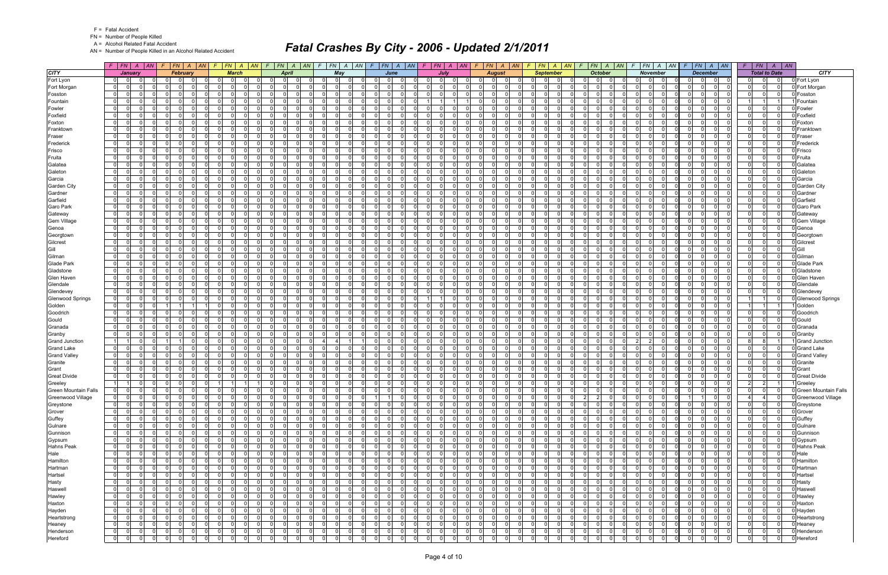F = Fatal Accident
FN = Number of People Killed
A = Alcohol Related Fatal Accident
AN = Number of People Killed in an Alcohol Related Accident

# Fatal Crashes By City - 2006 - Updated 2/1/2011

| CITY | January | | | | February | | | | March | | | | April | | | | May | | | | June | | | | July | | | | August | | | | September | | | | October | | | | November | | | | December | | | | Total to Date | | | | CITY |
|---|---|---|---|---|---|---|---|---|---|---|---|---|---|---|---|---|---|---|---|---|---|---|---|---|---|---|---|---|---|---|---|---|---|---|---|---|---|---|---|---|---|---|---|---|---|---|---|---|---|---|---|---|---|
| | F | FN | A | AN | F | FN | A | AN | F | FN | A | AN | F | FN | A | AN | F | FN | A | AN | F | FN | A | AN | F | FN | A | AN | F | FN | A | AN | F | FN | A | AN | F | FN | A | AN | F | FN | A | AN | F | FN | A | AN | F | FN | A | AN | |
| Fort Lyon | 0 | 0 | 0 | 0 | 0 | 0 | 0 | 0 | 0 | 0 | 0 | 0 | 0 | 0 | 0 | 0 | 0 | 0 | 0 | 0 | 0 | 0 | 0 | 0 | 0 | 0 | 0 | 0 | 0 | 0 | 0 | 0 | 0 | 0 | 0 | 0 | 0 | 0 | 0 | 0 | 0 | 0 | 0 | 0 | 0 | 0 | 0 | 0 | 0 | 0 | 0 | 0 | Fort Lyon |
| Fort Morgan | 0 | 0 | 0 | 0 | 0 | 0 | 0 | 0 | 0 | 0 | 0 | 0 | 0 | 0 | 0 | 0 | 0 | 0 | 0 | 0 | 0 | 0 | 0 | 0 | 0 | 0 | 0 | 0 | 0 | 0 | 0 | 0 | 0 | 0 | 0 | 0 | 0 | 0 | 0 | 0 | 0 | 0 | 0 | 0 | 0 | 0 | 0 | 0 | 0 | 0 | 0 | 0 | Fort Morgan |
| Fosston | 0 | 0 | 0 | 0 | 0 | 0 | 0 | 0 | 0 | 0 | 0 | 0 | 0 | 0 | 0 | 0 | 0 | 0 | 0 | 0 | 0 | 0 | 0 | 0 | 0 | 0 | 0 | 0 | 0 | 0 | 0 | 0 | 0 | 0 | 0 | 0 | 0 | 0 | 0 | 0 | 0 | 0 | 0 | 0 | 0 | 0 | 0 | 0 | 0 | 0 | 0 | 0 | Fosston |
| Fountain | 0 | 0 | 0 | 0 | 0 | 0 | 0 | 0 | 0 | 0 | 0 | 0 | 0 | 0 | 0 | 0 | 0 | 0 | 0 | 0 | 0 | 0 | 0 | 0 | 1 | 1 | 1 | 1 | 0 | 0 | 0 | 0 | 0 | 0 | 0 | 0 | 0 | 0 | 0 | 0 | 0 | 0 | 0 | 0 | 0 | 0 | 0 | 0 | 1 | 1 | 1 | 1 | Fountain |
| Fowler | 0 | 0 | 0 | 0 | 0 | 0 | 0 | 0 | 0 | 0 | 0 | 0 | 0 | 0 | 0 | 0 | 0 | 0 | 0 | 0 | 0 | 0 | 0 | 0 | 0 | 0 | 0 | 0 | 0 | 0 | 0 | 0 | 0 | 0 | 0 | 0 | 0 | 0 | 0 | 0 | 0 | 0 | 0 | 0 | 0 | 0 | 0 | 0 | 0 | 0 | 0 | 0 | Fowler |
| Foxfield | 0 | 0 | 0 | 0 | 0 | 0 | 0 | 0 | 0 | 0 | 0 | 0 | 0 | 0 | 0 | 0 | 0 | 0 | 0 | 0 | 0 | 0 | 0 | 0 | 0 | 0 | 0 | 0 | 0 | 0 | 0 | 0 | 0 | 0 | 0 | 0 | 0 | 0 | 0 | 0 | 0 | 0 | 0 | 0 | 0 | 0 | 0 | 0 | 0 | 0 | 0 | 0 | Foxfield |
| Foxton | 0 | 0 | 0 | 0 | 0 | 0 | 0 | 0 | 0 | 0 | 0 | 0 | 0 | 0 | 0 | 0 | 0 | 0 | 0 | 0 | 0 | 0 | 0 | 0 | 0 | 0 | 0 | 0 | 0 | 0 | 0 | 0 | 0 | 0 | 0 | 0 | 0 | 0 | 0 | 0 | 0 | 0 | 0 | 0 | 0 | 0 | 0 | 0 | 0 | 0 | 0 | 0 | Foxton |
| Franktown | 0 | 0 | 0 | 0 | 0 | 0 | 0 | 0 | 0 | 0 | 0 | 0 | 0 | 0 | 0 | 0 | 0 | 0 | 0 | 0 | 0 | 0 | 0 | 0 | 0 | 0 | 0 | 0 | 0 | 0 | 0 | 0 | 0 | 0 | 0 | 0 | 0 | 0 | 0 | 0 | 0 | 0 | 0 | 0 | 0 | 0 | 0 | 0 | 0 | 0 | 0 | 0 | Franktown |
| Fraser | 0 | 0 | 0 | 0 | 0 | 0 | 0 | 0 | 0 | 0 | 0 | 0 | 0 | 0 | 0 | 0 | 0 | 0 | 0 | 0 | 0 | 0 | 0 | 0 | 0 | 0 | 0 | 0 | 0 | 0 | 0 | 0 | 0 | 0 | 0 | 0 | 0 | 0 | 0 | 0 | 0 | 0 | 0 | 0 | 0 | 0 | 0 | 0 | 0 | 0 | 0 | 0 | Fraser |
| Frederick | 0 | 0 | 0 | 0 | 0 | 0 | 0 | 0 | 0 | 0 | 0 | 0 | 0 | 0 | 0 | 0 | 0 | 0 | 0 | 0 | 0 | 0 | 0 | 0 | 0 | 0 | 0 | 0 | 0 | 0 | 0 | 0 | 0 | 0 | 0 | 0 | 0 | 0 | 0 | 0 | 0 | 0 | 0 | 0 | 0 | 0 | 0 | 0 | 0 | 0 | 0 | 0 | Frederick |
| Frisco | 0 | 0 | 0 | 0 | 0 | 0 | 0 | 0 | 0 | 0 | 0 | 0 | 0 | 0 | 0 | 0 | 0 | 0 | 0 | 0 | 0 | 0 | 0 | 0 | 0 | 0 | 0 | 0 | 0 | 0 | 0 | 0 | 0 | 0 | 0 | 0 | 0 | 0 | 0 | 0 | 0 | 0 | 0 | 0 | 0 | 0 | 0 | 0 | 0 | 0 | 0 | 0 | Frisco |
| Fruita | 0 | 0 | 0 | 0 | 0 | 0 | 0 | 0 | 0 | 0 | 0 | 0 | 0 | 0 | 0 | 0 | 0 | 0 | 0 | 0 | 0 | 0 | 0 | 0 | 0 | 0 | 0 | 0 | 0 | 0 | 0 | 0 | 0 | 0 | 0 | 0 | 0 | 0 | 0 | 0 | 0 | 0 | 0 | 0 | 0 | 0 | 0 | 0 | 0 | 0 | 0 | 0 | Fruita |
| Galatea | 0 | 0 | 0 | 0 | 0 | 0 | 0 | 0 | 0 | 0 | 0 | 0 | 0 | 0 | 0 | 0 | 0 | 0 | 0 | 0 | 0 | 0 | 0 | 0 | 0 | 0 | 0 | 0 | 0 | 0 | 0 | 0 | 0 | 0 | 0 | 0 | 0 | 0 | 0 | 0 | 0 | 0 | 0 | 0 | 0 | 0 | 0 | 0 | 0 | 0 | 0 | 0 | Galatea |
| Galeton | 0 | 0 | 0 | 0 | 0 | 0 | 0 | 0 | 0 | 0 | 0 | 0 | 0 | 0 | 0 | 0 | 0 | 0 | 0 | 0 | 0 | 0 | 0 | 0 | 0 | 0 | 0 | 0 | 0 | 0 | 0 | 0 | 0 | 0 | 0 | 0 | 0 | 0 | 0 | 0 | 0 | 0 | 0 | 0 | 0 | 0 | 0 | 0 | 0 | 0 | 0 | 0 | Galeton |
| Garcia | 0 | 0 | 0 | 0 | 0 | 0 | 0 | 0 | 0 | 0 | 0 | 0 | 0 | 0 | 0 | 0 | 0 | 0 | 0 | 0 | 0 | 0 | 0 | 0 | 0 | 0 | 0 | 0 | 0 | 0 | 0 | 0 | 0 | 0 | 0 | 0 | 0 | 0 | 0 | 0 | 0 | 0 | 0 | 0 | 0 | 0 | 0 | 0 | 0 | 0 | 0 | 0 | Garcia |
| Garden City | 0 | 0 | 0 | 0 | 0 | 0 | 0 | 0 | 0 | 0 | 0 | 0 | 0 | 0 | 0 | 0 | 0 | 0 | 0 | 0 | 0 | 0 | 0 | 0 | 0 | 0 | 0 | 0 | 0 | 0 | 0 | 0 | 0 | 0 | 0 | 0 | 0 | 0 | 0 | 0 | 0 | 0 | 0 | 0 | 0 | 0 | 0 | 0 | 0 | 0 | 0 | 0 | Garden City |
| Gardner | 0 | 0 | 0 | 0 | 0 | 0 | 0 | 0 | 0 | 0 | 0 | 0 | 0 | 0 | 0 | 0 | 0 | 0 | 0 | 0 | 0 | 0 | 0 | 0 | 0 | 0 | 0 | 0 | 0 | 0 | 0 | 0 | 0 | 0 | 0 | 0 | 0 | 0 | 0 | 0 | 0 | 0 | 0 | 0 | 0 | 0 | 0 | 0 | 0 | 0 | 0 | 0 | Gardner |
| Garfield | 0 | 0 | 0 | 0 | 0 | 0 | 0 | 0 | 0 | 0 | 0 | 0 | 0 | 0 | 0 | 0 | 0 | 0 | 0 | 0 | 0 | 0 | 0 | 0 | 0 | 0 | 0 | 0 | 0 | 0 | 0 | 0 | 0 | 0 | 0 | 0 | 0 | 0 | 0 | 0 | 0 | 0 | 0 | 0 | 0 | 0 | 0 | 0 | 0 | 0 | 0 | 0 | Garfield |
| Garo Park | 0 | 0 | 0 | 0 | 0 | 0 | 0 | 0 | 0 | 0 | 0 | 0 | 0 | 0 | 0 | 0 | 0 | 0 | 0 | 0 | 0 | 0 | 0 | 0 | 0 | 0 | 0 | 0 | 0 | 0 | 0 | 0 | 0 | 0 | 0 | 0 | 0 | 0 | 0 | 0 | 0 | 0 | 0 | 0 | 0 | 0 | 0 | 0 | 0 | 0 | 0 | 0 | Garo Park |
| Gateway | 0 | 0 | 0 | 0 | 0 | 0 | 0 | 0 | 0 | 0 | 0 | 0 | 0 | 0 | 0 | 0 | 0 | 0 | 0 | 0 | 0 | 0 | 0 | 0 | 0 | 0 | 0 | 0 | 0 | 0 | 0 | 0 | 0 | 0 | 0 | 0 | 0 | 0 | 0 | 0 | 0 | 0 | 0 | 0 | 0 | 0 | 0 | 0 | 0 | 0 | 0 | 0 | Gateway |
| Gem Village | 0 | 0 | 0 | 0 | 0 | 0 | 0 | 0 | 0 | 0 | 0 | 0 | 0 | 0 | 0 | 0 | 0 | 0 | 0 | 0 | 0 | 0 | 0 | 0 | 0 | 0 | 0 | 0 | 0 | 0 | 0 | 0 | 0 | 0 | 0 | 0 | 0 | 0 | 0 | 0 | 0 | 0 | 0 | 0 | 0 | 0 | 0 | 0 | 0 | 0 | 0 | 0 | Gem Village |
| Genoa | 0 | 0 | 0 | 0 | 0 | 0 | 0 | 0 | 0 | 0 | 0 | 0 | 0 | 0 | 0 | 0 | 0 | 0 | 0 | 0 | 0 | 0 | 0 | 0 | 0 | 0 | 0 | 0 | 0 | 0 | 0 | 0 | 0 | 0 | 0 | 0 | 0 | 0 | 0 | 0 | 0 | 0 | 0 | 0 | 0 | 0 | 0 | 0 | 0 | 0 | 0 | 0 | Genoa |
| Georgtown | 0 | 0 | 0 | 0 | 0 | 0 | 0 | 0 | 0 | 0 | 0 | 0 | 0 | 0 | 0 | 0 | 0 | 0 | 0 | 0 | 0 | 0 | 0 | 0 | 0 | 0 | 0 | 0 | 0 | 0 | 0 | 0 | 0 | 0 | 0 | 0 | 0 | 0 | 0 | 0 | 0 | 0 | 0 | 0 | 0 | 0 | 0 | 0 | 0 | 0 | 0 | 0 | Georgtown |
| Gilcrest | 0 | 0 | 0 | 0 | 0 | 0 | 0 | 0 | 0 | 0 | 0 | 0 | 0 | 0 | 0 | 0 | 0 | 0 | 0 | 0 | 0 | 0 | 0 | 0 | 0 | 0 | 0 | 0 | 0 | 0 | 0 | 0 | 0 | 0 | 0 | 0 | 0 | 0 | 0 | 0 | 0 | 0 | 0 | 0 | 0 | 0 | 0 | 0 | 0 | 0 | 0 | 0 | Gilcrest |
| Gill | 0 | 0 | 0 | 0 | 0 | 0 | 0 | 0 | 0 | 0 | 0 | 0 | 0 | 0 | 0 | 0 | 0 | 0 | 0 | 0 | 0 | 0 | 0 | 0 | 0 | 0 | 0 | 0 | 0 | 0 | 0 | 0 | 0 | 0 | 0 | 0 | 0 | 0 | 0 | 0 | 0 | 0 | 0 | 0 | 0 | 0 | 0 | 0 | 0 | 0 | 0 | 0 | Gill |
| Gilman | 0 | 0 | 0 | 0 | 0 | 0 | 0 | 0 | 0 | 0 | 0 | 0 | 0 | 0 | 0 | 0 | 0 | 0 | 0 | 0 | 0 | 0 | 0 | 0 | 0 | 0 | 0 | 0 | 0 | 0 | 0 | 0 | 0 | 0 | 0 | 0 | 0 | 0 | 0 | 0 | 0 | 0 | 0 | 0 | 0 | 0 | 0 | 0 | 0 | 0 | 0 | 0 | Gilman |
| Glade Park | 0 | 0 | 0 | 0 | 0 | 0 | 0 | 0 | 0 | 0 | 0 | 0 | 0 | 0 | 0 | 0 | 0 | 0 | 0 | 0 | 0 | 0 | 0 | 0 | 0 | 0 | 0 | 0 | 0 | 0 | 0 | 0 | 0 | 0 | 0 | 0 | 0 | 0 | 0 | 0 | 0 | 0 | 0 | 0 | 0 | 0 | 0 | 0 | 0 | 0 | 0 | 0 | Glade Park |
| Gladstone | 0 | 0 | 0 | 0 | 0 | 0 | 0 | 0 | 0 | 0 | 0 | 0 | 0 | 0 | 0 | 0 | 0 | 0 | 0 | 0 | 0 | 0 | 0 | 0 | 0 | 0 | 0 | 0 | 0 | 0 | 0 | 0 | 0 | 0 | 0 | 0 | 0 | 0 | 0 | 0 | 0 | 0 | 0 | 0 | 0 | 0 | 0 | 0 | 0 | 0 | 0 | 0 | Gladstone |
| Glen Haven | 0 | 0 | 0 | 0 | 0 | 0 | 0 | 0 | 0 | 0 | 0 | 0 | 0 | 0 | 0 | 0 | 0 | 0 | 0 | 0 | 0 | 0 | 0 | 0 | 0 | 0 | 0 | 0 | 0 | 0 | 0 | 0 | 0 | 0 | 0 | 0 | 0 | 0 | 0 | 0 | 0 | 0 | 0 | 0 | 0 | 0 | 0 | 0 | 0 | 0 | 0 | 0 | Glen Haven |
| Glendale | 0 | 0 | 0 | 0 | 0 | 0 | 0 | 0 | 0 | 0 | 0 | 0 | 0 | 0 | 0 | 0 | 0 | 0 | 0 | 0 | 0 | 0 | 0 | 0 | 0 | 0 | 0 | 0 | 0 | 0 | 0 | 0 | 0 | 0 | 0 | 0 | 0 | 0 | 0 | 0 | 0 | 0 | 0 | 0 | 0 | 0 | 0 | 0 | 0 | 0 | 0 | 0 | Glendale |
| Glendevey | 0 | 0 | 0 | 0 | 0 | 0 | 0 | 0 | 0 | 0 | 0 | 0 | 0 | 0 | 0 | 0 | 0 | 0 | 0 | 0 | 0 | 0 | 0 | 0 | 0 | 0 | 0 | 0 | 0 | 0 | 0 | 0 | 0 | 0 | 0 | 0 | 0 | 0 | 0 | 0 | 0 | 0 | 0 | 0 | 0 | 0 | 0 | 0 | 0 | 0 | 0 | 0 | Glendevey |
| Glenwood Springs | 0 | 0 | 0 | 0 | 0 | 0 | 0 | 0 | 0 | 0 | 0 | 0 | 0 | 0 | 0 | 0 | 0 | 0 | 0 | 0 | 0 | 0 | 0 | 0 | 1 | 1 | 0 | 0 | 0 | 0 | 0 | 0 | 0 | 0 | 0 | 0 | 0 | 0 | 0 | 0 | 0 | 0 | 0 | 0 | 0 | 0 | 0 | 0 | 1 | 1 | 0 | 0 | Glenwood Springs |
| Golden | 0 | 0 | 0 | 0 | 1 | 1 | 1 | 1 | 0 | 0 | 0 | 0 | 0 | 0 | 0 | 0 | 0 | 0 | 0 | 0 | 0 | 0 | 0 | 0 | 0 | 0 | 0 | 0 | 0 | 0 | 0 | 0 | 0 | 0 | 0 | 0 | 0 | 0 | 0 | 0 | 0 | 0 | 0 | 0 | 0 | 0 | 0 | 0 | 1 | 1 | 1 | 1 | Golden |
| Goodrich | 0 | 0 | 0 | 0 | 0 | 0 | 0 | 0 | 0 | 0 | 0 | 0 | 0 | 0 | 0 | 0 | 0 | 0 | 0 | 0 | 0 | 0 | 0 | 0 | 0 | 0 | 0 | 0 | 0 | 0 | 0 | 0 | 0 | 0 | 0 | 0 | 0 | 0 | 0 | 0 | 0 | 0 | 0 | 0 | 0 | 0 | 0 | 0 | 0 | 0 | 0 | 0 | Goodrich |
| Gould | 0 | 0 | 0 | 0 | 0 | 0 | 0 | 0 | 0 | 0 | 0 | 0 | 0 | 0 | 0 | 0 | 0 | 0 | 0 | 0 | 0 | 0 | 0 | 0 | 0 | 0 | 0 | 0 | 0 | 0 | 0 | 0 | 0 | 0 | 0 | 0 | 0 | 0 | 0 | 0 | 0 | 0 | 0 | 0 | 0 | 0 | 0 | 0 | 0 | 0 | 0 | 0 | Gould |
| Granada | 0 | 0 | 0 | 0 | 0 | 0 | 0 | 0 | 0 | 0 | 0 | 0 | 0 | 0 | 0 | 0 | 0 | 0 | 0 | 0 | 0 | 0 | 0 | 0 | 0 | 0 | 0 | 0 | 0 | 0 | 0 | 0 | 0 | 0 | 0 | 0 | 0 | 0 | 0 | 0 | 0 | 0 | 0 | 0 | 0 | 0 | 0 | 0 | 0 | 0 | 0 | 0 | Granada |
| Granby | 0 | 0 | 0 | 0 | 0 | 0 | 0 | 0 | 0 | 0 | 0 | 0 | 0 | 0 | 0 | 0 | 0 | 0 | 0 | 0 | 0 | 0 | 0 | 0 | 0 | 0 | 0 | 0 | 0 | 0 | 0 | 0 | 0 | 0 | 0 | 0 | 0 | 0 | 0 | 0 | 0 | 0 | 0 | 0 | 0 | 0 | 0 | 0 | 0 | 0 | 0 | 0 | Granby |
| Grand Junction | 1 | 1 | 0 | 0 | 1 | 1 | 0 | 0 | 0 | 0 | 0 | 0 | 0 | 0 | 0 | 0 | 4 | 4 | 1 | 1 | 0 | 0 | 0 | 0 | 0 | 0 | 0 | 0 | 0 | 0 | 0 | 0 | 0 | 0 | 0 | 0 | 0 | 0 | 0 | 0 | 2 | 2 | 0 | 0 | 0 | 0 | 0 | 0 | 8 | 8 | 1 | 1 | Grand Junction |
| Grand Lake | 0 | 0 | 0 | 0 | 0 | 0 | 0 | 0 | 0 | 0 | 0 | 0 | 0 | 0 | 0 | 0 | 0 | 0 | 0 | 0 | 0 | 0 | 0 | 0 | 0 | 0 | 0 | 0 | 0 | 0 | 0 | 0 | 0 | 0 | 0 | 0 | 0 | 0 | 0 | 0 | 0 | 0 | 0 | 0 | 0 | 0 | 0 | 0 | 0 | 0 | 0 | 0 | Grand Lake |
| Grand Valley | 0 | 0 | 0 | 0 | 0 | 0 | 0 | 0 | 0 | 0 | 0 | 0 | 0 | 0 | 0 | 0 | 0 | 0 | 0 | 0 | 0 | 0 | 0 | 0 | 0 | 0 | 0 | 0 | 0 | 0 | 0 | 0 | 0 | 0 | 0 | 0 | 0 | 0 | 0 | 0 | 0 | 0 | 0 | 0 | 0 | 0 | 0 | 0 | 0 | 0 | 0 | 0 | Grand Valley |
| Granite | 0 | 0 | 0 | 0 | 0 | 0 | 0 | 0 | 0 | 0 | 0 | 0 | 0 | 0 | 0 | 0 | 0 | 0 | 0 | 0 | 0 | 0 | 0 | 0 | 0 | 0 | 0 | 0 | 0 | 0 | 0 | 0 | 0 | 0 | 0 | 0 | 0 | 0 | 0 | 0 | 0 | 0 | 0 | 0 | 0 | 0 | 0 | 0 | 0 | 0 | 0 | 0 | Granite |
| Grant | 0 | 0 | 0 | 0 | 0 | 0 | 0 | 0 | 0 | 0 | 0 | 0 | 0 | 0 | 0 | 0 | 0 | 0 | 0 | 0 | 0 | 0 | 0 | 0 | 0 | 0 | 0 | 0 | 0 | 0 | 0 | 0 | 0 | 0 | 0 | 0 | 0 | 0 | 0 | 0 | 0 | 0 | 0 | 0 | 0 | 0 | 0 | 0 | 0 | 0 | 0 | 0 | Grant |
| Great Divide | 0 | 0 | 0 | 0 | 0 | 0 | 0 | 0 | 0 | 0 | 0 | 0 | 0 | 0 | 0 | 0 | 0 | 0 | 0 | 0 | 0 | 0 | 0 | 0 | 0 | 0 | 0 | 0 | 0 | 0 | 0 | 0 | 0 | 0 | 0 | 0 | 0 | 0 | 0 | 0 | 0 | 0 | 0 | 0 | 0 | 0 | 0 | 0 | 0 | 0 | 0 | 0 | Great Divide |
| Greeley | 1 | 1 | 0 | 0 | 0 | 0 | 0 | 0 | 1 | 1 | 1 | 1 | 0 | 0 | 0 | 0 | 0 | 0 | 0 | 0 | 0 | 0 | 0 | 0 | 0 | 0 | 0 | 0 | 0 | 0 | 0 | 0 | 0 | 0 | 0 | 0 | 0 | 0 | 0 | 0 | 0 | 0 | 0 | 0 | 0 | 0 | 0 | 0 | 2 | 2 | 1 | 1 | Greeley |
| Green Mountain Falls | 0 | 0 | 0 | 0 | 0 | 0 | 0 | 0 | 0 | 0 | 0 | 0 | 0 | 0 | 0 | 0 | 0 | 0 | 0 | 0 | 0 | 0 | 0 | 0 | 0 | 0 | 0 | 0 | 0 | 0 | 0 | 0 | 0 | 0 | 0 | 0 | 0 | 0 | 0 | 0 | 0 | 0 | 0 | 0 | 0 | 0 | 0 | 0 | 0 | 0 | 0 | 0 | Green Mountain Falls |
| Greenwood Village | 0 | 0 | 0 | 0 | 0 | 0 | 0 | 0 | 0 | 0 | 0 | 0 | 0 | 0 | 0 | 0 | 0 | 0 | 0 | 0 | 1 | 1 | 0 | 0 | 0 | 0 | 0 | 0 | 0 | 0 | 0 | 0 | 0 | 0 | 0 | 0 | 2 | 2 | 0 | 0 | 0 | 0 | 0 | 0 | 1 | 1 | 0 | 0 | 4 | 4 | 0 | 0 | Greenwood Village |
| Greystone | 0 | 0 | 0 | 0 | 0 | 0 | 0 | 0 | 0 | 0 | 0 | 0 | 0 | 0 | 0 | 0 | 0 | 0 | 0 | 0 | 0 | 0 | 0 | 0 | 0 | 0 | 0 | 0 | 0 | 0 | 0 | 0 | 0 | 0 | 0 | 0 | 0 | 0 | 0 | 0 | 0 | 0 | 0 | 0 | 0 | 0 | 0 | 0 | 0 | 0 | 0 | 0 | Greystone |
| Grover | 0 | 0 | 0 | 0 | 0 | 0 | 0 | 0 | 0 | 0 | 0 | 0 | 0 | 0 | 0 | 0 | 0 | 0 | 0 | 0 | 0 | 0 | 0 | 0 | 0 | 0 | 0 | 0 | 0 | 0 | 0 | 0 | 0 | 0 | 0 | 0 | 0 | 0 | 0 | 0 | 0 | 0 | 0 | 0 | 0 | 0 | 0 | 0 | 0 | 0 | 0 | 0 | Grover |
| Guffey | 0 | 0 | 0 | 0 | 0 | 0 | 0 | 0 | 0 | 0 | 0 | 0 | 0 | 0 | 0 | 0 | 0 | 0 | 0 | 0 | 0 | 0 | 0 | 0 | 0 | 0 | 0 | 0 | 0 | 0 | 0 | 0 | 0 | 0 | 0 | 0 | 0 | 0 | 0 | 0 | 0 | 0 | 0 | 0 | 0 | 0 | 0 | 0 | 0 | 0 | 0 | 0 | Guffey |
| Gulnare | 0 | 0 | 0 | 0 | 0 | 0 | 0 | 0 | 0 | 0 | 0 | 0 | 0 | 0 | 0 | 0 | 0 | 0 | 0 | 0 | 0 | 0 | 0 | 0 | 0 | 0 | 0 | 0 | 0 | 0 | 0 | 0 | 0 | 0 | 0 | 0 | 0 | 0 | 0 | 0 | 0 | 0 | 0 | 0 | 0 | 0 | 0 | 0 | 0 | 0 | 0 | 0 | Gulnare |
| Gunnison | 0 | 0 | 0 | 0 | 0 | 0 | 0 | 0 | 0 | 0 | 0 | 0 | 0 | 0 | 0 | 0 | 0 | 0 | 0 | 0 | 0 | 0 | 0 | 0 | 0 | 0 | 0 | 0 | 0 | 0 | 0 | 0 | 0 | 0 | 0 | 0 | 0 | 0 | 0 | 0 | 0 | 0 | 0 | 0 | 0 | 0 | 0 | 0 | 0 | 0 | 0 | 0 | Gunnison |
| Gypsum | 0 | 0 | 0 | 0 | 0 | 0 | 0 | 0 | 0 | 0 | 0 | 0 | 0 | 0 | 0 | 0 | 0 | 0 | 0 | 0 | 0 | 0 | 0 | 0 | 0 | 0 | 0 | 0 | 0 | 0 | 0 | 0 | 0 | 0 | 0 | 0 | 0 | 0 | 0 | 0 | 0 | 0 | 0 | 0 | 0 | 0 | 0 | 0 | 0 | 0 | 0 | 0 | Gypsum |
| Hahns Peak | 0 | 0 | 0 | 0 | 0 | 0 | 0 | 0 | 0 | 0 | 0 | 0 | 0 | 0 | 0 | 0 | 0 | 0 | 0 | 0 | 0 | 0 | 0 | 0 | 0 | 0 | 0 | 0 | 0 | 0 | 0 | 0 | 0 | 0 | 0 | 0 | 0 | 0 | 0 | 0 | 0 | 0 | 0 | 0 | 0 | 0 | 0 | 0 | 0 | 0 | 0 | 0 | Hahns Peak |
| Hale | 0 | 0 | 0 | 0 | 0 | 0 | 0 | 0 | 0 | 0 | 0 | 0 | 0 | 0 | 0 | 0 | 0 | 0 | 0 | 0 | 0 | 0 | 0 | 0 | 0 | 0 | 0 | 0 | 0 | 0 | 0 | 0 | 0 | 0 | 0 | 0 | 0 | 0 | 0 | 0 | 0 | 0 | 0 | 0 | 0 | 0 | 0 | 0 | 0 | 0 | 0 | 0 | Hale |
| Hamilton | 0 | 0 | 0 | 0 | 0 | 0 | 0 | 0 | 0 | 0 | 0 | 0 | 0 | 0 | 0 | 0 | 0 | 0 | 0 | 0 | 0 | 0 | 0 | 0 | 0 | 0 | 0 | 0 | 0 | 0 | 0 | 0 | 0 | 0 | 0 | 0 | 0 | 0 | 0 | 0 | 0 | 0 | 0 | 0 | 0 | 0 | 0 | 0 | 0 | 0 | 0 | 0 | Hamilton |
| Hartman | 0 | 0 | 0 | 0 | 0 | 0 | 0 | 0 | 0 | 0 | 0 | 0 | 0 | 0 | 0 | 0 | 0 | 0 | 0 | 0 | 0 | 0 | 0 | 0 | 0 | 0 | 0 | 0 | 0 | 0 | 0 | 0 | 0 | 0 | 0 | 0 | 0 | 0 | 0 | 0 | 0 | 0 | 0 | 0 | 0 | 0 | 0 | 0 | 0 | 0 | 0 | 0 | Hartman |
| Hartsel | 0 | 0 | 0 | 0 | 0 | 0 | 0 | 0 | 0 | 0 | 0 | 0 | 0 | 0 | 0 | 0 | 0 | 0 | 0 | 0 | 0 | 0 | 0 | 0 | 0 | 0 | 0 | 0 | 0 | 0 | 0 | 0 | 0 | 0 | 0 | 0 | 0 | 0 | 0 | 0 | 0 | 0 | 0 | 0 | 0 | 0 | 0 | 0 | 0 | 0 | 0 | 0 | Hartsel |
| Hasty | 0 | 0 | 0 | 0 | 0 | 0 | 0 | 0 | 0 | 0 | 0 | 0 | 0 | 0 | 0 | 0 | 0 | 0 | 0 | 0 | 0 | 0 | 0 | 0 | 0 | 0 | 0 | 0 | 0 | 0 | 0 | 0 | 0 | 0 | 0 | 0 | 0 | 0 | 0 | 0 | 0 | 0 | 0 | 0 | 0 | 0 | 0 | 0 | 0 | 0 | 0 | 0 | Hasty |
| Haswell | 0 | 0 | 0 | 0 | 0 | 0 | 0 | 0 | 0 | 0 | 0 | 0 | 0 | 0 | 0 | 0 | 0 | 0 | 0 | 0 | 0 | 0 | 0 | 0 | 0 | 0 | 0 | 0 | 0 | 0 | 0 | 0 | 0 | 0 | 0 | 0 | 0 | 0 | 0 | 0 | 0 | 0 | 0 | 0 | 0 | 0 | 0 | 0 | 0 | 0 | 0 | 0 | Haswell |
| Hawley | 0 | 0 | 0 | 0 | 0 | 0 | 0 | 0 | 0 | 0 | 0 | 0 | 0 | 0 | 0 | 0 | 0 | 0 | 0 | 0 | 0 | 0 | 0 | 0 | 0 | 0 | 0 | 0 | 0 | 0 | 0 | 0 | 0 | 0 | 0 | 0 | 0 | 0 | 0 | 0 | 0 | 0 | 0 | 0 | 0 | 0 | 0 | 0 | 0 | 0 | 0 | 0 | Hawley |
| Haxton | 0 | 0 | 0 | 0 | 0 | 0 | 0 | 0 | 0 | 0 | 0 | 0 | 0 | 0 | 0 | 0 | 0 | 0 | 0 | 0 | 0 | 0 | 0 | 0 | 0 | 0 | 0 | 0 | 0 | 0 | 0 | 0 | 0 | 0 | 0 | 0 | 0 | 0 | 0 | 0 | 0 | 0 | 0 | 0 | 0 | 0 | 0 | 0 | 0 | 0 | 0 | 0 | Haxton |
| Hayden | 0 | 0 | 0 | 0 | 0 | 0 | 0 | 0 | 0 | 0 | 0 | 0 | 0 | 0 | 0 | 0 | 0 | 0 | 0 | 0 | 0 | 0 | 0 | 0 | 0 | 0 | 0 | 0 | 0 | 0 | 0 | 0 | 0 | 0 | 0 | 0 | 0 | 0 | 0 | 0 | 0 | 0 | 0 | 0 | 0 | 0 | 0 | 0 | 0 | 0 | 0 | 0 | Hayden |
| Heartstrong | 0 | 0 | 0 | 0 | 0 | 0 | 0 | 0 | 0 | 0 | 0 | 0 | 0 | 0 | 0 | 0 | 0 | 0 | 0 | 0 | 0 | 0 | 0 | 0 | 0 | 0 | 0 | 0 | 0 | 0 | 0 | 0 | 0 | 0 | 0 | 0 | 0 | 0 | 0 | 0 | 0 | 0 | 0 | 0 | 0 | 0 | 0 | 0 | 0 | 0 | 0 | 0 | Heartstrong |
| Heaney | 0 | 0 | 0 | 0 | 0 | 0 | 0 | 0 | 0 | 0 | 0 | 0 | 0 | 0 | 0 | 0 | 0 | 0 | 0 | 0 | 0 | 0 | 0 | 0 | 0 | 0 | 0 | 0 | 0 | 0 | 0 | 0 | 0 | 0 | 0 | 0 | 0 | 0 | 0 | 0 | 0 | 0 | 0 | 0 | 0 | 0 | 0 | 0 | 0 | 0 | 0 | 0 | Heaney |
| Henderson | 0 | 0 | 0 | 0 | 0 | 0 | 0 | 0 | 0 | 0 | 0 | 0 | 0 | 0 | 0 | 0 | 0 | 0 | 0 | 0 | 0 | 0 | 0 | 0 | 0 | 0 | 0 | 0 | 0 | 0 | 0 | 0 | 0 | 0 | 0 | 0 | 0 | 0 | 0 | 0 | 0 | 0 | 0 | 0 | 0 | 0 | 0 | 0 | 0 | 0 | 0 | 0 | Henderson |
| Hereford | 0 | 0 | 0 | 0 | 0 | 0 | 0 | 0 | 0 | 0 | 0 | 0 | 0 | 0 | 0 | 0 | 0 | 0 | 0 | 0 | 0 | 0 | 0 | 0 | 0 | 0 | 0 | 0 | 0 | 0 | 0 | 0 | 0 | 0 | 0 | 0 | 0 | 0 | 0 | 0 | 0 | 0 | 0 | 0 | 0 | 0 | 0 | 0 | 0 | 0 | 0 | 0 | Hereford |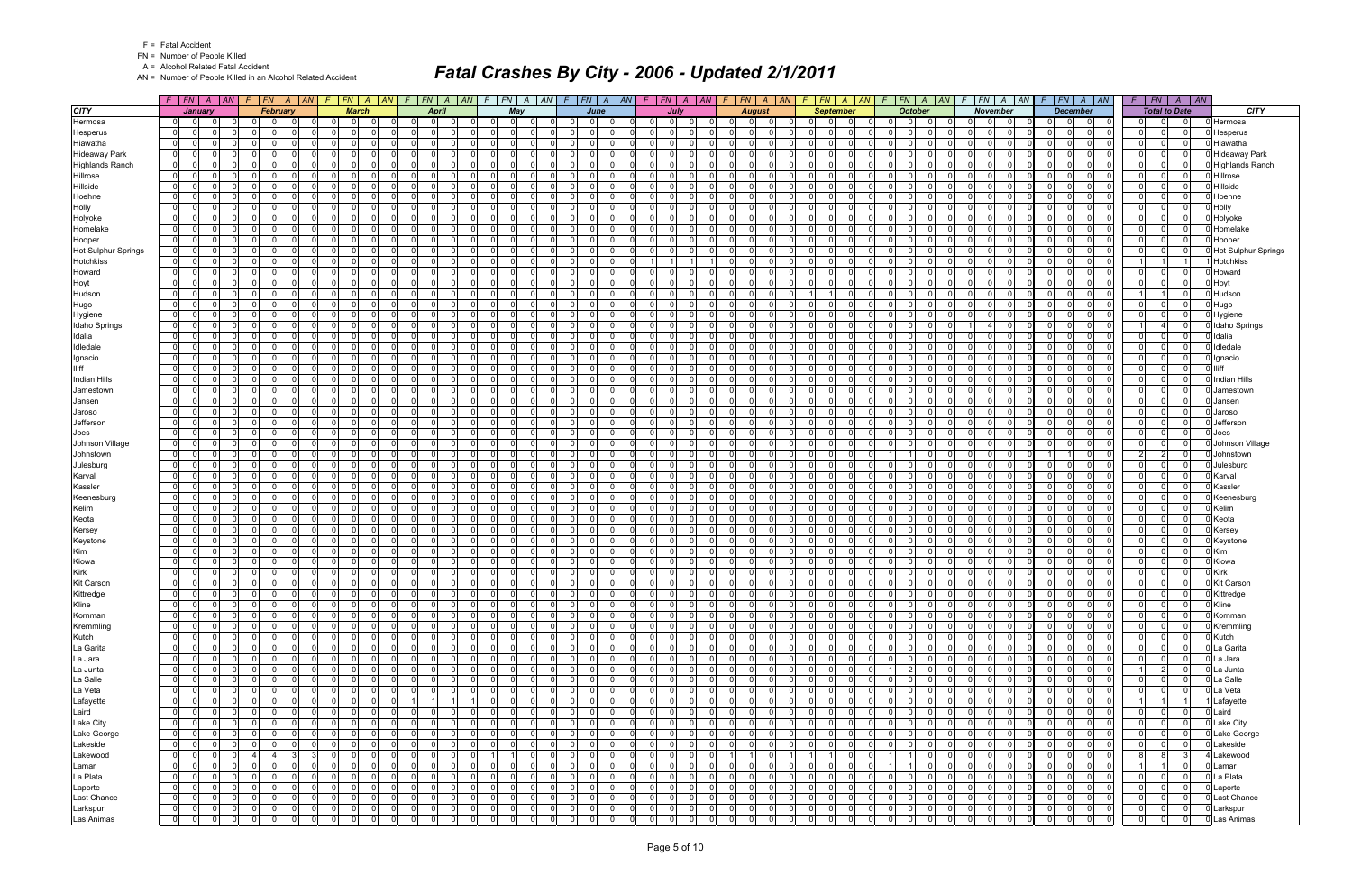F = Fatal Accident
FN = Number of People Killed
A = Alcohol Related Fatal Accident
AN = Number of People Killed in an Alcohol Related Accident

# Fatal Crashes By City - 2006 - Updated 2/1/2011

| CITY | January | | | | February | | | | March | | | | April | | | | May | | | | June | | | | July | | | | August | | | | September | | | | October | | | | November | | | | December | | | | Total to Date | | | | CITY |
|---|---|---|---|---|---|---|---|---|---|---|---|---|---|---|---|---|---|---|---|---|---|---|---|---|---|---|---|---|---|---|---|---|---|---|---|---|---|---|---|---|---|---|---|---|---|---|---|---|---|---|---|---|---|
| | F | FN | A | AN | F | FN | A | AN | F | FN | A | AN | F | FN | A | AN | F | FN | A | AN | F | FN | A | AN | F | FN | A | AN | F | FN | A | AN | F | FN | A | AN | F | FN | A | AN | F | FN | A | AN | F | FN | A | AN | F | FN | A | AN | |
| Hermosa | 0 | 0 | 0 | 0 | 0 | 0 | 0 | 0 | 0 | 0 | 0 | 0 | 0 | 0 | 0 | 0 | 0 | 0 | 0 | 0 | 0 | 0 | 0 | 0 | 0 | 0 | 0 | 0 | 0 | 0 | 0 | 0 | 0 | 0 | 0 | 0 | 0 | 0 | 0 | 0 | 0 | 0 | 0 | 0 | 0 | 0 | 0 | 0 | 0 | 0 | 0 | 0 | Hermosa |
| Hesperus | 0 | 0 | 0 | 0 | 0 | 0 | 0 | 0 | 0 | 0 | 0 | 0 | 0 | 0 | 0 | 0 | 0 | 0 | 0 | 0 | 0 | 0 | 0 | 0 | 0 | 0 | 0 | 0 | 0 | 0 | 0 | 0 | 0 | 0 | 0 | 0 | 0 | 0 | 0 | 0 | 0 | 0 | 0 | 0 | 0 | 0 | 0 | 0 | 0 | 0 | 0 | 0 | Hesperus |
| Hiawatha | 0 | 0 | 0 | 0 | 0 | 0 | 0 | 0 | 0 | 0 | 0 | 0 | 0 | 0 | 0 | 0 | 0 | 0 | 0 | 0 | 0 | 0 | 0 | 0 | 0 | 0 | 0 | 0 | 0 | 0 | 0 | 0 | 0 | 0 | 0 | 0 | 0 | 0 | 0 | 0 | 0 | 0 | 0 | 0 | 0 | 0 | 0 | 0 | 0 | 0 | 0 | 0 | Hiawatha |
| Hideaway Park | 0 | 0 | 0 | 0 | 0 | 0 | 0 | 0 | 0 | 0 | 0 | 0 | 0 | 0 | 0 | 0 | 0 | 0 | 0 | 0 | 0 | 0 | 0 | 0 | 0 | 0 | 0 | 0 | 0 | 0 | 0 | 0 | 0 | 0 | 0 | 0 | 0 | 0 | 0 | 0 | 0 | 0 | 0 | 0 | 0 | 0 | 0 | 0 | 0 | 0 | 0 | 0 | Hideaway Park |
| Highlands Ranch | 0 | 0 | 0 | 0 | 0 | 0 | 0 | 0 | 0 | 0 | 0 | 0 | 0 | 0 | 0 | 0 | 0 | 0 | 0 | 0 | 0 | 0 | 0 | 0 | 0 | 0 | 0 | 0 | 0 | 0 | 0 | 0 | 0 | 0 | 0 | 0 | 0 | 0 | 0 | 0 | 0 | 0 | 0 | 0 | 0 | 0 | 0 | 0 | 0 | 0 | 0 | 0 | Highlands Ranch |
| Hillrose | 0 | 0 | 0 | 0 | 0 | 0 | 0 | 0 | 0 | 0 | 0 | 0 | 0 | 0 | 0 | 0 | 0 | 0 | 0 | 0 | 0 | 0 | 0 | 0 | 0 | 0 | 0 | 0 | 0 | 0 | 0 | 0 | 0 | 0 | 0 | 0 | 0 | 0 | 0 | 0 | 0 | 0 | 0 | 0 | 0 | 0 | 0 | 0 | 0 | 0 | 0 | 0 | Hillrose |
| Hillside | 0 | 0 | 0 | 0 | 0 | 0 | 0 | 0 | 0 | 0 | 0 | 0 | 0 | 0 | 0 | 0 | 0 | 0 | 0 | 0 | 0 | 0 | 0 | 0 | 0 | 0 | 0 | 0 | 0 | 0 | 0 | 0 | 0 | 0 | 0 | 0 | 0 | 0 | 0 | 0 | 0 | 0 | 0 | 0 | 0 | 0 | 0 | 0 | 0 | 0 | 0 | 0 | Hillside |
| Hoehne | 0 | 0 | 0 | 0 | 0 | 0 | 0 | 0 | 0 | 0 | 0 | 0 | 0 | 0 | 0 | 0 | 0 | 0 | 0 | 0 | 0 | 0 | 0 | 0 | 0 | 0 | 0 | 0 | 0 | 0 | 0 | 0 | 0 | 0 | 0 | 0 | 0 | 0 | 0 | 0 | 0 | 0 | 0 | 0 | 0 | 0 | 0 | 0 | 0 | 0 | 0 | 0 | Hoehne |
| Holly | 0 | 0 | 0 | 0 | 0 | 0 | 0 | 0 | 0 | 0 | 0 | 0 | 0 | 0 | 0 | 0 | 0 | 0 | 0 | 0 | 0 | 0 | 0 | 0 | 0 | 0 | 0 | 0 | 0 | 0 | 0 | 0 | 0 | 0 | 0 | 0 | 0 | 0 | 0 | 0 | 0 | 0 | 0 | 0 | 0 | 0 | 0 | 0 | 0 | 0 | 0 | 0 | Holly |
| Holyoke | 0 | 0 | 0 | 0 | 0 | 0 | 0 | 0 | 0 | 0 | 0 | 0 | 0 | 0 | 0 | 0 | 0 | 0 | 0 | 0 | 0 | 0 | 0 | 0 | 0 | 0 | 0 | 0 | 0 | 0 | 0 | 0 | 0 | 0 | 0 | 0 | 0 | 0 | 0 | 0 | 0 | 0 | 0 | 0 | 0 | 0 | 0 | 0 | 0 | 0 | 0 | 0 | Holyoke |
| Homelake | 0 | 0 | 0 | 0 | 0 | 0 | 0 | 0 | 0 | 0 | 0 | 0 | 0 | 0 | 0 | 0 | 0 | 0 | 0 | 0 | 0 | 0 | 0 | 0 | 0 | 0 | 0 | 0 | 0 | 0 | 0 | 0 | 0 | 0 | 0 | 0 | 0 | 0 | 0 | 0 | 0 | 0 | 0 | 0 | 0 | 0 | 0 | 0 | 0 | 0 | 0 | 0 | Homelake |
| Hooper | 0 | 0 | 0 | 0 | 0 | 0 | 0 | 0 | 0 | 0 | 0 | 0 | 0 | 0 | 0 | 0 | 0 | 0 | 0 | 0 | 0 | 0 | 0 | 0 | 0 | 0 | 0 | 0 | 0 | 0 | 0 | 0 | 0 | 0 | 0 | 0 | 0 | 0 | 0 | 0 | 0 | 0 | 0 | 0 | 0 | 0 | 0 | 0 | 0 | 0 | 0 | 0 | Hooper |
| Hot Sulphur Springs | 0 | 0 | 0 | 0 | 0 | 0 | 0 | 0 | 0 | 0 | 0 | 0 | 0 | 0 | 0 | 0 | 0 | 0 | 0 | 0 | 0 | 0 | 0 | 0 | 0 | 0 | 0 | 0 | 0 | 0 | 0 | 0 | 0 | 0 | 0 | 0 | 0 | 0 | 0 | 0 | 0 | 0 | 0 | 0 | 0 | 0 | 0 | 0 | 0 | 0 | 0 | 0 | Hot Sulphur Springs |
| Hotchkiss | 0 | 0 | 0 | 0 | 0 | 0 | 0 | 0 | 0 | 0 | 0 | 0 | 0 | 0 | 0 | 0 | 0 | 0 | 0 | 0 | 0 | 0 | 0 | 0 | 1 | 1 | 1 | 1 | 0 | 0 | 0 | 0 | 0 | 0 | 0 | 0 | 0 | 0 | 0 | 0 | 0 | 0 | 0 | 0 | 0 | 0 | 0 | 0 | 1 | 1 | 1 | 1 | Hotchkiss |
| Howard | 0 | 0 | 0 | 0 | 0 | 0 | 0 | 0 | 0 | 0 | 0 | 0 | 0 | 0 | 0 | 0 | 0 | 0 | 0 | 0 | 0 | 0 | 0 | 0 | 0 | 0 | 0 | 0 | 0 | 0 | 0 | 0 | 0 | 0 | 0 | 0 | 0 | 0 | 0 | 0 | 0 | 0 | 0 | 0 | 0 | 0 | 0 | 0 | 0 | 0 | 0 | 0 | Howard |
| Hoyt | 0 | 0 | 0 | 0 | 0 | 0 | 0 | 0 | 0 | 0 | 0 | 0 | 0 | 0 | 0 | 0 | 0 | 0 | 0 | 0 | 0 | 0 | 0 | 0 | 0 | 0 | 0 | 0 | 0 | 0 | 0 | 0 | 0 | 0 | 0 | 0 | 0 | 0 | 0 | 0 | 0 | 0 | 0 | 0 | 0 | 0 | 0 | 0 | 0 | 0 | 0 | 0 | Hoyt |
| Hudson | 0 | 0 | 0 | 0 | 0 | 0 | 0 | 0 | 0 | 0 | 0 | 0 | 0 | 0 | 0 | 0 | 0 | 0 | 0 | 0 | 0 | 0 | 0 | 0 | 0 | 0 | 0 | 0 | 0 | 0 | 0 | 0 | 1 | 1 | 0 | 0 | 0 | 0 | 0 | 0 | 0 | 0 | 0 | 0 | 0 | 0 | 0 | 0 | 1 | 1 | 0 | 0 | Hudson |
| Hugo | 0 | 0 | 0 | 0 | 0 | 0 | 0 | 0 | 0 | 0 | 0 | 0 | 0 | 0 | 0 | 0 | 0 | 0 | 0 | 0 | 0 | 0 | 0 | 0 | 0 | 0 | 0 | 0 | 0 | 0 | 0 | 0 | 0 | 0 | 0 | 0 | 0 | 0 | 0 | 0 | 0 | 0 | 0 | 0 | 0 | 0 | 0 | 0 | 0 | 0 | 0 | 0 | Hugo |
| Hygiene | 0 | 0 | 0 | 0 | 0 | 0 | 0 | 0 | 0 | 0 | 0 | 0 | 0 | 0 | 0 | 0 | 0 | 0 | 0 | 0 | 0 | 0 | 0 | 0 | 0 | 0 | 0 | 0 | 0 | 0 | 0 | 0 | 0 | 0 | 0 | 0 | 0 | 0 | 0 | 0 | 0 | 0 | 0 | 0 | 0 | 0 | 0 | 0 | 0 | 0 | 0 | 0 | Hygiene |
| Idaho Springs | 0 | 0 | 0 | 0 | 0 | 0 | 0 | 0 | 0 | 0 | 0 | 0 | 0 | 0 | 0 | 0 | 0 | 0 | 0 | 0 | 0 | 0 | 0 | 0 | 0 | 0 | 0 | 0 | 0 | 0 | 0 | 0 | 0 | 0 | 0 | 0 | 0 | 0 | 0 | 0 | 1 | 4 | 0 | 0 | 0 | 0 | 0 | 0 | 1 | 4 | 0 | 0 | Idaho Springs |
| Idalia | 0 | 0 | 0 | 0 | 0 | 0 | 0 | 0 | 0 | 0 | 0 | 0 | 0 | 0 | 0 | 0 | 0 | 0 | 0 | 0 | 0 | 0 | 0 | 0 | 0 | 0 | 0 | 0 | 0 | 0 | 0 | 0 | 0 | 0 | 0 | 0 | 0 | 0 | 0 | 0 | 0 | 0 | 0 | 0 | 0 | 0 | 0 | 0 | 0 | 0 | 0 | 0 | Idalia |
| Idledale | 0 | 0 | 0 | 0 | 0 | 0 | 0 | 0 | 0 | 0 | 0 | 0 | 0 | 0 | 0 | 0 | 0 | 0 | 0 | 0 | 0 | 0 | 0 | 0 | 0 | 0 | 0 | 0 | 0 | 0 | 0 | 0 | 0 | 0 | 0 | 0 | 0 | 0 | 0 | 0 | 0 | 0 | 0 | 0 | 0 | 0 | 0 | 0 | 0 | 0 | 0 | 0 | Idledale |
| Ignacio | 0 | 0 | 0 | 0 | 0 | 0 | 0 | 0 | 0 | 0 | 0 | 0 | 0 | 0 | 0 | 0 | 0 | 0 | 0 | 0 | 0 | 0 | 0 | 0 | 0 | 0 | 0 | 0 | 0 | 0 | 0 | 0 | 0 | 0 | 0 | 0 | 0 | 0 | 0 | 0 | 0 | 0 | 0 | 0 | 0 | 0 | 0 | 0 | 0 | 0 | 0 | 0 | Ignacio |
| Iliff | 0 | 0 | 0 | 0 | 0 | 0 | 0 | 0 | 0 | 0 | 0 | 0 | 0 | 0 | 0 | 0 | 0 | 0 | 0 | 0 | 0 | 0 | 0 | 0 | 0 | 0 | 0 | 0 | 0 | 0 | 0 | 0 | 0 | 0 | 0 | 0 | 0 | 0 | 0 | 0 | 0 | 0 | 0 | 0 | 0 | 0 | 0 | 0 | 0 | 0 | 0 | 0 | Iliff |
| Indian Hills | 0 | 0 | 0 | 0 | 0 | 0 | 0 | 0 | 0 | 0 | 0 | 0 | 0 | 0 | 0 | 0 | 0 | 0 | 0 | 0 | 0 | 0 | 0 | 0 | 0 | 0 | 0 | 0 | 0 | 0 | 0 | 0 | 0 | 0 | 0 | 0 | 0 | 0 | 0 | 0 | 0 | 0 | 0 | 0 | 0 | 0 | 0 | 0 | 0 | 0 | 0 | 0 | Indian Hills |
| Jamestown | 0 | 0 | 0 | 0 | 0 | 0 | 0 | 0 | 0 | 0 | 0 | 0 | 0 | 0 | 0 | 0 | 0 | 0 | 0 | 0 | 0 | 0 | 0 | 0 | 0 | 0 | 0 | 0 | 0 | 0 | 0 | 0 | 0 | 0 | 0 | 0 | 0 | 0 | 0 | 0 | 0 | 0 | 0 | 0 | 0 | 0 | 0 | 0 | 0 | 0 | 0 | 0 | Jamestown |
| Jansen | 0 | 0 | 0 | 0 | 0 | 0 | 0 | 0 | 0 | 0 | 0 | 0 | 0 | 0 | 0 | 0 | 0 | 0 | 0 | 0 | 0 | 0 | 0 | 0 | 0 | 0 | 0 | 0 | 0 | 0 | 0 | 0 | 0 | 0 | 0 | 0 | 0 | 0 | 0 | 0 | 0 | 0 | 0 | 0 | 0 | 0 | 0 | 0 | 0 | 0 | 0 | 0 | Jansen |
| Jaroso | 0 | 0 | 0 | 0 | 0 | 0 | 0 | 0 | 0 | 0 | 0 | 0 | 0 | 0 | 0 | 0 | 0 | 0 | 0 | 0 | 0 | 0 | 0 | 0 | 0 | 0 | 0 | 0 | 0 | 0 | 0 | 0 | 0 | 0 | 0 | 0 | 0 | 0 | 0 | 0 | 0 | 0 | 0 | 0 | 0 | 0 | 0 | 0 | 0 | 0 | 0 | 0 | Jaroso |
| Jefferson | 0 | 0 | 0 | 0 | 0 | 0 | 0 | 0 | 0 | 0 | 0 | 0 | 0 | 0 | 0 | 0 | 0 | 0 | 0 | 0 | 0 | 0 | 0 | 0 | 0 | 0 | 0 | 0 | 0 | 0 | 0 | 0 | 0 | 0 | 0 | 0 | 0 | 0 | 0 | 0 | 0 | 0 | 0 | 0 | 0 | 0 | 0 | 0 | 0 | 0 | 0 | 0 | Jefferson |
| Joes | 0 | 0 | 0 | 0 | 0 | 0 | 0 | 0 | 0 | 0 | 0 | 0 | 0 | 0 | 0 | 0 | 0 | 0 | 0 | 0 | 0 | 0 | 0 | 0 | 0 | 0 | 0 | 0 | 0 | 0 | 0 | 0 | 0 | 0 | 0 | 0 | 0 | 0 | 0 | 0 | 0 | 0 | 0 | 0 | 0 | 0 | 0 | 0 | 0 | 0 | 0 | 0 | Joes |
| Johnson Village | 0 | 0 | 0 | 0 | 0 | 0 | 0 | 0 | 0 | 0 | 0 | 0 | 0 | 0 | 0 | 0 | 0 | 0 | 0 | 0 | 0 | 0 | 0 | 0 | 0 | 0 | 0 | 0 | 0 | 0 | 0 | 0 | 0 | 0 | 0 | 0 | 0 | 0 | 0 | 0 | 0 | 0 | 0 | 0 | 0 | 0 | 0 | 0 | 0 | 0 | 0 | 0 | Johnson Village |
| Johnstown | 0 | 0 | 0 | 0 | 0 | 0 | 0 | 0 | 0 | 0 | 0 | 0 | 0 | 0 | 0 | 0 | 0 | 0 | 0 | 0 | 0 | 0 | 0 | 0 | 0 | 0 | 0 | 0 | 0 | 0 | 0 | 0 | 0 | 0 | 0 | 0 | 1 | 1 | 0 | 0 | 0 | 0 | 0 | 0 | 1 | 1 | 0 | 0 | 2 | 2 | 0 | 0 | Johnstown |
| Julesburg | 0 | 0 | 0 | 0 | 0 | 0 | 0 | 0 | 0 | 0 | 0 | 0 | 0 | 0 | 0 | 0 | 0 | 0 | 0 | 0 | 0 | 0 | 0 | 0 | 0 | 0 | 0 | 0 | 0 | 0 | 0 | 0 | 0 | 0 | 0 | 0 | 0 | 0 | 0 | 0 | 0 | 0 | 0 | 0 | 0 | 0 | 0 | 0 | 0 | 0 | 0 | 0 | Julesburg |
| Karval | 0 | 0 | 0 | 0 | 0 | 0 | 0 | 0 | 0 | 0 | 0 | 0 | 0 | 0 | 0 | 0 | 0 | 0 | 0 | 0 | 0 | 0 | 0 | 0 | 0 | 0 | 0 | 0 | 0 | 0 | 0 | 0 | 0 | 0 | 0 | 0 | 0 | 0 | 0 | 0 | 0 | 0 | 0 | 0 | 0 | 0 | 0 | 0 | 0 | 0 | 0 | 0 | Karval |
| Kassler | 0 | 0 | 0 | 0 | 0 | 0 | 0 | 0 | 0 | 0 | 0 | 0 | 0 | 0 | 0 | 0 | 0 | 0 | 0 | 0 | 0 | 0 | 0 | 0 | 0 | 0 | 0 | 0 | 0 | 0 | 0 | 0 | 0 | 0 | 0 | 0 | 0 | 0 | 0 | 0 | 0 | 0 | 0 | 0 | 0 | 0 | 0 | 0 | 0 | 0 | 0 | 0 | Kassler |
| Keenesburg | 0 | 0 | 0 | 0 | 0 | 0 | 0 | 0 | 0 | 0 | 0 | 0 | 0 | 0 | 0 | 0 | 0 | 0 | 0 | 0 | 0 | 0 | 0 | 0 | 0 | 0 | 0 | 0 | 0 | 0 | 0 | 0 | 0 | 0 | 0 | 0 | 0 | 0 | 0 | 0 | 0 | 0 | 0 | 0 | 0 | 0 | 0 | 0 | 0 | 0 | 0 | 0 | Keenesburg |
| Kelim | 0 | 0 | 0 | 0 | 0 | 0 | 0 | 0 | 0 | 0 | 0 | 0 | 0 | 0 | 0 | 0 | 0 | 0 | 0 | 0 | 0 | 0 | 0 | 0 | 0 | 0 | 0 | 0 | 0 | 0 | 0 | 0 | 0 | 0 | 0 | 0 | 0 | 0 | 0 | 0 | 0 | 0 | 0 | 0 | 0 | 0 | 0 | 0 | 0 | 0 | 0 | 0 | Kelim |
| Keota | 0 | 0 | 0 | 0 | 0 | 0 | 0 | 0 | 0 | 0 | 0 | 0 | 0 | 0 | 0 | 0 | 0 | 0 | 0 | 0 | 0 | 0 | 0 | 0 | 0 | 0 | 0 | 0 | 0 | 0 | 0 | 0 | 0 | 0 | 0 | 0 | 0 | 0 | 0 | 0 | 0 | 0 | 0 | 0 | 0 | 0 | 0 | 0 | 0 | 0 | 0 | 0 | Keota |
| Kersey | 0 | 0 | 0 | 0 | 0 | 0 | 0 | 0 | 0 | 0 | 0 | 0 | 0 | 0 | 0 | 0 | 0 | 0 | 0 | 0 | 0 | 0 | 0 | 0 | 0 | 0 | 0 | 0 | 0 | 0 | 0 | 0 | 0 | 0 | 0 | 0 | 0 | 0 | 0 | 0 | 0 | 0 | 0 | 0 | 0 | 0 | 0 | 0 | 0 | 0 | 0 | 0 | Kersey |
| Keystone | 0 | 0 | 0 | 0 | 0 | 0 | 0 | 0 | 0 | 0 | 0 | 0 | 0 | 0 | 0 | 0 | 0 | 0 | 0 | 0 | 0 | 0 | 0 | 0 | 0 | 0 | 0 | 0 | 0 | 0 | 0 | 0 | 0 | 0 | 0 | 0 | 0 | 0 | 0 | 0 | 0 | 0 | 0 | 0 | 0 | 0 | 0 | 0 | 0 | 0 | 0 | 0 | Keystone |
| Kim | 0 | 0 | 0 | 0 | 0 | 0 | 0 | 0 | 0 | 0 | 0 | 0 | 0 | 0 | 0 | 0 | 0 | 0 | 0 | 0 | 0 | 0 | 0 | 0 | 0 | 0 | 0 | 0 | 0 | 0 | 0 | 0 | 0 | 0 | 0 | 0 | 0 | 0 | 0 | 0 | 0 | 0 | 0 | 0 | 0 | 0 | 0 | 0 | 0 | 0 | 0 | 0 | Kim |
| Kiowa | 0 | 0 | 0 | 0 | 0 | 0 | 0 | 0 | 0 | 0 | 0 | 0 | 0 | 0 | 0 | 0 | 0 | 0 | 0 | 0 | 0 | 0 | 0 | 0 | 0 | 0 | 0 | 0 | 0 | 0 | 0 | 0 | 0 | 0 | 0 | 0 | 0 | 0 | 0 | 0 | 0 | 0 | 0 | 0 | 0 | 0 | 0 | 0 | 0 | 0 | 0 | 0 | Kiowa |
| Kirk | 0 | 0 | 0 | 0 | 0 | 0 | 0 | 0 | 0 | 0 | 0 | 0 | 0 | 0 | 0 | 0 | 0 | 0 | 0 | 0 | 0 | 0 | 0 | 0 | 0 | 0 | 0 | 0 | 0 | 0 | 0 | 0 | 0 | 0 | 0 | 0 | 0 | 0 | 0 | 0 | 0 | 0 | 0 | 0 | 0 | 0 | 0 | 0 | 0 | 0 | 0 | 0 | Kirk |
| Kit Carson | 0 | 0 | 0 | 0 | 0 | 0 | 0 | 0 | 0 | 0 | 0 | 0 | 0 | 0 | 0 | 0 | 0 | 0 | 0 | 0 | 0 | 0 | 0 | 0 | 0 | 0 | 0 | 0 | 0 | 0 | 0 | 0 | 0 | 0 | 0 | 0 | 0 | 0 | 0 | 0 | 0 | 0 | 0 | 0 | 0 | 0 | 0 | 0 | 0 | 0 | 0 | 0 | Kit Carson |
| Kittredge | 0 | 0 | 0 | 0 | 0 | 0 | 0 | 0 | 0 | 0 | 0 | 0 | 0 | 0 | 0 | 0 | 0 | 0 | 0 | 0 | 0 | 0 | 0 | 0 | 0 | 0 | 0 | 0 | 0 | 0 | 0 | 0 | 0 | 0 | 0 | 0 | 0 | 0 | 0 | 0 | 0 | 0 | 0 | 0 | 0 | 0 | 0 | 0 | 0 | 0 | 0 | 0 | Kittredge |
| Kline | 0 | 0 | 0 | 0 | 0 | 0 | 0 | 0 | 0 | 0 | 0 | 0 | 0 | 0 | 0 | 0 | 0 | 0 | 0 | 0 | 0 | 0 | 0 | 0 | 0 | 0 | 0 | 0 | 0 | 0 | 0 | 0 | 0 | 0 | 0 | 0 | 0 | 0 | 0 | 0 | 0 | 0 | 0 | 0 | 0 | 0 | 0 | 0 | 0 | 0 | 0 | 0 | Kline |
| Kornman | 0 | 0 | 0 | 0 | 0 | 0 | 0 | 0 | 0 | 0 | 0 | 0 | 0 | 0 | 0 | 0 | 0 | 0 | 0 | 0 | 0 | 0 | 0 | 0 | 0 | 0 | 0 | 0 | 0 | 0 | 0 | 0 | 0 | 0 | 0 | 0 | 0 | 0 | 0 | 0 | 0 | 0 | 0 | 0 | 0 | 0 | 0 | 0 | 0 | 0 | 0 | 0 | Kornman |
| Kremmling | 0 | 0 | 0 | 0 | 0 | 0 | 0 | 0 | 0 | 0 | 0 | 0 | 0 | 0 | 0 | 0 | 0 | 0 | 0 | 0 | 0 | 0 | 0 | 0 | 0 | 0 | 0 | 0 | 0 | 0 | 0 | 0 | 0 | 0 | 0 | 0 | 0 | 0 | 0 | 0 | 0 | 0 | 0 | 0 | 0 | 0 | 0 | 0 | 0 | 0 | 0 | 0 | Kremmling |
| Kutch | 0 | 0 | 0 | 0 | 0 | 0 | 0 | 0 | 0 | 0 | 0 | 0 | 0 | 0 | 0 | 0 | 0 | 0 | 0 | 0 | 0 | 0 | 0 | 0 | 0 | 0 | 0 | 0 | 0 | 0 | 0 | 0 | 0 | 0 | 0 | 0 | 0 | 0 | 0 | 0 | 0 | 0 | 0 | 0 | 0 | 0 | 0 | 0 | 0 | 0 | 0 | 0 | Kutch |
| La Garita | 0 | 0 | 0 | 0 | 0 | 0 | 0 | 0 | 0 | 0 | 0 | 0 | 0 | 0 | 0 | 0 | 0 | 0 | 0 | 0 | 0 | 0 | 0 | 0 | 0 | 0 | 0 | 0 | 0 | 0 | 0 | 0 | 0 | 0 | 0 | 0 | 0 | 0 | 0 | 0 | 0 | 0 | 0 | 0 | 0 | 0 | 0 | 0 | 0 | 0 | 0 | 0 | La Garita |
| La Jara | 0 | 0 | 0 | 0 | 0 | 0 | 0 | 0 | 0 | 0 | 0 | 0 | 0 | 0 | 0 | 0 | 0 | 0 | 0 | 0 | 0 | 0 | 0 | 0 | 0 | 0 | 0 | 0 | 0 | 0 | 0 | 0 | 0 | 0 | 0 | 0 | 0 | 0 | 0 | 0 | 0 | 0 | 0 | 0 | 0 | 0 | 0 | 0 | 0 | 0 | 0 | 0 | La Jara |
| La Junta | 0 | 0 | 0 | 0 | 0 | 0 | 0 | 0 | 0 | 0 | 0 | 0 | 0 | 0 | 0 | 0 | 0 | 0 | 0 | 0 | 0 | 0 | 0 | 0 | 0 | 0 | 0 | 0 | 0 | 0 | 0 | 0 | 0 | 0 | 0 | 0 | 1 | 2 | 0 | 0 | 0 | 0 | 0 | 0 | 0 | 0 | 0 | 0 | 1 | 2 | 0 | 0 | La Junta |
| La Salle | 0 | 0 | 0 | 0 | 0 | 0 | 0 | 0 | 0 | 0 | 0 | 0 | 0 | 0 | 0 | 0 | 0 | 0 | 0 | 0 | 0 | 0 | 0 | 0 | 0 | 0 | 0 | 0 | 0 | 0 | 0 | 0 | 0 | 0 | 0 | 0 | 0 | 0 | 0 | 0 | 0 | 0 | 0 | 0 | 0 | 0 | 0 | 0 | 0 | 0 | 0 | 0 | La Salle |
| La Veta | 0 | 0 | 0 | 0 | 0 | 0 | 0 | 0 | 0 | 0 | 0 | 0 | 0 | 0 | 0 | 0 | 0 | 0 | 0 | 0 | 0 | 0 | 0 | 0 | 0 | 0 | 0 | 0 | 0 | 0 | 0 | 0 | 0 | 0 | 0 | 0 | 0 | 0 | 0 | 0 | 0 | 0 | 0 | 0 | 0 | 0 | 0 | 0 | 0 | 0 | 0 | 0 | La Veta |
| Lafayette | 0 | 0 | 0 | 0 | 0 | 0 | 0 | 0 | 0 | 0 | 0 | 0 | 1 | 1 | 1 | 1 | 0 | 0 | 0 | 0 | 0 | 0 | 0 | 0 | 0 | 0 | 0 | 0 | 0 | 0 | 0 | 0 | 0 | 0 | 0 | 0 | 0 | 0 | 0 | 0 | 0 | 0 | 0 | 0 | 0 | 0 | 0 | 0 | 1 | 1 | 1 | 1 | Lafayette |
| Laird | 0 | 0 | 0 | 0 | 0 | 0 | 0 | 0 | 0 | 0 | 0 | 0 | 0 | 0 | 0 | 0 | 0 | 0 | 0 | 0 | 0 | 0 | 0 | 0 | 0 | 0 | 0 | 0 | 0 | 0 | 0 | 0 | 0 | 0 | 0 | 0 | 0 | 0 | 0 | 0 | 0 | 0 | 0 | 0 | 0 | 0 | 0 | 0 | 0 | 0 | 0 | 0 | Laird |
| Lake City | 0 | 0 | 0 | 0 | 0 | 0 | 0 | 0 | 0 | 0 | 0 | 0 | 0 | 0 | 0 | 0 | 0 | 0 | 0 | 0 | 0 | 0 | 0 | 0 | 0 | 0 | 0 | 0 | 0 | 0 | 0 | 0 | 0 | 0 | 0 | 0 | 0 | 0 | 0 | 0 | 0 | 0 | 0 | 0 | 0 | 0 | 0 | 0 | 0 | 0 | 0 | 0 | Lake City |
| Lake George | 0 | 0 | 0 | 0 | 0 | 0 | 0 | 0 | 0 | 0 | 0 | 0 | 0 | 0 | 0 | 0 | 0 | 0 | 0 | 0 | 0 | 0 | 0 | 0 | 0 | 0 | 0 | 0 | 0 | 0 | 0 | 0 | 0 | 0 | 0 | 0 | 0 | 0 | 0 | 0 | 0 | 0 | 0 | 0 | 0 | 0 | 0 | 0 | 0 | 0 | 0 | 0 | Lake George |
| Lakeside | 0 | 0 | 0 | 0 | 0 | 0 | 0 | 0 | 0 | 0 | 0 | 0 | 0 | 0 | 0 | 0 | 0 | 0 | 0 | 0 | 0 | 0 | 0 | 0 | 0 | 0 | 0 | 0 | 0 | 0 | 0 | 0 | 0 | 0 | 0 | 0 | 0 | 0 | 0 | 0 | 0 | 0 | 0 | 0 | 0 | 0 | 0 | 0 | 0 | 0 | 0 | 0 | Lakeside |
| Lakewood | 0 | 0 | 0 | 0 | 4 | 4 | 3 | 3 | 0 | 0 | 0 | 0 | 0 | 0 | 0 | 0 | 1 | 1 | 0 | 0 | 0 | 0 | 0 | 0 | 0 | 0 | 0 | 0 | 1 | 1 | 0 | 0 | 1 | 1 | 0 | 0 | 1 | 1 | 0 | 0 | 0 | 0 | 0 | 0 | 0 | 0 | 0 | 0 | 8 | 8 | 3 | 4 | Lakewood |
| Lamar | 0 | 0 | 0 | 0 | 0 | 0 | 0 | 0 | 0 | 0 | 0 | 0 | 0 | 0 | 0 | 0 | 0 | 0 | 0 | 0 | 0 | 0 | 0 | 0 | 0 | 0 | 0 | 0 | 0 | 0 | 0 | 0 | 0 | 0 | 0 | 0 | 1 | 1 | 0 | 0 | 0 | 0 | 0 | 0 | 0 | 0 | 0 | 0 | 1 | 1 | 0 | 0 | Lamar |
| La Plata | 0 | 0 | 0 | 0 | 0 | 0 | 0 | 0 | 0 | 0 | 0 | 0 | 0 | 0 | 0 | 0 | 0 | 0 | 0 | 0 | 0 | 0 | 0 | 0 | 0 | 0 | 0 | 0 | 0 | 0 | 0 | 0 | 0 | 0 | 0 | 0 | 0 | 0 | 0 | 0 | 0 | 0 | 0 | 0 | 0 | 0 | 0 | 0 | 0 | 0 | 0 | 0 | La Plata |
| Laporte | 0 | 0 | 0 | 0 | 0 | 0 | 0 | 0 | 0 | 0 | 0 | 0 | 0 | 0 | 0 | 0 | 0 | 0 | 0 | 0 | 0 | 0 | 0 | 0 | 0 | 0 | 0 | 0 | 0 | 0 | 0 | 0 | 0 | 0 | 0 | 0 | 0 | 0 | 0 | 0 | 0 | 0 | 0 | 0 | 0 | 0 | 0 | 0 | 0 | 0 | 0 | 0 | Laporte |
| Last Chance | 0 | 0 | 0 | 0 | 0 | 0 | 0 | 0 | 0 | 0 | 0 | 0 | 0 | 0 | 0 | 0 | 0 | 0 | 0 | 0 | 0 | 0 | 0 | 0 | 0 | 0 | 0 | 0 | 0 | 0 | 0 | 0 | 0 | 0 | 0 | 0 | 0 | 0 | 0 | 0 | 0 | 0 | 0 | 0 | 0 | 0 | 0 | 0 | 0 | 0 | 0 | 0 | Last Chance |
| Larkspur | 0 | 0 | 0 | 0 | 0 | 0 | 0 | 0 | 0 | 0 | 0 | 0 | 0 | 0 | 0 | 0 | 0 | 0 | 0 | 0 | 0 | 0 | 0 | 0 | 0 | 0 | 0 | 0 | 0 | 0 | 0 | 0 | 0 | 0 | 0 | 0 | 0 | 0 | 0 | 0 | 0 | 0 | 0 | 0 | 0 | 0 | 0 | 0 | 0 | 0 | 0 | 0 | Larkspur |
| Las Animas | 0 | 0 | 0 | 0 | 0 | 0 | 0 | 0 | 0 | 0 | 0 | 0 | 0 | 0 | 0 | 0 | 0 | 0 | 0 | 0 | 0 | 0 | 0 | 0 | 0 | 0 | 0 | 0 | 0 | 0 | 0 | 0 | 0 | 0 | 0 | 0 | 0 | 0 | 0 | 0 | 0 | 0 | 0 | 0 | 0 | 0 | 0 | 0 | 0 | 0 | 0 | 0 | Las Animas |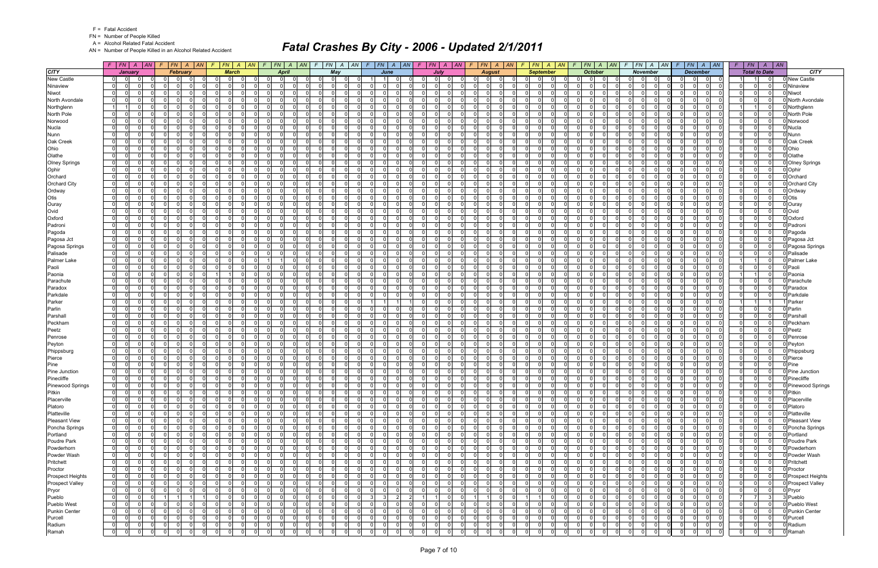F = Fatal Accident
FN = Number of People Killed
A = Alcohol Related Fatal Accident
AN = Number of People Killed in an Alcohol Related Accident

# Fatal Crashes By City - 2006 - Updated 2/1/2011

| CITY | January | | | | February | | | | March | | | | April | | | | May | | | | June | | | | July | | | | August | | | | September | | | | October | | | | November | | | | December | | | | Total to Date | | | | CITY |
|---|---|---|---|---|---|---|---|---|---|---|---|---|---|---|---|---|---|---|---|---|---|---|---|---|---|---|---|---|---|---|---|---|---|---|---|---|---|---|---|---|---|---|---|---|---|---|---|---|---|---|---|---|---|
| | F | FN | A | AN | F | FN | A | AN | F | FN | A | AN | F | FN | A | AN | F | FN | A | AN | F | FN | A | AN | F | FN | A | AN | F | FN | A | AN | F | FN | A | AN | F | FN | A | AN | F | FN | A | AN | F | FN | A | AN | F | FN | A | AN | |
| New Castle | 0 | 0 | 0 | 0 | 0 | 0 | 0 | 0 | 0 | 0 | 0 | 0 | 0 | 0 | 0 | 0 | 0 | 0 | 0 | 0 | 1 | 1 | 0 | 0 | 0 | 0 | 0 | 0 | 0 | 0 | 0 | 0 | 0 | 0 | 0 | 0 | 0 | 0 | 0 | 0 | 0 | 0 | 0 | 0 | 0 | 0 | 0 | 0 | 1 | 1 | 0 | 0 | New Castle |
| Ninaview | 0 | 0 | 0 | 0 | 0 | 0 | 0 | 0 | 0 | 0 | 0 | 0 | 0 | 0 | 0 | 0 | 0 | 0 | 0 | 0 | 0 | 0 | 0 | 0 | 0 | 0 | 0 | 0 | 0 | 0 | 0 | 0 | 0 | 0 | 0 | 0 | 0 | 0 | 0 | 0 | 0 | 0 | 0 | 0 | 0 | 0 | 0 | 0 | 0 | 0 | 0 | 0 | Ninaview |
| Niwot | 0 | 0 | 0 | 0 | 0 | 0 | 0 | 0 | 0 | 0 | 0 | 0 | 0 | 0 | 0 | 0 | 0 | 0 | 0 | 0 | 0 | 0 | 0 | 0 | 0 | 0 | 0 | 0 | 0 | 0 | 0 | 0 | 0 | 0 | 0 | 0 | 0 | 0 | 0 | 0 | 0 | 0 | 0 | 0 | 0 | 0 | 0 | 0 | 0 | 0 | 0 | 0 | Niwot |
| North Avondale | 0 | 0 | 0 | 0 | 0 | 0 | 0 | 0 | 0 | 0 | 0 | 0 | 0 | 0 | 0 | 0 | 0 | 0 | 0 | 0 | 0 | 0 | 0 | 0 | 0 | 0 | 0 | 0 | 0 | 0 | 0 | 0 | 0 | 0 | 0 | 0 | 0 | 0 | 0 | 0 | 0 | 0 | 0 | 0 | 0 | 0 | 0 | 0 | 0 | 0 | 0 | 0 | North Avondale |
| Northglenn | 1 | 1 | 0 | 0 | 0 | 0 | 0 | 0 | 0 | 0 | 0 | 0 | 0 | 0 | 0 | 0 | 0 | 0 | 0 | 0 | 0 | 0 | 0 | 0 | 0 | 0 | 0 | 0 | 0 | 0 | 0 | 0 | 0 | 0 | 0 | 0 | 0 | 0 | 0 | 0 | 0 | 0 | 0 | 0 | 0 | 0 | 0 | 0 | 1 | 1 | 0 | 0 | Northglenn |
| North Pole | 0 | 0 | 0 | 0 | 0 | 0 | 0 | 0 | 0 | 0 | 0 | 0 | 0 | 0 | 0 | 0 | 0 | 0 | 0 | 0 | 0 | 0 | 0 | 0 | 0 | 0 | 0 | 0 | 0 | 0 | 0 | 0 | 0 | 0 | 0 | 0 | 0 | 0 | 0 | 0 | 0 | 0 | 0 | 0 | 0 | 0 | 0 | 0 | 0 | 0 | 0 | 0 | North Pole |
| Norwood | 0 | 0 | 0 | 0 | 0 | 0 | 0 | 0 | 0 | 0 | 0 | 0 | 0 | 0 | 0 | 0 | 0 | 0 | 0 | 0 | 0 | 0 | 0 | 0 | 0 | 0 | 0 | 0 | 0 | 0 | 0 | 0 | 0 | 0 | 0 | 0 | 0 | 0 | 0 | 0 | 0 | 0 | 0 | 0 | 0 | 0 | 0 | 0 | 0 | 0 | 0 | 0 | Norwood |
| Nucla | 0 | 0 | 0 | 0 | 0 | 0 | 0 | 0 | 0 | 0 | 0 | 0 | 0 | 0 | 0 | 0 | 0 | 0 | 0 | 0 | 0 | 0 | 0 | 0 | 0 | 0 | 0 | 0 | 0 | 0 | 0 | 0 | 0 | 0 | 0 | 0 | 0 | 0 | 0 | 0 | 0 | 0 | 0 | 0 | 0 | 0 | 0 | 0 | 0 | 0 | 0 | 0 | Nucla |
| Nunn | 0 | 0 | 0 | 0 | 0 | 0 | 0 | 0 | 0 | 0 | 0 | 0 | 0 | 0 | 0 | 0 | 0 | 0 | 0 | 0 | 0 | 0 | 0 | 0 | 0 | 0 | 0 | 0 | 0 | 0 | 0 | 0 | 0 | 0 | 0 | 0 | 0 | 0 | 0 | 0 | 0 | 0 | 0 | 0 | 0 | 0 | 0 | 0 | 0 | 0 | 0 | 0 | Nunn |
| Oak Creek | 0 | 0 | 0 | 0 | 0 | 0 | 0 | 0 | 0 | 0 | 0 | 0 | 0 | 0 | 0 | 0 | 0 | 0 | 0 | 0 | 0 | 0 | 0 | 0 | 0 | 0 | 0 | 0 | 0 | 0 | 0 | 0 | 0 | 0 | 0 | 0 | 0 | 0 | 0 | 0 | 0 | 0 | 0 | 0 | 0 | 0 | 0 | 0 | 0 | 0 | 0 | 0 | Oak Creek |
| Ohio | 0 | 0 | 0 | 0 | 0 | 0 | 0 | 0 | 0 | 0 | 0 | 0 | 0 | 0 | 0 | 0 | 0 | 0 | 0 | 0 | 0 | 0 | 0 | 0 | 0 | 0 | 0 | 0 | 0 | 0 | 0 | 0 | 0 | 0 | 0 | 0 | 0 | 0 | 0 | 0 | 0 | 0 | 0 | 0 | 0 | 0 | 0 | 0 | 0 | 0 | 0 | 0 | Ohio |
| Olathe | 0 | 0 | 0 | 0 | 0 | 0 | 0 | 0 | 0 | 0 | 0 | 0 | 0 | 0 | 0 | 0 | 0 | 0 | 0 | 0 | 0 | 0 | 0 | 0 | 0 | 0 | 0 | 0 | 0 | 0 | 0 | 0 | 0 | 0 | 0 | 0 | 0 | 0 | 0 | 0 | 0 | 0 | 0 | 0 | 0 | 0 | 0 | 0 | 0 | 0 | 0 | 0 | Olathe |
| Olney Springs | 0 | 0 | 0 | 0 | 0 | 0 | 0 | 0 | 0 | 0 | 0 | 0 | 0 | 0 | 0 | 0 | 0 | 0 | 0 | 0 | 0 | 0 | 0 | 0 | 0 | 0 | 0 | 0 | 0 | 0 | 0 | 0 | 0 | 0 | 0 | 0 | 0 | 0 | 0 | 0 | 0 | 0 | 0 | 0 | 0 | 0 | 0 | 0 | 0 | 0 | 0 | 0 | Olney Springs |
| Ophir | 0 | 0 | 0 | 0 | 0 | 0 | 0 | 0 | 0 | 0 | 0 | 0 | 0 | 0 | 0 | 0 | 0 | 0 | 0 | 0 | 0 | 0 | 0 | 0 | 0 | 0 | 0 | 0 | 0 | 0 | 0 | 0 | 0 | 0 | 0 | 0 | 0 | 0 | 0 | 0 | 0 | 0 | 0 | 0 | 0 | 0 | 0 | 0 | 0 | 0 | 0 | 0 | Ophir |
| Orchard | 0 | 0 | 0 | 0 | 0 | 0 | 0 | 0 | 0 | 0 | 0 | 0 | 0 | 0 | 0 | 0 | 0 | 0 | 0 | 0 | 0 | 0 | 0 | 0 | 0 | 0 | 0 | 0 | 0 | 0 | 0 | 0 | 0 | 0 | 0 | 0 | 0 | 0 | 0 | 0 | 0 | 0 | 0 | 0 | 0 | 0 | 0 | 0 | 0 | 0 | 0 | 0 | Orchard |
| Orchard City | 0 | 0 | 0 | 0 | 0 | 0 | 0 | 0 | 0 | 0 | 0 | 0 | 0 | 0 | 0 | 0 | 0 | 0 | 0 | 0 | 0 | 0 | 0 | 0 | 0 | 0 | 0 | 0 | 0 | 0 | 0 | 0 | 0 | 0 | 0 | 0 | 0 | 0 | 0 | 0 | 0 | 0 | 0 | 0 | 0 | 0 | 0 | 0 | 0 | 0 | 0 | 0 | Orchard City |
| Ordway | 0 | 0 | 0 | 0 | 0 | 0 | 0 | 0 | 0 | 0 | 0 | 0 | 0 | 0 | 0 | 0 | 0 | 0 | 0 | 0 | 0 | 0 | 0 | 0 | 0 | 0 | 0 | 0 | 0 | 0 | 0 | 0 | 0 | 0 | 0 | 0 | 0 | 0 | 0 | 0 | 0 | 0 | 0 | 0 | 0 | 0 | 0 | 0 | 0 | 0 | 0 | 0 | Ordway |
| Otis | 0 | 0 | 0 | 0 | 0 | 0 | 0 | 0 | 0 | 0 | 0 | 0 | 0 | 0 | 0 | 0 | 0 | 0 | 0 | 0 | 0 | 0 | 0 | 0 | 0 | 0 | 0 | 0 | 0 | 0 | 0 | 0 | 0 | 0 | 0 | 0 | 0 | 0 | 0 | 0 | 0 | 0 | 0 | 0 | 0 | 0 | 0 | 0 | 0 | 0 | 0 | 0 | Otis |
| Ouray | 0 | 0 | 0 | 0 | 0 | 0 | 0 | 0 | 0 | 0 | 0 | 0 | 0 | 0 | 0 | 0 | 0 | 0 | 0 | 0 | 0 | 0 | 0 | 0 | 0 | 0 | 0 | 0 | 0 | 0 | 0 | 0 | 0 | 0 | 0 | 0 | 0 | 0 | 0 | 0 | 0 | 0 | 0 | 0 | 0 | 0 | 0 | 0 | 0 | 0 | 0 | 0 | Ouray |
| Ovid | 0 | 0 | 0 | 0 | 0 | 0 | 0 | 0 | 0 | 0 | 0 | 0 | 0 | 0 | 0 | 0 | 0 | 0 | 0 | 0 | 0 | 0 | 0 | 0 | 0 | 0 | 0 | 0 | 0 | 0 | 0 | 0 | 0 | 0 | 0 | 0 | 0 | 0 | 0 | 0 | 0 | 0 | 0 | 0 | 0 | 0 | 0 | 0 | 0 | 0 | 0 | 0 | Ovid |
| Oxford | 0 | 0 | 0 | 0 | 0 | 0 | 0 | 0 | 0 | 0 | 0 | 0 | 0 | 0 | 0 | 0 | 0 | 0 | 0 | 0 | 0 | 0 | 0 | 0 | 0 | 0 | 0 | 0 | 0 | 0 | 0 | 0 | 0 | 0 | 0 | 0 | 0 | 0 | 0 | 0 | 0 | 0 | 0 | 0 | 0 | 0 | 0 | 0 | 0 | 0 | 0 | 0 | Oxford |
| Padroni | 0 | 0 | 0 | 0 | 0 | 0 | 0 | 0 | 0 | 0 | 0 | 0 | 0 | 0 | 0 | 0 | 0 | 0 | 0 | 0 | 0 | 0 | 0 | 0 | 0 | 0 | 0 | 0 | 0 | 0 | 0 | 0 | 0 | 0 | 0 | 0 | 0 | 0 | 0 | 0 | 0 | 0 | 0 | 0 | 0 | 0 | 0 | 0 | 0 | 0 | 0 | 0 | Padroni |
| Pagoda | 0 | 0 | 0 | 0 | 0 | 0 | 0 | 0 | 0 | 0 | 0 | 0 | 0 | 0 | 0 | 0 | 0 | 0 | 0 | 0 | 0 | 0 | 0 | 0 | 0 | 0 | 0 | 0 | 0 | 0 | 0 | 0 | 0 | 0 | 0 | 0 | 0 | 0 | 0 | 0 | 0 | 0 | 0 | 0 | 0 | 0 | 0 | 0 | 0 | 0 | 0 | 0 | Pagoda |
| Pagosa Jct | 0 | 0 | 0 | 0 | 0 | 0 | 0 | 0 | 0 | 0 | 0 | 0 | 0 | 0 | 0 | 0 | 0 | 0 | 0 | 0 | 0 | 0 | 0 | 0 | 0 | 0 | 0 | 0 | 0 | 0 | 0 | 0 | 0 | 0 | 0 | 0 | 0 | 0 | 0 | 0 | 0 | 0 | 0 | 0 | 0 | 0 | 0 | 0 | 0 | 0 | 0 | 0 | Pagosa Jct |
| Pagosa Springs | 0 | 0 | 0 | 0 | 0 | 0 | 0 | 0 | 0 | 0 | 0 | 0 | 0 | 0 | 0 | 0 | 0 | 0 | 0 | 0 | 0 | 0 | 0 | 0 | 0 | 0 | 0 | 0 | 0 | 0 | 0 | 0 | 0 | 0 | 0 | 0 | 0 | 0 | 0 | 0 | 0 | 0 | 0 | 0 | 0 | 0 | 0 | 0 | 0 | 0 | 0 | 0 | Pagosa Springs |
| Palisade | 0 | 0 | 0 | 0 | 0 | 0 | 0 | 0 | 0 | 0 | 0 | 0 | 0 | 0 | 0 | 0 | 0 | 0 | 0 | 0 | 0 | 0 | 0 | 0 | 0 | 0 | 0 | 0 | 0 | 0 | 0 | 0 | 0 | 0 | 0 | 0 | 0 | 0 | 0 | 0 | 0 | 0 | 0 | 0 | 0 | 0 | 0 | 0 | 0 | 0 | 0 | 0 | Palisade |
| Palmer Lake | 0 | 0 | 0 | 0 | 0 | 0 | 0 | 0 | 0 | 0 | 0 | 0 | 1 | 1 | 0 | 0 | 0 | 0 | 0 | 0 | 0 | 0 | 0 | 0 | 0 | 0 | 0 | 0 | 0 | 0 | 0 | 0 | 0 | 0 | 0 | 0 | 0 | 0 | 0 | 0 | 0 | 0 | 0 | 0 | 0 | 0 | 0 | 0 | 1 | 1 | 0 | 0 | Palmer Lake |
| Paoli | 0 | 0 | 0 | 0 | 0 | 0 | 0 | 0 | 0 | 0 | 0 | 0 | 0 | 0 | 0 | 0 | 0 | 0 | 0 | 0 | 0 | 0 | 0 | 0 | 0 | 0 | 0 | 0 | 0 | 0 | 0 | 0 | 0 | 0 | 0 | 0 | 0 | 0 | 0 | 0 | 0 | 0 | 0 | 0 | 0 | 0 | 0 | 0 | 0 | 0 | 0 | 0 | Paoli |
| Paonia | 0 | 0 | 0 | 0 | 0 | 0 | 0 | 0 | 1 | 1 | 0 | 0 | 0 | 0 | 0 | 0 | 0 | 0 | 0 | 0 | 0 | 0 | 0 | 0 | 0 | 0 | 0 | 0 | 0 | 0 | 0 | 0 | 0 | 0 | 0 | 0 | 0 | 0 | 0 | 0 | 0 | 0 | 0 | 0 | 0 | 0 | 0 | 0 | 1 | 1 | 0 | 0 | Paonia |
| Parachute | 0 | 0 | 0 | 0 | 0 | 0 | 0 | 0 | 0 | 0 | 0 | 0 | 0 | 0 | 0 | 0 | 0 | 0 | 0 | 0 | 0 | 0 | 0 | 0 | 0 | 0 | 0 | 0 | 0 | 0 | 0 | 0 | 0 | 0 | 0 | 0 | 0 | 0 | 0 | 0 | 0 | 0 | 0 | 0 | 0 | 0 | 0 | 0 | 0 | 0 | 0 | 0 | Parachute |
| Paradox | 0 | 0 | 0 | 0 | 0 | 0 | 0 | 0 | 0 | 0 | 0 | 0 | 0 | 0 | 0 | 0 | 0 | 0 | 0 | 0 | 0 | 0 | 0 | 0 | 0 | 0 | 0 | 0 | 0 | 0 | 0 | 0 | 0 | 0 | 0 | 0 | 0 | 0 | 0 | 0 | 0 | 0 | 0 | 0 | 0 | 0 | 0 | 0 | 0 | 0 | 0 | 0 | Paradox |
| Parkdale | 0 | 0 | 0 | 0 | 0 | 0 | 0 | 0 | 0 | 0 | 0 | 0 | 0 | 0 | 0 | 0 | 0 | 0 | 0 | 0 | 0 | 0 | 0 | 0 | 0 | 0 | 0 | 0 | 0 | 0 | 0 | 0 | 0 | 0 | 0 | 0 | 0 | 0 | 0 | 0 | 0 | 0 | 0 | 0 | 0 | 0 | 0 | 0 | 0 | 0 | 0 | 0 | Parkdale |
| Parker | 0 | 0 | 0 | 0 | 0 | 0 | 0 | 0 | 0 | 0 | 0 | 0 | 0 | 0 | 0 | 0 | 0 | 0 | 0 | 0 | 1 | 1 | 1 | 1 | 0 | 0 | 0 | 0 | 0 | 0 | 0 | 0 | 0 | 0 | 0 | 0 | 0 | 0 | 0 | 0 | 0 | 0 | 0 | 0 | 0 | 0 | 0 | 0 | 1 | 1 | 1 | 1 | Parker |
| Parlin | 0 | 0 | 0 | 0 | 0 | 0 | 0 | 0 | 0 | 0 | 0 | 0 | 0 | 0 | 0 | 0 | 0 | 0 | 0 | 0 | 0 | 0 | 0 | 0 | 0 | 0 | 0 | 0 | 0 | 0 | 0 | 0 | 0 | 0 | 0 | 0 | 0 | 0 | 0 | 0 | 0 | 0 | 0 | 0 | 0 | 0 | 0 | 0 | 0 | 0 | 0 | 0 | Parlin |
| Parshall | 0 | 0 | 0 | 0 | 0 | 0 | 0 | 0 | 0 | 0 | 0 | 0 | 0 | 0 | 0 | 0 | 0 | 0 | 0 | 0 | 0 | 0 | 0 | 0 | 0 | 0 | 0 | 0 | 0 | 0 | 0 | 0 | 0 | 0 | 0 | 0 | 0 | 0 | 0 | 0 | 0 | 0 | 0 | 0 | 0 | 0 | 0 | 0 | 0 | 0 | 0 | 0 | Parshall |
| Peckham | 0 | 0 | 0 | 0 | 0 | 0 | 0 | 0 | 0 | 0 | 0 | 0 | 0 | 0 | 0 | 0 | 0 | 0 | 0 | 0 | 0 | 0 | 0 | 0 | 0 | 0 | 0 | 0 | 0 | 0 | 0 | 0 | 0 | 0 | 0 | 0 | 0 | 0 | 0 | 0 | 0 | 0 | 0 | 0 | 0 | 0 | 0 | 0 | 0 | 0 | 0 | 0 | Peckham |
| Peetz | 0 | 0 | 0 | 0 | 0 | 0 | 0 | 0 | 0 | 0 | 0 | 0 | 0 | 0 | 0 | 0 | 0 | 0 | 0 | 0 | 0 | 0 | 0 | 0 | 0 | 0 | 0 | 0 | 0 | 0 | 0 | 0 | 0 | 0 | 0 | 0 | 0 | 0 | 0 | 0 | 0 | 0 | 0 | 0 | 0 | 0 | 0 | 0 | 0 | 0 | 0 | 0 | Peetz |
| Penrose | 0 | 0 | 0 | 0 | 0 | 0 | 0 | 0 | 0 | 0 | 0 | 0 | 0 | 0 | 0 | 0 | 0 | 0 | 0 | 0 | 0 | 0 | 0 | 0 | 0 | 0 | 0 | 0 | 0 | 0 | 0 | 0 | 0 | 0 | 0 | 0 | 0 | 0 | 0 | 0 | 0 | 0 | 0 | 0 | 0 | 0 | 0 | 0 | 0 | 0 | 0 | 0 | Penrose |
| Peyton | 0 | 0 | 0 | 0 | 0 | 0 | 0 | 0 | 0 | 0 | 0 | 0 | 0 | 0 | 0 | 0 | 0 | 0 | 0 | 0 | 0 | 0 | 0 | 0 | 0 | 0 | 0 | 0 | 0 | 0 | 0 | 0 | 0 | 0 | 0 | 0 | 0 | 0 | 0 | 0 | 0 | 0 | 0 | 0 | 0 | 0 | 0 | 0 | 0 | 0 | 0 | 0 | Peyton |
| Phippsburg | 0 | 0 | 0 | 0 | 0 | 0 | 0 | 0 | 0 | 0 | 0 | 0 | 0 | 0 | 0 | 0 | 0 | 0 | 0 | 0 | 0 | 0 | 0 | 0 | 0 | 0 | 0 | 0 | 0 | 0 | 0 | 0 | 0 | 0 | 0 | 0 | 0 | 0 | 0 | 0 | 0 | 0 | 0 | 0 | 0 | 0 | 0 | 0 | 0 | 0 | 0 | 0 | Phippsburg |
| Pierce | 0 | 0 | 0 | 0 | 0 | 0 | 0 | 0 | 0 | 0 | 0 | 0 | 0 | 0 | 0 | 0 | 0 | 0 | 0 | 0 | 0 | 0 | 0 | 0 | 0 | 0 | 0 | 0 | 0 | 0 | 0 | 0 | 0 | 0 | 0 | 0 | 0 | 0 | 0 | 0 | 0 | 0 | 0 | 0 | 0 | 0 | 0 | 0 | 0 | 0 | 0 | 0 | Pierce |
| Pine | 0 | 0 | 0 | 0 | 0 | 0 | 0 | 0 | 0 | 0 | 0 | 0 | 0 | 0 | 0 | 0 | 0 | 0 | 0 | 0 | 0 | 0 | 0 | 0 | 0 | 0 | 0 | 0 | 0 | 0 | 0 | 0 | 0 | 0 | 0 | 0 | 0 | 0 | 0 | 0 | 0 | 0 | 0 | 0 | 0 | 0 | 0 | 0 | 0 | 0 | 0 | 0 | Pine |
| Pine Junction | 0 | 0 | 0 | 0 | 0 | 0 | 0 | 0 | 0 | 0 | 0 | 0 | 0 | 0 | 0 | 0 | 0 | 0 | 0 | 0 | 0 | 0 | 0 | 0 | 0 | 0 | 0 | 0 | 0 | 0 | 0 | 0 | 0 | 0 | 0 | 0 | 0 | 0 | 0 | 0 | 0 | 0 | 0 | 0 | 0 | 0 | 0 | 0 | 0 | 0 | 0 | 0 | Pine Junction |
| Pinecliffe | 0 | 0 | 0 | 0 | 0 | 0 | 0 | 0 | 0 | 0 | 0 | 0 | 0 | 0 | 0 | 0 | 0 | 0 | 0 | 0 | 0 | 0 | 0 | 0 | 0 | 0 | 0 | 0 | 0 | 0 | 0 | 0 | 0 | 0 | 0 | 0 | 0 | 0 | 0 | 0 | 0 | 0 | 0 | 0 | 0 | 0 | 0 | 0 | 0 | 0 | 0 | 0 | Pinecliffe |
| Pinewood Springs | 0 | 0 | 0 | 0 | 0 | 0 | 0 | 0 | 0 | 0 | 0 | 0 | 0 | 0 | 0 | 0 | 0 | 0 | 0 | 0 | 0 | 0 | 0 | 0 | 0 | 0 | 0 | 0 | 0 | 0 | 0 | 0 | 0 | 0 | 0 | 0 | 0 | 0 | 0 | 0 | 0 | 0 | 0 | 0 | 0 | 0 | 0 | 0 | 0 | 0 | 0 | 0 | Pinewood Springs |
| Pitkin | 0 | 0 | 0 | 0 | 0 | 0 | 0 | 0 | 0 | 0 | 0 | 0 | 0 | 0 | 0 | 0 | 0 | 0 | 0 | 0 | 0 | 0 | 0 | 0 | 0 | 0 | 0 | 0 | 0 | 0 | 0 | 0 | 0 | 0 | 0 | 0 | 0 | 0 | 0 | 0 | 0 | 0 | 0 | 0 | 0 | 0 | 0 | 0 | 0 | 0 | 0 | 0 | Pitkin |
| Placerville | 0 | 0 | 0 | 0 | 0 | 0 | 0 | 0 | 0 | 0 | 0 | 0 | 0 | 0 | 0 | 0 | 0 | 0 | 0 | 0 | 0 | 0 | 0 | 0 | 0 | 0 | 0 | 0 | 0 | 0 | 0 | 0 | 0 | 0 | 0 | 0 | 0 | 0 | 0 | 0 | 0 | 0 | 0 | 0 | 0 | 0 | 0 | 0 | 0 | 0 | 0 | 0 | Placerville |
| Platoro | 0 | 0 | 0 | 0 | 0 | 0 | 0 | 0 | 0 | 0 | 0 | 0 | 0 | 0 | 0 | 0 | 0 | 0 | 0 | 0 | 0 | 0 | 0 | 0 | 0 | 0 | 0 | 0 | 0 | 0 | 0 | 0 | 0 | 0 | 0 | 0 | 0 | 0 | 0 | 0 | 0 | 0 | 0 | 0 | 0 | 0 | 0 | 0 | 0 | 0 | 0 | 0 | Platoro |
| Platteville | 0 | 0 | 0 | 0 | 0 | 0 | 0 | 0 | 0 | 0 | 0 | 0 | 0 | 0 | 0 | 0 | 0 | 0 | 0 | 0 | 0 | 0 | 0 | 0 | 0 | 0 | 0 | 0 | 0 | 0 | 0 | 0 | 0 | 0 | 0 | 0 | 0 | 0 | 0 | 0 | 0 | 0 | 0 | 0 | 0 | 0 | 0 | 0 | 0 | 0 | 0 | 0 | Platteville |
| Pleasant View | 0 | 0 | 0 | 0 | 0 | 0 | 0 | 0 | 0 | 0 | 0 | 0 | 0 | 0 | 0 | 0 | 0 | 0 | 0 | 0 | 0 | 0 | 0 | 0 | 0 | 0 | 0 | 0 | 0 | 0 | 0 | 0 | 0 | 0 | 0 | 0 | 0 | 0 | 0 | 0 | 0 | 0 | 0 | 0 | 0 | 0 | 0 | 0 | 0 | 0 | 0 | 0 | Pleasant View |
| Poncha Springs | 0 | 0 | 0 | 0 | 0 | 0 | 0 | 0 | 0 | 0 | 0 | 0 | 0 | 0 | 0 | 0 | 0 | 0 | 0 | 0 | 0 | 0 | 0 | 0 | 0 | 0 | 0 | 0 | 0 | 0 | 0 | 0 | 0 | 0 | 0 | 0 | 0 | 0 | 0 | 0 | 0 | 0 | 0 | 0 | 0 | 0 | 0 | 0 | 0 | 0 | 0 | 0 | Poncha Springs |
| Portland | 0 | 0 | 0 | 0 | 0 | 0 | 0 | 0 | 0 | 0 | 0 | 0 | 0 | 0 | 0 | 0 | 0 | 0 | 0 | 0 | 0 | 0 | 0 | 0 | 0 | 0 | 0 | 0 | 0 | 0 | 0 | 0 | 0 | 0 | 0 | 0 | 0 | 0 | 0 | 0 | 0 | 0 | 0 | 0 | 0 | 0 | 0 | 0 | 0 | 0 | 0 | 0 | Portland |
| Poudre Park | 0 | 0 | 0 | 0 | 0 | 0 | 0 | 0 | 0 | 0 | 0 | 0 | 0 | 0 | 0 | 0 | 0 | 0 | 0 | 0 | 0 | 0 | 0 | 0 | 0 | 0 | 0 | 0 | 0 | 0 | 0 | 0 | 0 | 0 | 0 | 0 | 0 | 0 | 0 | 0 | 0 | 0 | 0 | 0 | 0 | 0 | 0 | 0 | 0 | 0 | 0 | 0 | Poudre Park |
| Powderhorn | 0 | 0 | 0 | 0 | 0 | 0 | 0 | 0 | 0 | 0 | 0 | 0 | 0 | 0 | 0 | 0 | 0 | 0 | 0 | 0 | 0 | 0 | 0 | 0 | 0 | 0 | 0 | 0 | 0 | 0 | 0 | 0 | 0 | 0 | 0 | 0 | 0 | 0 | 0 | 0 | 0 | 0 | 0 | 0 | 0 | 0 | 0 | 0 | 0 | 0 | 0 | 0 | Powderhorn |
| Powder Wash | 0 | 0 | 0 | 0 | 0 | 0 | 0 | 0 | 0 | 0 | 0 | 0 | 0 | 0 | 0 | 0 | 0 | 0 | 0 | 0 | 0 | 0 | 0 | 0 | 0 | 0 | 0 | 0 | 0 | 0 | 0 | 0 | 0 | 0 | 0 | 0 | 0 | 0 | 0 | 0 | 0 | 0 | 0 | 0 | 0 | 0 | 0 | 0 | 0 | 0 | 0 | 0 | Powder Wash |
| Pritchett | 0 | 0 | 0 | 0 | 0 | 0 | 0 | 0 | 0 | 0 | 0 | 0 | 0 | 0 | 0 | 0 | 0 | 0 | 0 | 0 | 0 | 0 | 0 | 0 | 0 | 0 | 0 | 0 | 0 | 0 | 0 | 0 | 0 | 0 | 0 | 0 | 0 | 0 | 0 | 0 | 0 | 0 | 0 | 0 | 0 | 0 | 0 | 0 | 0 | 0 | 0 | 0 | Pritchett |
| Proctor | 0 | 0 | 0 | 0 | 0 | 0 | 0 | 0 | 0 | 0 | 0 | 0 | 0 | 0 | 0 | 0 | 0 | 0 | 0 | 0 | 0 | 0 | 0 | 0 | 0 | 0 | 0 | 0 | 0 | 0 | 0 | 0 | 0 | 0 | 0 | 0 | 0 | 0 | 0 | 0 | 0 | 0 | 0 | 0 | 0 | 0 | 0 | 0 | 0 | 0 | 0 | 0 | Proctor |
| Prospect Heights | 0 | 0 | 0 | 0 | 0 | 0 | 0 | 0 | 0 | 0 | 0 | 0 | 0 | 0 | 0 | 0 | 0 | 0 | 0 | 0 | 0 | 0 | 0 | 0 | 0 | 0 | 0 | 0 | 0 | 0 | 0 | 0 | 0 | 0 | 0 | 0 | 0 | 0 | 0 | 0 | 0 | 0 | 0 | 0 | 0 | 0 | 0 | 0 | 0 | 0 | 0 | 0 | Prospect Heights |
| Prospect Valley | 0 | 0 | 0 | 0 | 0 | 0 | 0 | 0 | 0 | 0 | 0 | 0 | 0 | 0 | 0 | 0 | 0 | 0 | 0 | 0 | 0 | 0 | 0 | 0 | 0 | 0 | 0 | 0 | 0 | 0 | 0 | 0 | 0 | 0 | 0 | 0 | 0 | 0 | 0 | 0 | 0 | 0 | 0 | 0 | 0 | 0 | 0 | 0 | 0 | 0 | 0 | 0 | Prospect Valley |
| Pryor | 0 | 0 | 0 | 0 | 0 | 0 | 0 | 0 | 0 | 0 | 0 | 0 | 0 | 0 | 0 | 0 | 0 | 0 | 0 | 0 | 0 | 0 | 0 | 0 | 0 | 0 | 0 | 0 | 0 | 0 | 0 | 0 | 0 | 0 | 0 | 0 | 0 | 0 | 0 | 0 | 0 | 0 | 0 | 0 | 0 | 0 | 0 | 0 | 0 | 0 | 0 | 0 | Pryor |
| Pueblo | 0 | 0 | 0 | 0 | 1 | 1 | 1 | 1 | 0 | 0 | 0 | 0 | 0 | 0 | 0 | 0 | 0 | 0 | 0 | 0 | 3 | 3 | 2 | 2 | 1 | 1 | 0 | 0 | 1 | 1 | 0 | 0 | 1 | 1 | 0 | 0 | 0 | 0 | 0 | 0 | 0 | 0 | 0 | 0 | 0 | 0 | 0 | 0 | 7 | 7 | 3 | 3 | Pueblo |
| Pueblo West | 0 | 0 | 0 | 0 | 0 | 0 | 0 | 0 | 0 | 0 | 0 | 0 | 0 | 0 | 0 | 0 | 0 | 0 | 0 | 0 | 0 | 0 | 0 | 0 | 0 | 0 | 0 | 0 | 0 | 0 | 0 | 0 | 0 | 0 | 0 | 0 | 0 | 0 | 0 | 0 | 0 | 0 | 0 | 0 | 0 | 0 | 0 | 0 | 0 | 0 | 0 | 0 | Pueblo West |
| Punkin Center | 0 | 0 | 0 | 0 | 0 | 0 | 0 | 0 | 0 | 0 | 0 | 0 | 0 | 0 | 0 | 0 | 0 | 0 | 0 | 0 | 0 | 0 | 0 | 0 | 0 | 0 | 0 | 0 | 0 | 0 | 0 | 0 | 0 | 0 | 0 | 0 | 0 | 0 | 0 | 0 | 0 | 0 | 0 | 0 | 0 | 0 | 0 | 0 | 0 | 0 | 0 | 0 | Punkin Center |
| Purcell | 0 | 0 | 0 | 0 | 0 | 0 | 0 | 0 | 0 | 0 | 0 | 0 | 0 | 0 | 0 | 0 | 0 | 0 | 0 | 0 | 0 | 0 | 0 | 0 | 0 | 0 | 0 | 0 | 0 | 0 | 0 | 0 | 0 | 0 | 0 | 0 | 0 | 0 | 0 | 0 | 0 | 0 | 0 | 0 | 0 | 0 | 0 | 0 | 0 | 0 | 0 | 0 | Purcell |
| Radium | 0 | 0 | 0 | 0 | 0 | 0 | 0 | 0 | 0 | 0 | 0 | 0 | 0 | 0 | 0 | 0 | 0 | 0 | 0 | 0 | 0 | 0 | 0 | 0 | 0 | 0 | 0 | 0 | 0 | 0 | 0 | 0 | 0 | 0 | 0 | 0 | 0 | 0 | 0 | 0 | 0 | 0 | 0 | 0 | 0 | 0 | 0 | 0 | 0 | 0 | 0 | 0 | Radium |
| Ramah | 0 | 0 | 0 | 0 | 0 | 0 | 0 | 0 | 0 | 0 | 0 | 0 | 0 | 0 | 0 | 0 | 0 | 0 | 0 | 0 | 0 | 0 | 0 | 0 | 0 | 0 | 0 | 0 | 0 | 0 | 0 | 0 | 0 | 0 | 0 | 0 | 0 | 0 | 0 | 0 | 0 | 0 | 0 | 0 | 0 | 0 | 0 | 0 | 0 | 0 | 0 | 0 | Ramah |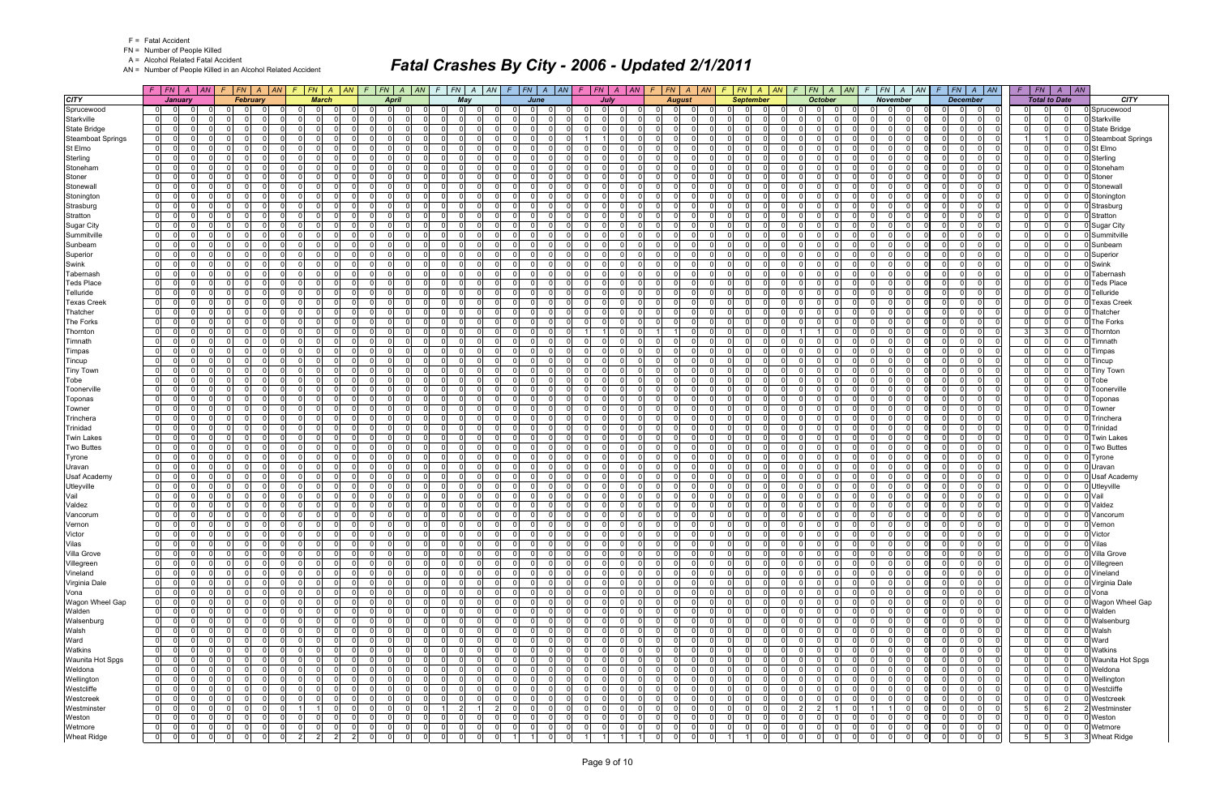F = Fatal Accident
FN = Number of People Killed
A = Alcohol Related Fatal Accident
AN = Number of People Killed in an Alcohol Related Accident

# Fatal Crashes By City - 2006 - Updated 2/1/2011

| CITY | January | | | | February | | | | March | | | | April | | | | May | | | | June | | | | July | | | | August | | | | September | | | | October | | | | November | | | | December | | | | Total to Date | | | | CITY |
|---|---|---|---|---|---|---|---|---|---|---|---|---|---|---|---|---|---|---|---|---|---|---|---|---|---|---|---|---|---|---|---|---|---|---|---|---|---|---|---|---|---|---|---|---|---|---|---|---|---|---|---|---|---|
| | F | FN | A | AN | F | FN | A | AN | F | FN | A | AN | F | FN | A | AN | F | FN | A | AN | F | FN | A | AN | F | FN | A | AN | F | FN | A | AN | F | FN | A | AN | F | FN | A | AN | F | FN | A | AN | F | FN | A | AN | F | FN | A | AN | |
| Sprucewood | 0 | 0 | 0 | 0 | 0 | 0 | 0 | 0 | 0 | 0 | 0 | 0 | 0 | 0 | 0 | 0 | 0 | 0 | 0 | 0 | 0 | 0 | 0 | 0 | 0 | 0 | 0 | 0 | 0 | 0 | 0 | 0 | 0 | 0 | 0 | 0 | 0 | 0 | 0 | 0 | 0 | 0 | 0 | 0 | 0 | 0 | 0 | 0 | 0 | 0 | 0 | 0 | Sprucewood |
| Starkville | 0 | 0 | 0 | 0 | 0 | 0 | 0 | 0 | 0 | 0 | 0 | 0 | 0 | 0 | 0 | 0 | 0 | 0 | 0 | 0 | 0 | 0 | 0 | 0 | 0 | 0 | 0 | 0 | 0 | 0 | 0 | 0 | 0 | 0 | 0 | 0 | 0 | 0 | 0 | 0 | 0 | 0 | 0 | 0 | 0 | 0 | 0 | 0 | 0 | 0 | 0 | 0 | Starkville |
| State Bridge | 0 | 0 | 0 | 0 | 0 | 0 | 0 | 0 | 0 | 0 | 0 | 0 | 0 | 0 | 0 | 0 | 0 | 0 | 0 | 0 | 0 | 0 | 0 | 0 | 0 | 0 | 0 | 0 | 0 | 0 | 0 | 0 | 0 | 0 | 0 | 0 | 0 | 0 | 0 | 0 | 0 | 0 | 0 | 0 | 0 | 0 | 0 | 0 | 0 | 0 | 0 | 0 | State Bridge |
| Steamboat Springs | 0 | 0 | 0 | 0 | 0 | 0 | 0 | 0 | 0 | 0 | 0 | 0 | 0 | 0 | 0 | 0 | 0 | 0 | 0 | 0 | 0 | 0 | 0 | 0 | 1 | 1 | 0 | 0 | 0 | 0 | 0 | 0 | 0 | 0 | 0 | 0 | 0 | 0 | 0 | 0 | 0 | 0 | 0 | 0 | 0 | 0 | 0 | 0 | 1 | 1 | 0 | 0 | Steamboat Springs |
| St Elmo | 0 | 0 | 0 | 0 | 0 | 0 | 0 | 0 | 0 | 0 | 0 | 0 | 0 | 0 | 0 | 0 | 0 | 0 | 0 | 0 | 0 | 0 | 0 | 0 | 0 | 0 | 0 | 0 | 0 | 0 | 0 | 0 | 0 | 0 | 0 | 0 | 0 | 0 | 0 | 0 | 0 | 0 | 0 | 0 | 0 | 0 | 0 | 0 | 0 | 0 | 0 | 0 | St Elmo |
| Sterling | 0 | 0 | 0 | 0 | 0 | 0 | 0 | 0 | 0 | 0 | 0 | 0 | 0 | 0 | 0 | 0 | 0 | 0 | 0 | 0 | 0 | 0 | 0 | 0 | 0 | 0 | 0 | 0 | 0 | 0 | 0 | 0 | 0 | 0 | 0 | 0 | 0 | 0 | 0 | 0 | 0 | 0 | 0 | 0 | 0 | 0 | 0 | 0 | 0 | 0 | 0 | 0 | Sterling |
| Stoneham | 0 | 0 | 0 | 0 | 0 | 0 | 0 | 0 | 0 | 0 | 0 | 0 | 0 | 0 | 0 | 0 | 0 | 0 | 0 | 0 | 0 | 0 | 0 | 0 | 0 | 0 | 0 | 0 | 0 | 0 | 0 | 0 | 0 | 0 | 0 | 0 | 0 | 0 | 0 | 0 | 0 | 0 | 0 | 0 | 0 | 0 | 0 | 0 | 0 | 0 | 0 | 0 | Stoneham |
| Stoner | 0 | 0 | 0 | 0 | 0 | 0 | 0 | 0 | 0 | 0 | 0 | 0 | 0 | 0 | 0 | 0 | 0 | 0 | 0 | 0 | 0 | 0 | 0 | 0 | 0 | 0 | 0 | 0 | 0 | 0 | 0 | 0 | 0 | 0 | 0 | 0 | 0 | 0 | 0 | 0 | 0 | 0 | 0 | 0 | 0 | 0 | 0 | 0 | 0 | 0 | 0 | 0 | Stoner |
| Stonewall | 0 | 0 | 0 | 0 | 0 | 0 | 0 | 0 | 0 | 0 | 0 | 0 | 0 | 0 | 0 | 0 | 0 | 0 | 0 | 0 | 0 | 0 | 0 | 0 | 0 | 0 | 0 | 0 | 0 | 0 | 0 | 0 | 0 | 0 | 0 | 0 | 0 | 0 | 0 | 0 | 0 | 0 | 0 | 0 | 0 | 0 | 0 | 0 | 0 | 0 | 0 | 0 | Stonewall |
| Stonington | 0 | 0 | 0 | 0 | 0 | 0 | 0 | 0 | 0 | 0 | 0 | 0 | 0 | 0 | 0 | 0 | 0 | 0 | 0 | 0 | 0 | 0 | 0 | 0 | 0 | 0 | 0 | 0 | 0 | 0 | 0 | 0 | 0 | 0 | 0 | 0 | 0 | 0 | 0 | 0 | 0 | 0 | 0 | 0 | 0 | 0 | 0 | 0 | 0 | 0 | 0 | 0 | Stonington |
| Strasburg | 0 | 0 | 0 | 0 | 0 | 0 | 0 | 0 | 0 | 0 | 0 | 0 | 0 | 0 | 0 | 0 | 0 | 0 | 0 | 0 | 0 | 0 | 0 | 0 | 0 | 0 | 0 | 0 | 0 | 0 | 0 | 0 | 0 | 0 | 0 | 0 | 0 | 0 | 0 | 0 | 0 | 0 | 0 | 0 | 0 | 0 | 0 | 0 | 0 | 0 | 0 | 0 | Strasburg |
| Stratton | 0 | 0 | 0 | 0 | 0 | 0 | 0 | 0 | 0 | 0 | 0 | 0 | 0 | 0 | 0 | 0 | 0 | 0 | 0 | 0 | 0 | 0 | 0 | 0 | 0 | 0 | 0 | 0 | 0 | 0 | 0 | 0 | 0 | 0 | 0 | 0 | 0 | 0 | 0 | 0 | 0 | 0 | 0 | 0 | 0 | 0 | 0 | 0 | 0 | 0 | 0 | 0 | Stratton |
| Sugar City | 0 | 0 | 0 | 0 | 0 | 0 | 0 | 0 | 0 | 0 | 0 | 0 | 0 | 0 | 0 | 0 | 0 | 0 | 0 | 0 | 0 | 0 | 0 | 0 | 0 | 0 | 0 | 0 | 0 | 0 | 0 | 0 | 0 | 0 | 0 | 0 | 0 | 0 | 0 | 0 | 0 | 0 | 0 | 0 | 0 | 0 | 0 | 0 | 0 | 0 | 0 | 0 | Sugar City |
| Summitville | 0 | 0 | 0 | 0 | 0 | 0 | 0 | 0 | 0 | 0 | 0 | 0 | 0 | 0 | 0 | 0 | 0 | 0 | 0 | 0 | 0 | 0 | 0 | 0 | 0 | 0 | 0 | 0 | 0 | 0 | 0 | 0 | 0 | 0 | 0 | 0 | 0 | 0 | 0 | 0 | 0 | 0 | 0 | 0 | 0 | 0 | 0 | 0 | 0 | 0 | 0 | 0 | Summitville |
| Sunbeam | 0 | 0 | 0 | 0 | 0 | 0 | 0 | 0 | 0 | 0 | 0 | 0 | 0 | 0 | 0 | 0 | 0 | 0 | 0 | 0 | 0 | 0 | 0 | 0 | 0 | 0 | 0 | 0 | 0 | 0 | 0 | 0 | 0 | 0 | 0 | 0 | 0 | 0 | 0 | 0 | 0 | 0 | 0 | 0 | 0 | 0 | 0 | 0 | 0 | 0 | 0 | 0 | Sunbeam |
| Superior | 0 | 0 | 0 | 0 | 0 | 0 | 0 | 0 | 0 | 0 | 0 | 0 | 0 | 0 | 0 | 0 | 0 | 0 | 0 | 0 | 0 | 0 | 0 | 0 | 0 | 0 | 0 | 0 | 0 | 0 | 0 | 0 | 0 | 0 | 0 | 0 | 0 | 0 | 0 | 0 | 0 | 0 | 0 | 0 | 0 | 0 | 0 | 0 | 0 | 0 | 0 | 0 | Superior |
| Swink | 0 | 0 | 0 | 0 | 0 | 0 | 0 | 0 | 0 | 0 | 0 | 0 | 0 | 0 | 0 | 0 | 0 | 0 | 0 | 0 | 0 | 0 | 0 | 0 | 0 | 0 | 0 | 0 | 0 | 0 | 0 | 0 | 0 | 0 | 0 | 0 | 0 | 0 | 0 | 0 | 0 | 0 | 0 | 0 | 0 | 0 | 0 | 0 | 0 | 0 | 0 | 0 | Swink |
| Tabernash | 0 | 0 | 0 | 0 | 0 | 0 | 0 | 0 | 0 | 0 | 0 | 0 | 0 | 0 | 0 | 0 | 0 | 0 | 0 | 0 | 0 | 0 | 0 | 0 | 0 | 0 | 0 | 0 | 0 | 0 | 0 | 0 | 0 | 0 | 0 | 0 | 0 | 0 | 0 | 0 | 0 | 0 | 0 | 0 | 0 | 0 | 0 | 0 | 0 | 0 | 0 | 0 | Tabernash |
| Teds Place | 0 | 0 | 0 | 0 | 0 | 0 | 0 | 0 | 0 | 0 | 0 | 0 | 0 | 0 | 0 | 0 | 0 | 0 | 0 | 0 | 0 | 0 | 0 | 0 | 0 | 0 | 0 | 0 | 0 | 0 | 0 | 0 | 0 | 0 | 0 | 0 | 0 | 0 | 0 | 0 | 0 | 0 | 0 | 0 | 0 | 0 | 0 | 0 | 0 | 0 | 0 | 0 | Teds Place |
| Telluride | 0 | 0 | 0 | 0 | 0 | 0 | 0 | 0 | 0 | 0 | 0 | 0 | 0 | 0 | 0 | 0 | 0 | 0 | 0 | 0 | 0 | 0 | 0 | 0 | 0 | 0 | 0 | 0 | 0 | 0 | 0 | 0 | 0 | 0 | 0 | 0 | 0 | 0 | 0 | 0 | 0 | 0 | 0 | 0 | 0 | 0 | 0 | 0 | 0 | 0 | 0 | 0 | Telluride |
| Texas Creek | 0 | 0 | 0 | 0 | 0 | 0 | 0 | 0 | 0 | 0 | 0 | 0 | 0 | 0 | 0 | 0 | 0 | 0 | 0 | 0 | 0 | 0 | 0 | 0 | 0 | 0 | 0 | 0 | 0 | 0 | 0 | 0 | 0 | 0 | 0 | 0 | 0 | 0 | 0 | 0 | 0 | 0 | 0 | 0 | 0 | 0 | 0 | 0 | 0 | 0 | 0 | 0 | Texas Creek |
| Thatcher | 0 | 0 | 0 | 0 | 0 | 0 | 0 | 0 | 0 | 0 | 0 | 0 | 0 | 0 | 0 | 0 | 0 | 0 | 0 | 0 | 0 | 0 | 0 | 0 | 0 | 0 | 0 | 0 | 0 | 0 | 0 | 0 | 0 | 0 | 0 | 0 | 0 | 0 | 0 | 0 | 0 | 0 | 0 | 0 | 0 | 0 | 0 | 0 | 0 | 0 | 0 | 0 | Thatcher |
| The Forks | 0 | 0 | 0 | 0 | 0 | 0 | 0 | 0 | 0 | 0 | 0 | 0 | 0 | 0 | 0 | 0 | 0 | 0 | 0 | 0 | 0 | 0 | 0 | 0 | 0 | 0 | 0 | 0 | 0 | 0 | 0 | 0 | 0 | 0 | 0 | 0 | 0 | 0 | 0 | 0 | 0 | 0 | 0 | 0 | 0 | 0 | 0 | 0 | 0 | 0 | 0 | 0 | The Forks |
| Thornton | 0 | 0 | 0 | 0 | 0 | 0 | 0 | 0 | 0 | 0 | 0 | 0 | 0 | 0 | 0 | 0 | 0 | 0 | 0 | 0 | 0 | 0 | 0 | 0 | 1 | 1 | 0 | 0 | 1 | 1 | 0 | 0 | 0 | 0 | 0 | 0 | 1 | 1 | 0 | 0 | 0 | 0 | 0 | 0 | 0 | 0 | 0 | 0 | 3 | 3 | 0 | 0 | Thornton |
| Timnath | 0 | 0 | 0 | 0 | 0 | 0 | 0 | 0 | 0 | 0 | 0 | 0 | 0 | 0 | 0 | 0 | 0 | 0 | 0 | 0 | 0 | 0 | 0 | 0 | 0 | 0 | 0 | 0 | 0 | 0 | 0 | 0 | 0 | 0 | 0 | 0 | 0 | 0 | 0 | 0 | 0 | 0 | 0 | 0 | 0 | 0 | 0 | 0 | 0 | 0 | 0 | 0 | Timnath |
| Timpas | 0 | 0 | 0 | 0 | 0 | 0 | 0 | 0 | 0 | 0 | 0 | 0 | 0 | 0 | 0 | 0 | 0 | 0 | 0 | 0 | 0 | 0 | 0 | 0 | 0 | 0 | 0 | 0 | 0 | 0 | 0 | 0 | 0 | 0 | 0 | 0 | 0 | 0 | 0 | 0 | 0 | 0 | 0 | 0 | 0 | 0 | 0 | 0 | 0 | 0 | 0 | 0 | Timpas |
| Tincup | 0 | 0 | 0 | 0 | 0 | 0 | 0 | 0 | 0 | 0 | 0 | 0 | 0 | 0 | 0 | 0 | 0 | 0 | 0 | 0 | 0 | 0 | 0 | 0 | 0 | 0 | 0 | 0 | 0 | 0 | 0 | 0 | 0 | 0 | 0 | 0 | 0 | 0 | 0 | 0 | 0 | 0 | 0 | 0 | 0 | 0 | 0 | 0 | 0 | 0 | 0 | 0 | Tincup |
| Tiny Town | 0 | 0 | 0 | 0 | 0 | 0 | 0 | 0 | 0 | 0 | 0 | 0 | 0 | 0 | 0 | 0 | 0 | 0 | 0 | 0 | 0 | 0 | 0 | 0 | 0 | 0 | 0 | 0 | 0 | 0 | 0 | 0 | 0 | 0 | 0 | 0 | 0 | 0 | 0 | 0 | 0 | 0 | 0 | 0 | 0 | 0 | 0 | 0 | 0 | 0 | 0 | 0 | Tiny Town |
| Tobe | 0 | 0 | 0 | 0 | 0 | 0 | 0 | 0 | 0 | 0 | 0 | 0 | 0 | 0 | 0 | 0 | 0 | 0 | 0 | 0 | 0 | 0 | 0 | 0 | 0 | 0 | 0 | 0 | 0 | 0 | 0 | 0 | 0 | 0 | 0 | 0 | 0 | 0 | 0 | 0 | 0 | 0 | 0 | 0 | 0 | 0 | 0 | 0 | 0 | 0 | 0 | 0 | Tobe |
| Toonerville | 0 | 0 | 0 | 0 | 0 | 0 | 0 | 0 | 0 | 0 | 0 | 0 | 0 | 0 | 0 | 0 | 0 | 0 | 0 | 0 | 0 | 0 | 0 | 0 | 0 | 0 | 0 | 0 | 0 | 0 | 0 | 0 | 0 | 0 | 0 | 0 | 0 | 0 | 0 | 0 | 0 | 0 | 0 | 0 | 0 | 0 | 0 | 0 | 0 | 0 | 0 | 0 | Toonerville |
| Toponas | 0 | 0 | 0 | 0 | 0 | 0 | 0 | 0 | 0 | 0 | 0 | 0 | 0 | 0 | 0 | 0 | 0 | 0 | 0 | 0 | 0 | 0 | 0 | 0 | 0 | 0 | 0 | 0 | 0 | 0 | 0 | 0 | 0 | 0 | 0 | 0 | 0 | 0 | 0 | 0 | 0 | 0 | 0 | 0 | 0 | 0 | 0 | 0 | 0 | 0 | 0 | 0 | Toponas |
| Towner | 0 | 0 | 0 | 0 | 0 | 0 | 0 | 0 | 0 | 0 | 0 | 0 | 0 | 0 | 0 | 0 | 0 | 0 | 0 | 0 | 0 | 0 | 0 | 0 | 0 | 0 | 0 | 0 | 0 | 0 | 0 | 0 | 0 | 0 | 0 | 0 | 0 | 0 | 0 | 0 | 0 | 0 | 0 | 0 | 0 | 0 | 0 | 0 | 0 | 0 | 0 | 0 | Towner |
| Trinchera | 0 | 0 | 0 | 0 | 0 | 0 | 0 | 0 | 0 | 0 | 0 | 0 | 0 | 0 | 0 | 0 | 0 | 0 | 0 | 0 | 0 | 0 | 0 | 0 | 0 | 0 | 0 | 0 | 0 | 0 | 0 | 0 | 0 | 0 | 0 | 0 | 0 | 0 | 0 | 0 | 0 | 0 | 0 | 0 | 0 | 0 | 0 | 0 | 0 | 0 | 0 | 0 | Trinchera |
| Trinidad | 0 | 0 | 0 | 0 | 0 | 0 | 0 | 0 | 0 | 0 | 0 | 0 | 0 | 0 | 0 | 0 | 0 | 0 | 0 | 0 | 0 | 0 | 0 | 0 | 0 | 0 | 0 | 0 | 0 | 0 | 0 | 0 | 0 | 0 | 0 | 0 | 0 | 0 | 0 | 0 | 0 | 0 | 0 | 0 | 0 | 0 | 0 | 0 | 0 | 0 | 0 | 0 | Trinidad |
| Twin Lakes | 0 | 0 | 0 | 0 | 0 | 0 | 0 | 0 | 0 | 0 | 0 | 0 | 0 | 0 | 0 | 0 | 0 | 0 | 0 | 0 | 0 | 0 | 0 | 0 | 0 | 0 | 0 | 0 | 0 | 0 | 0 | 0 | 0 | 0 | 0 | 0 | 0 | 0 | 0 | 0 | 0 | 0 | 0 | 0 | 0 | 0 | 0 | 0 | 0 | 0 | 0 | 0 | Twin Lakes |
| Two Buttes | 0 | 0 | 0 | 0 | 0 | 0 | 0 | 0 | 0 | 0 | 0 | 0 | 0 | 0 | 0 | 0 | 0 | 0 | 0 | 0 | 0 | 0 | 0 | 0 | 0 | 0 | 0 | 0 | 0 | 0 | 0 | 0 | 0 | 0 | 0 | 0 | 0 | 0 | 0 | 0 | 0 | 0 | 0 | 0 | 0 | 0 | 0 | 0 | 0 | 0 | 0 | 0 | Two Buttes |
| Tyrone | 0 | 0 | 0 | 0 | 0 | 0 | 0 | 0 | 0 | 0 | 0 | 0 | 0 | 0 | 0 | 0 | 0 | 0 | 0 | 0 | 0 | 0 | 0 | 0 | 0 | 0 | 0 | 0 | 0 | 0 | 0 | 0 | 0 | 0 | 0 | 0 | 0 | 0 | 0 | 0 | 0 | 0 | 0 | 0 | 0 | 0 | 0 | 0 | 0 | 0 | 0 | 0 | Tyrone |
| Uravan | 0 | 0 | 0 | 0 | 0 | 0 | 0 | 0 | 0 | 0 | 0 | 0 | 0 | 0 | 0 | 0 | 0 | 0 | 0 | 0 | 0 | 0 | 0 | 0 | 0 | 0 | 0 | 0 | 0 | 0 | 0 | 0 | 0 | 0 | 0 | 0 | 0 | 0 | 0 | 0 | 0 | 0 | 0 | 0 | 0 | 0 | 0 | 0 | 0 | 0 | 0 | 0 | Uravan |
| Usaf Academy | 0 | 0 | 0 | 0 | 0 | 0 | 0 | 0 | 0 | 0 | 0 | 0 | 0 | 0 | 0 | 0 | 0 | 0 | 0 | 0 | 0 | 0 | 0 | 0 | 0 | 0 | 0 | 0 | 0 | 0 | 0 | 0 | 0 | 0 | 0 | 0 | 0 | 0 | 0 | 0 | 0 | 0 | 0 | 0 | 0 | 0 | 0 | 0 | 0 | 0 | 0 | 0 | Usaf Academy |
| Utleyville | 0 | 0 | 0 | 0 | 0 | 0 | 0 | 0 | 0 | 0 | 0 | 0 | 0 | 0 | 0 | 0 | 0 | 0 | 0 | 0 | 0 | 0 | 0 | 0 | 0 | 0 | 0 | 0 | 0 | 0 | 0 | 0 | 0 | 0 | 0 | 0 | 0 | 0 | 0 | 0 | 0 | 0 | 0 | 0 | 0 | 0 | 0 | 0 | 0 | 0 | 0 | 0 | Utleyville |
| Vail | 0 | 0 | 0 | 0 | 0 | 0 | 0 | 0 | 0 | 0 | 0 | 0 | 0 | 0 | 0 | 0 | 0 | 0 | 0 | 0 | 0 | 0 | 0 | 0 | 0 | 0 | 0 | 0 | 0 | 0 | 0 | 0 | 0 | 0 | 0 | 0 | 0 | 0 | 0 | 0 | 0 | 0 | 0 | 0 | 0 | 0 | 0 | 0 | 0 | 0 | 0 | 0 | Vail |
| Valdez | 0 | 0 | 0 | 0 | 0 | 0 | 0 | 0 | 0 | 0 | 0 | 0 | 0 | 0 | 0 | 0 | 0 | 0 | 0 | 0 | 0 | 0 | 0 | 0 | 0 | 0 | 0 | 0 | 0 | 0 | 0 | 0 | 0 | 0 | 0 | 0 | 0 | 0 | 0 | 0 | 0 | 0 | 0 | 0 | 0 | 0 | 0 | 0 | 0 | 0 | 0 | 0 | Valdez |
| Vancorum | 0 | 0 | 0 | 0 | 0 | 0 | 0 | 0 | 0 | 0 | 0 | 0 | 0 | 0 | 0 | 0 | 0 | 0 | 0 | 0 | 0 | 0 | 0 | 0 | 0 | 0 | 0 | 0 | 0 | 0 | 0 | 0 | 0 | 0 | 0 | 0 | 0 | 0 | 0 | 0 | 0 | 0 | 0 | 0 | 0 | 0 | 0 | 0 | 0 | 0 | 0 | 0 | Vancorum |
| Vernon | 0 | 0 | 0 | 0 | 0 | 0 | 0 | 0 | 0 | 0 | 0 | 0 | 0 | 0 | 0 | 0 | 0 | 0 | 0 | 0 | 0 | 0 | 0 | 0 | 0 | 0 | 0 | 0 | 0 | 0 | 0 | 0 | 0 | 0 | 0 | 0 | 0 | 0 | 0 | 0 | 0 | 0 | 0 | 0 | 0 | 0 | 0 | 0 | 0 | 0 | 0 | 0 | Vernon |
| Victor | 0 | 0 | 0 | 0 | 0 | 0 | 0 | 0 | 0 | 0 | 0 | 0 | 0 | 0 | 0 | 0 | 0 | 0 | 0 | 0 | 0 | 0 | 0 | 0 | 0 | 0 | 0 | 0 | 0 | 0 | 0 | 0 | 0 | 0 | 0 | 0 | 0 | 0 | 0 | 0 | 0 | 0 | 0 | 0 | 0 | 0 | 0 | 0 | 0 | 0 | 0 | 0 | Victor |
| Vilas | 0 | 0 | 0 | 0 | 0 | 0 | 0 | 0 | 0 | 0 | 0 | 0 | 0 | 0 | 0 | 0 | 0 | 0 | 0 | 0 | 0 | 0 | 0 | 0 | 0 | 0 | 0 | 0 | 0 | 0 | 0 | 0 | 0 | 0 | 0 | 0 | 0 | 0 | 0 | 0 | 0 | 0 | 0 | 0 | 0 | 0 | 0 | 0 | 0 | 0 | 0 | 0 | Vilas |
| Villa Grove | 0 | 0 | 0 | 0 | 0 | 0 | 0 | 0 | 0 | 0 | 0 | 0 | 0 | 0 | 0 | 0 | 0 | 0 | 0 | 0 | 0 | 0 | 0 | 0 | 0 | 0 | 0 | 0 | 0 | 0 | 0 | 0 | 0 | 0 | 0 | 0 | 0 | 0 | 0 | 0 | 0 | 0 | 0 | 0 | 0 | 0 | 0 | 0 | 0 | 0 | 0 | 0 | Villa Grove |
| Villegreen | 0 | 0 | 0 | 0 | 0 | 0 | 0 | 0 | 0 | 0 | 0 | 0 | 0 | 0 | 0 | 0 | 0 | 0 | 0 | 0 | 0 | 0 | 0 | 0 | 0 | 0 | 0 | 0 | 0 | 0 | 0 | 0 | 0 | 0 | 0 | 0 | 0 | 0 | 0 | 0 | 0 | 0 | 0 | 0 | 0 | 0 | 0 | 0 | 0 | 0 | 0 | 0 | Villegreen |
| Vineland | 0 | 0 | 0 | 0 | 0 | 0 | 0 | 0 | 0 | 0 | 0 | 0 | 0 | 0 | 0 | 0 | 0 | 0 | 0 | 0 | 0 | 0 | 0 | 0 | 0 | 0 | 0 | 0 | 0 | 0 | 0 | 0 | 0 | 0 | 0 | 0 | 0 | 0 | 0 | 0 | 0 | 0 | 0 | 0 | 0 | 0 | 0 | 0 | 0 | 0 | 0 | 0 | Vineland |
| Virginia Dale | 0 | 0 | 0 | 0 | 0 | 0 | 0 | 0 | 0 | 0 | 0 | 0 | 0 | 0 | 0 | 0 | 0 | 0 | 0 | 0 | 0 | 0 | 0 | 0 | 0 | 0 | 0 | 0 | 0 | 0 | 0 | 0 | 0 | 0 | 0 | 0 | 0 | 0 | 0 | 0 | 0 | 0 | 0 | 0 | 0 | 0 | 0 | 0 | 0 | 0 | 0 | 0 | Virginia Dale |
| Vona | 0 | 0 | 0 | 0 | 0 | 0 | 0 | 0 | 0 | 0 | 0 | 0 | 0 | 0 | 0 | 0 | 0 | 0 | 0 | 0 | 0 | 0 | 0 | 0 | 0 | 0 | 0 | 0 | 0 | 0 | 0 | 0 | 0 | 0 | 0 | 0 | 0 | 0 | 0 | 0 | 0 | 0 | 0 | 0 | 0 | 0 | 0 | 0 | 0 | 0 | 0 | 0 | Vona |
| Wagon Wheel Gap | 0 | 0 | 0 | 0 | 0 | 0 | 0 | 0 | 0 | 0 | 0 | 0 | 0 | 0 | 0 | 0 | 0 | 0 | 0 | 0 | 0 | 0 | 0 | 0 | 0 | 0 | 0 | 0 | 0 | 0 | 0 | 0 | 0 | 0 | 0 | 0 | 0 | 0 | 0 | 0 | 0 | 0 | 0 | 0 | 0 | 0 | 0 | 0 | 0 | 0 | 0 | 0 | Wagon Wheel Gap |
| Walden | 0 | 0 | 0 | 0 | 0 | 0 | 0 | 0 | 0 | 0 | 0 | 0 | 0 | 0 | 0 | 0 | 0 | 0 | 0 | 0 | 0 | 0 | 0 | 0 | 0 | 0 | 0 | 0 | 0 | 0 | 0 | 0 | 0 | 0 | 0 | 0 | 0 | 0 | 0 | 0 | 0 | 0 | 0 | 0 | 0 | 0 | 0 | 0 | 0 | 0 | 0 | 0 | Walden |
| Walsenburg | 0 | 0 | 0 | 0 | 0 | 0 | 0 | 0 | 0 | 0 | 0 | 0 | 0 | 0 | 0 | 0 | 0 | 0 | 0 | 0 | 0 | 0 | 0 | 0 | 0 | 0 | 0 | 0 | 0 | 0 | 0 | 0 | 0 | 0 | 0 | 0 | 0 | 0 | 0 | 0 | 0 | 0 | 0 | 0 | 0 | 0 | 0 | 0 | 0 | 0 | 0 | 0 | Walsenburg |
| Walsh | 0 | 0 | 0 | 0 | 0 | 0 | 0 | 0 | 0 | 0 | 0 | 0 | 0 | 0 | 0 | 0 | 0 | 0 | 0 | 0 | 0 | 0 | 0 | 0 | 0 | 0 | 0 | 0 | 0 | 0 | 0 | 0 | 0 | 0 | 0 | 0 | 0 | 0 | 0 | 0 | 0 | 0 | 0 | 0 | 0 | 0 | 0 | 0 | 0 | 0 | 0 | 0 | Walsh |
| Ward | 0 | 0 | 0 | 0 | 0 | 0 | 0 | 0 | 0 | 0 | 0 | 0 | 0 | 0 | 0 | 0 | 0 | 0 | 0 | 0 | 0 | 0 | 0 | 0 | 0 | 0 | 0 | 0 | 0 | 0 | 0 | 0 | 0 | 0 | 0 | 0 | 0 | 0 | 0 | 0 | 0 | 0 | 0 | 0 | 0 | 0 | 0 | 0 | 0 | 0 | 0 | 0 | Ward |
| Watkins | 0 | 0 | 0 | 0 | 0 | 0 | 0 | 0 | 0 | 0 | 0 | 0 | 0 | 0 | 0 | 0 | 0 | 0 | 0 | 0 | 0 | 0 | 0 | 0 | 0 | 0 | 0 | 0 | 0 | 0 | 0 | 0 | 0 | 0 | 0 | 0 | 0 | 0 | 0 | 0 | 0 | 0 | 0 | 0 | 0 | 0 | 0 | 0 | 0 | 0 | 0 | 0 | Watkins |
| Waunita Hot Spgs | 0 | 0 | 0 | 0 | 0 | 0 | 0 | 0 | 0 | 0 | 0 | 0 | 0 | 0 | 0 | 0 | 0 | 0 | 0 | 0 | 0 | 0 | 0 | 0 | 0 | 0 | 0 | 0 | 0 | 0 | 0 | 0 | 0 | 0 | 0 | 0 | 0 | 0 | 0 | 0 | 0 | 0 | 0 | 0 | 0 | 0 | 0 | 0 | 0 | 0 | 0 | 0 | Waunita Hot Spgs |
| Weldona | 0 | 0 | 0 | 0 | 0 | 0 | 0 | 0 | 0 | 0 | 0 | 0 | 0 | 0 | 0 | 0 | 0 | 0 | 0 | 0 | 0 | 0 | 0 | 0 | 0 | 0 | 0 | 0 | 0 | 0 | 0 | 0 | 0 | 0 | 0 | 0 | 0 | 0 | 0 | 0 | 0 | 0 | 0 | 0 | 0 | 0 | 0 | 0 | 0 | 0 | 0 | 0 | Weldona |
| Wellington | 0 | 0 | 0 | 0 | 0 | 0 | 0 | 0 | 0 | 0 | 0 | 0 | 0 | 0 | 0 | 0 | 0 | 0 | 0 | 0 | 0 | 0 | 0 | 0 | 0 | 0 | 0 | 0 | 0 | 0 | 0 | 0 | 0 | 0 | 0 | 0 | 0 | 0 | 0 | 0 | 0 | 0 | 0 | 0 | 0 | 0 | 0 | 0 | 0 | 0 | 0 | 0 | Wellington |
| Westcliffe | 0 | 0 | 0 | 0 | 0 | 0 | 0 | 0 | 0 | 0 | 0 | 0 | 0 | 0 | 0 | 0 | 0 | 0 | 0 | 0 | 0 | 0 | 0 | 0 | 0 | 0 | 0 | 0 | 0 | 0 | 0 | 0 | 0 | 0 | 0 | 0 | 0 | 0 | 0 | 0 | 0 | 0 | 0 | 0 | 0 | 0 | 0 | 0 | 0 | 0 | 0 | 0 | Westcliffe |
| Westcreek | 0 | 0 | 0 | 0 | 0 | 0 | 0 | 0 | 0 | 0 | 0 | 0 | 0 | 0 | 0 | 0 | 0 | 0 | 0 | 0 | 0 | 0 | 0 | 0 | 0 | 0 | 0 | 0 | 0 | 0 | 0 | 0 | 0 | 0 | 0 | 0 | 0 | 0 | 0 | 0 | 0 | 0 | 0 | 0 | 0 | 0 | 0 | 0 | 0 | 0 | 0 | 0 | Westcreek |
| Westminster | 0 | 0 | 0 | 0 | 0 | 0 | 0 | 0 | 1 | 1 | 0 | 0 | 0 | 0 | 0 | 0 | 1 | 2 | 1 | 2 | 0 | 0 | 0 | 0 | 0 | 0 | 0 | 0 | 0 | 0 | 0 | 0 | 0 | 0 | 0 | 0 | 2 | 2 | 1 | 0 | 1 | 1 | 0 | 0 | 0 | 0 | 0 | 0 | 5 | 6 | 2 | 2 | Westminster |
| Weston | 0 | 0 | 0 | 0 | 0 | 0 | 0 | 0 | 0 | 0 | 0 | 0 | 0 | 0 | 0 | 0 | 0 | 0 | 0 | 0 | 0 | 0 | 0 | 0 | 0 | 0 | 0 | 0 | 0 | 0 | 0 | 0 | 0 | 0 | 0 | 0 | 0 | 0 | 0 | 0 | 0 | 0 | 0 | 0 | 0 | 0 | 0 | 0 | 0 | 0 | 0 | 0 | Weston |
| Wetmore | 0 | 0 | 0 | 0 | 0 | 0 | 0 | 0 | 0 | 0 | 0 | 0 | 0 | 0 | 0 | 0 | 0 | 0 | 0 | 0 | 0 | 0 | 0 | 0 | 0 | 0 | 0 | 0 | 0 | 0 | 0 | 0 | 0 | 0 | 0 | 0 | 0 | 0 | 0 | 0 | 0 | 0 | 0 | 0 | 0 | 0 | 0 | 0 | 0 | 0 | 0 | 0 | Wetmore |
| Wheat Ridge | 0 | 0 | 0 | 0 | 0 | 0 | 0 | 0 | 2 | 2 | 2 | 2 | 0 | 0 | 0 | 0 | 0 | 0 | 0 | 0 | 1 | 1 | 0 | 0 | 1 | 1 | 1 | 1 | 0 | 0 | 0 | 0 | 1 | 1 | 0 | 0 | 0 | 0 | 0 | 0 | 0 | 0 | 0 | 0 | 0 | 0 | 0 | 0 | 5 | 5 | 3 | 3 | Wheat Ridge |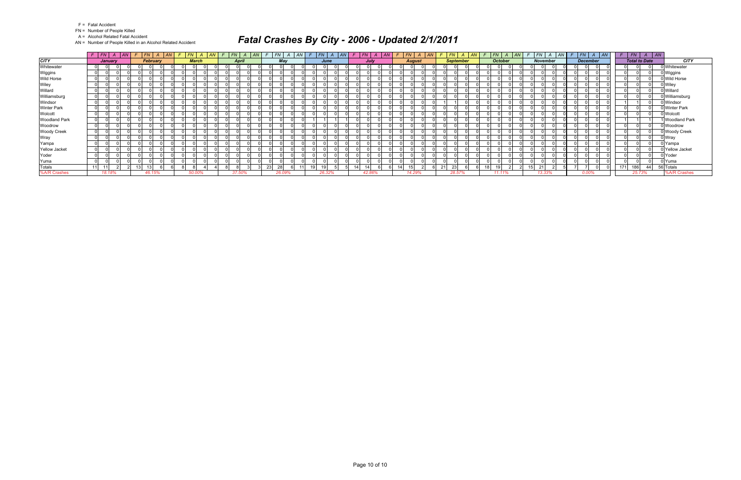F = Fatal Accident
FN = Number of People Killed
A = Alcohol Related Fatal Accident
AN = Number of People Killed in an Alcohol Related Accident

# Fatal Crashes By City - 2006 - Updated 2/1/2011

| CITY | January | | | | February | | | | March | | | | April | | | | May | | | | June | | | | July | | | | August | | | | September | | | | October | | | | November | | | | December | | | | Total to Date | | | | CITY |
|---|---|---|---|---|---|---|---|---|---|---|---|---|---|---|---|---|---|---|---|---|---|---|---|---|---|---|---|---|---|---|---|---|---|---|---|---|---|---|---|---|---|---|---|---|---|---|---|---|---|---|---|---|---|
| | F | FN | A | AN | F | FN | A | AN | F | FN | A | AN | F | FN | A | AN | F | FN | A | AN | F | FN | A | AN | F | FN | A | AN | F | FN | A | AN | F | FN | A | AN | F | FN | A | AN | F | FN | A | AN | F | FN | A | AN | F | FN | A | AN | |
| Whitewater | 0 | 0 | 0 | 0 | 0 | 0 | 0 | 0 | 0 | 0 | 0 | 0 | 0 | 0 | 0 | 0 | 0 | 0 | 0 | 0 | 0 | 0 | 0 | 0 | 0 | 0 | 0 | 0 | 0 | 0 | 0 | 0 | 0 | 0 | 0 | 0 | 0 | 0 | 0 | 0 | 0 | 0 | 0 | 0 | 0 | 0 | 0 | 0 | 0 | 0 | 0 | 0 | Whitewater |
| Wiggins | 0 | 0 | 0 | 0 | 0 | 0 | 0 | 0 | 0 | 0 | 0 | 0 | 0 | 0 | 0 | 0 | 0 | 0 | 0 | 0 | 0 | 0 | 0 | 0 | 0 | 0 | 0 | 0 | 0 | 0 | 0 | 0 | 0 | 0 | 0 | 0 | 0 | 0 | 0 | 0 | 0 | 0 | 0 | 0 | 0 | 0 | 0 | 0 | 0 | 0 | 0 | 0 | Wiggins |
| Wild Horse | 0 | 0 | 0 | 0 | 0 | 0 | 0 | 0 | 0 | 0 | 0 | 0 | 0 | 0 | 0 | 0 | 0 | 0 | 0 | 0 | 0 | 0 | 0 | 0 | 0 | 0 | 0 | 0 | 0 | 0 | 0 | 0 | 0 | 0 | 0 | 0 | 0 | 0 | 0 | 0 | 0 | 0 | 0 | 0 | 0 | 0 | 0 | 0 | 0 | 0 | 0 | 0 | Wild Horse |
| Wiley | 0 | 0 | 0 | 0 | 0 | 0 | 0 | 0 | 0 | 0 | 0 | 0 | 0 | 0 | 0 | 0 | 0 | 0 | 0 | 0 | 0 | 0 | 0 | 0 | 0 | 0 | 0 | 0 | 0 | 0 | 0 | 0 | 0 | 0 | 0 | 0 | 0 | 0 | 0 | 0 | 0 | 0 | 0 | 0 | 0 | 0 | 0 | 0 | 0 | 0 | 0 | 0 | Wiley |
| Willard | 0 | 0 | 0 | 0 | 0 | 0 | 0 | 0 | 0 | 0 | 0 | 0 | 0 | 0 | 0 | 0 | 0 | 0 | 0 | 0 | 0 | 0 | 0 | 0 | 0 | 0 | 0 | 0 | 0 | 0 | 0 | 0 | 0 | 0 | 0 | 0 | 0 | 0 | 0 | 0 | 0 | 0 | 0 | 0 | 0 | 0 | 0 | 0 | 0 | 0 | 0 | 0 | Willard |
| Williamsburg | 0 | 0 | 0 | 0 | 0 | 0 | 0 | 0 | 0 | 0 | 0 | 0 | 0 | 0 | 0 | 0 | 0 | 0 | 0 | 0 | 0 | 0 | 0 | 0 | 0 | 0 | 0 | 0 | 0 | 0 | 0 | 0 | 0 | 0 | 0 | 0 | 0 | 0 | 0 | 0 | 0 | 0 | 0 | 0 | 0 | 0 | 0 | 0 | 0 | 0 | 0 | 0 | Williamsburg |
| Windsor | 0 | 0 | 0 | 0 | 0 | 0 | 0 | 0 | 0 | 0 | 0 | 0 | 0 | 0 | 0 | 0 | 0 | 0 | 0 | 0 | 0 | 0 | 0 | 0 | 0 | 0 | 0 | 0 | 0 | 0 | 0 | 0 | 1 | 1 | 0 | 0 | 0 | 0 | 0 | 0 | 0 | 0 | 0 | 0 | 0 | 0 | 0 | 0 | 1 | 1 | 0 | 0 | Windsor |
| Winter Park | 0 | 0 | 0 | 0 | 0 | 0 | 0 | 0 | 0 | 0 | 0 | 0 | 0 | 0 | 0 | 0 | 0 | 0 | 0 | 0 | 0 | 0 | 0 | 0 | 0 | 0 | 0 | 0 | 0 | 0 | 0 | 0 | 0 | 0 | 0 | 0 | 0 | 0 | 0 | 0 | 0 | 0 | 0 | 0 | 0 | 0 | 0 | 0 | 0 | 0 | 0 | 0 | Winter Park |
| Wolcott | 0 | 0 | 0 | 0 | 0 | 0 | 0 | 0 | 0 | 0 | 0 | 0 | 0 | 0 | 0 | 0 | 0 | 0 | 0 | 0 | 0 | 0 | 0 | 0 | 0 | 0 | 0 | 0 | 0 | 0 | 0 | 0 | 0 | 0 | 0 | 0 | 0 | 0 | 0 | 0 | 0 | 0 | 0 | 0 | 0 | 0 | 0 | 0 | 0 | 0 | 0 | 0 | Wolcott |
| Woodland Park | 0 | 0 | 0 | 0 | 0 | 0 | 0 | 0 | 0 | 0 | 0 | 0 | 0 | 0 | 0 | 0 | 0 | 0 | 0 | 0 | 1 | 1 | 1 | 1 | 0 | 0 | 0 | 0 | 0 | 0 | 0 | 0 | 0 | 0 | 0 | 0 | 0 | 0 | 0 | 0 | 0 | 0 | 0 | 0 | 0 | 0 | 0 | 0 | 1 | 1 | 1 | 1 | Woodland Park |
| Woodrow | 0 | 0 | 0 | 0 | 0 | 0 | 0 | 0 | 0 | 0 | 0 | 0 | 0 | 0 | 0 | 0 | 0 | 0 | 0 | 0 | 0 | 0 | 0 | 0 | 0 | 0 | 0 | 0 | 0 | 0 | 0 | 0 | 0 | 0 | 0 | 0 | 0 | 0 | 0 | 0 | 0 | 0 | 0 | 0 | 0 | 0 | 0 | 0 | 0 | 0 | 0 | 0 | Woodrow |
| Woody Creek | 0 | 0 | 0 | 0 | 0 | 0 | 0 | 0 | 0 | 0 | 0 | 0 | 0 | 0 | 0 | 0 | 0 | 0 | 0 | 0 | 0 | 0 | 0 | 0 | 0 | 0 | 0 | 0 | 0 | 0 | 0 | 0 | 0 | 0 | 0 | 0 | 0 | 0 | 0 | 0 | 0 | 0 | 0 | 0 | 0 | 0 | 0 | 0 | 0 | 0 | 0 | 0 | Woody Creek |
| Wray | 0 | 0 | 0 | 0 | 0 | 0 | 0 | 0 | 0 | 0 | 0 | 0 | 0 | 0 | 0 | 0 | 0 | 0 | 0 | 0 | 0 | 0 | 0 | 0 | 0 | 0 | 0 | 0 | 0 | 0 | 0 | 0 | 0 | 0 | 0 | 0 | 0 | 0 | 0 | 0 | 0 | 0 | 0 | 0 | 0 | 0 | 0 | 0 | 0 | 0 | 0 | 0 | Wray |
| Yampa | 0 | 0 | 0 | 0 | 0 | 0 | 0 | 0 | 0 | 0 | 0 | 0 | 0 | 0 | 0 | 0 | 0 | 0 | 0 | 0 | 0 | 0 | 0 | 0 | 0 | 0 | 0 | 0 | 0 | 0 | 0 | 0 | 0 | 0 | 0 | 0 | 0 | 0 | 0 | 0 | 0 | 0 | 0 | 0 | 0 | 0 | 0 | 0 | 0 | 0 | 0 | 0 | Yampa |
| Yellow Jacket | 0 | 0 | 0 | 0 | 0 | 0 | 0 | 0 | 0 | 0 | 0 | 0 | 0 | 0 | 0 | 0 | 0 | 0 | 0 | 0 | 0 | 0 | 0 | 0 | 0 | 0 | 0 | 0 | 0 | 0 | 0 | 0 | 0 | 0 | 0 | 0 | 0 | 0 | 0 | 0 | 0 | 0 | 0 | 0 | 0 | 0 | 0 | 0 | 0 | 0 | 0 | 0 | Yellow Jacket |
| Yoder | 0 | 0 | 0 | 0 | 0 | 0 | 0 | 0 | 0 | 0 | 0 | 0 | 0 | 0 | 0 | 0 | 0 | 0 | 0 | 0 | 0 | 0 | 0 | 0 | 0 | 0 | 0 | 0 | 0 | 0 | 0 | 0 | 0 | 0 | 0 | 0 | 0 | 0 | 0 | 0 | 0 | 0 | 0 | 0 | 0 | 0 | 0 | 0 | 0 | 0 | 0 | 0 | Yoder |
| Yuma | 0 | 0 | 0 | 0 | 0 | 0 | 0 | 0 | 0 | 0 | 0 | 0 | 0 | 0 | 0 | 0 | 0 | 0 | 0 | 0 | 0 | 0 | 0 | 0 | 0 | 0 | 0 | 0 | 0 | 0 | 0 | 0 | 0 | 0 | 0 | 0 | 0 | 0 | 0 | 0 | 0 | 0 | 0 | 0 | 0 | 0 | 0 | 0 | 0 | 0 | 0 | 0 | Yuma |
| Totals | 11 | 11 | 2 | 2 | 13 | 13 | 6 | 6 | 8 | 8 | 4 | 4 | 8 | 8 | 3 | 3 | 23 | 28 | 6 | 11 | 19 | 19 | 5 | 5 | 14 | 14 | 6 | 6 | 14 | 15 | 2 | 6 | 21 | 23 | 6 | 6 | 18 | 19 | 2 | 2 | 15 | 21 | 2 | 5 | 7 | 7 | 0 | 0 | 171 | 186 | 44 | 56 | Totals |
| %A/R Crashes | 18.18% | | | | 46.15% | | | | 50.00% | | | | 37.50% | | | | 26.09% | | | | 26.32% | | | | 42.86% | | | | 14.29% | | | | 28.57% | | | | 11.11% | | | | 13.33% | | | | 0.00% | | | | 25.73% | | | | %A/R Crashes |